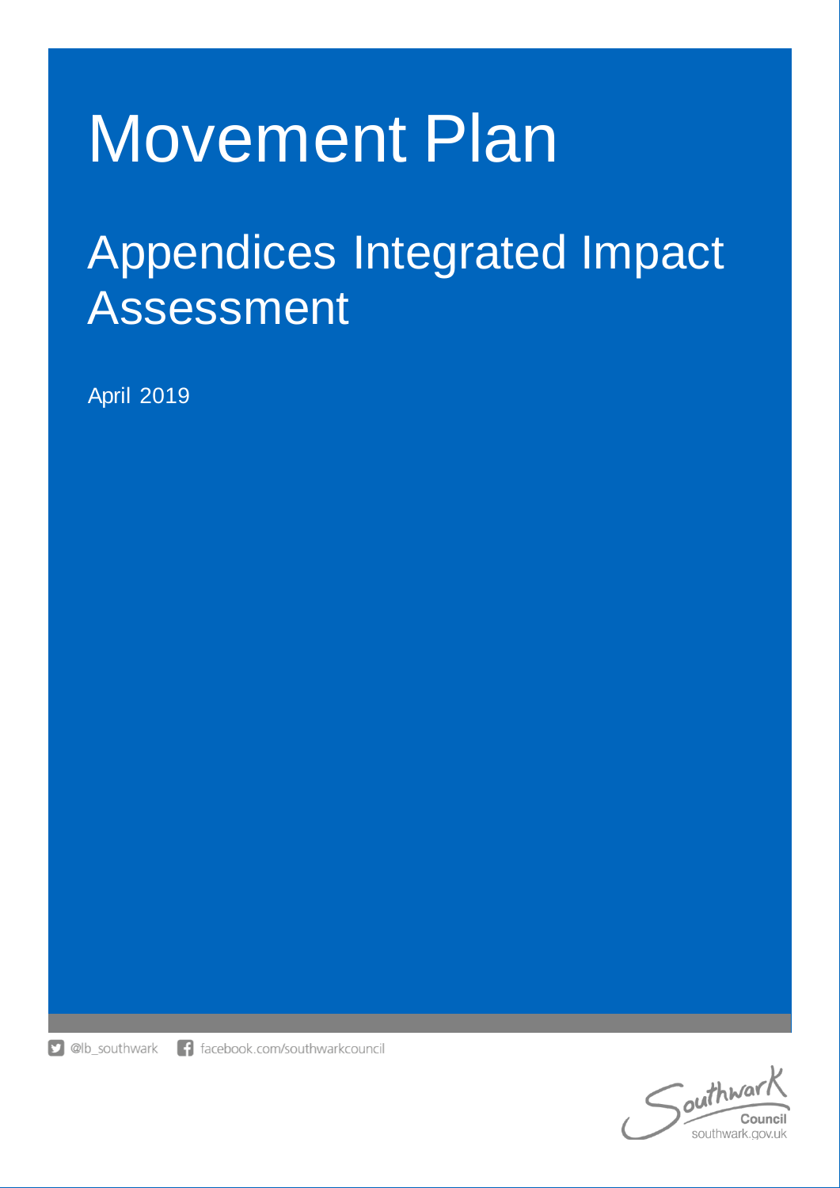# Movement Plan

## Appendices Integrated Impact Assessment

April 2019

@lb_southwark facebook.com/southwarkcouncil

Southwark Council
southwark.gov.uk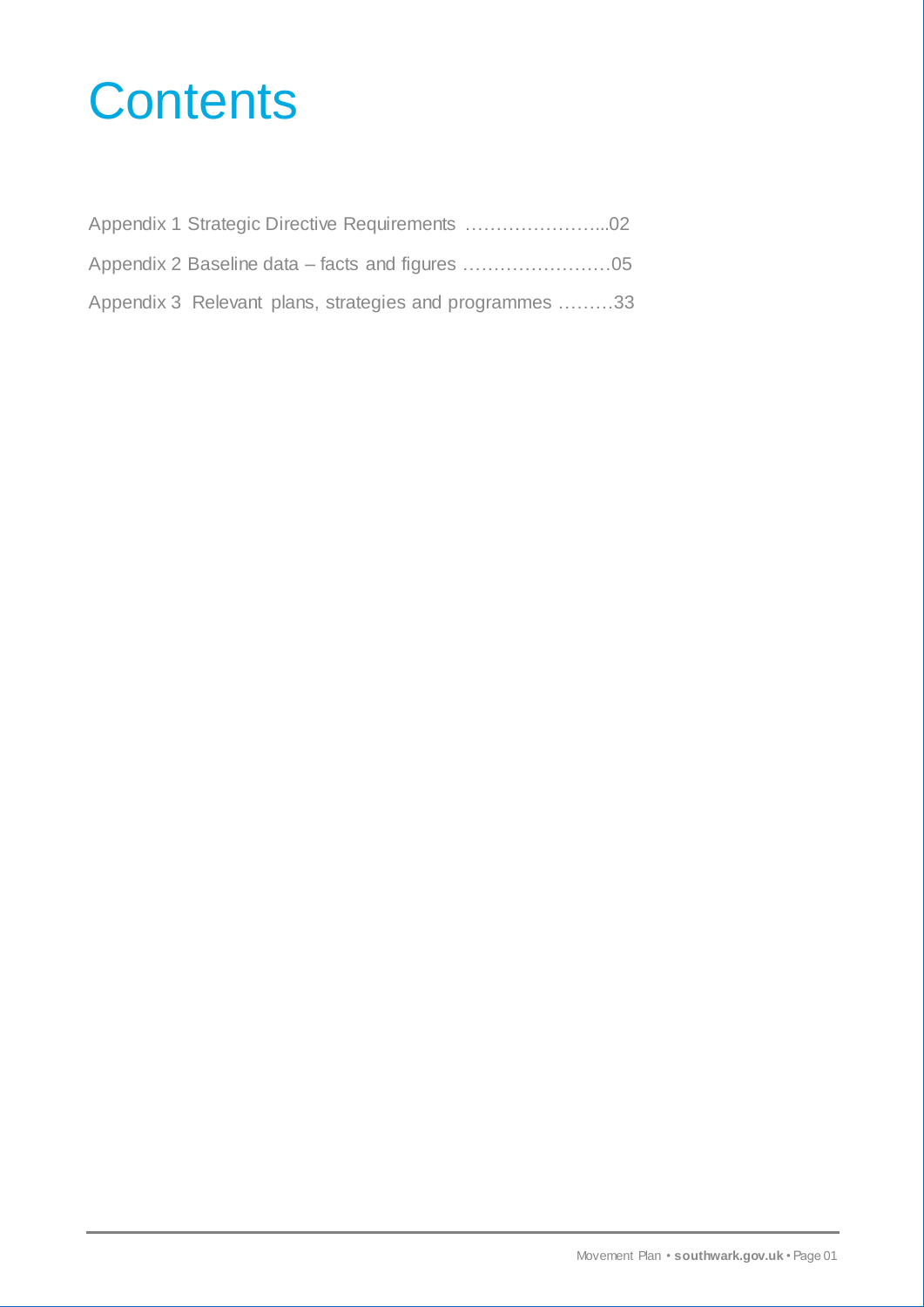# Contents

Appendix 1 Strategic Directive Requirements …………………...02

Appendix 2 Baseline data – facts and figures ……………………05

Appendix 3 Relevant plans, strategies and programmes ………33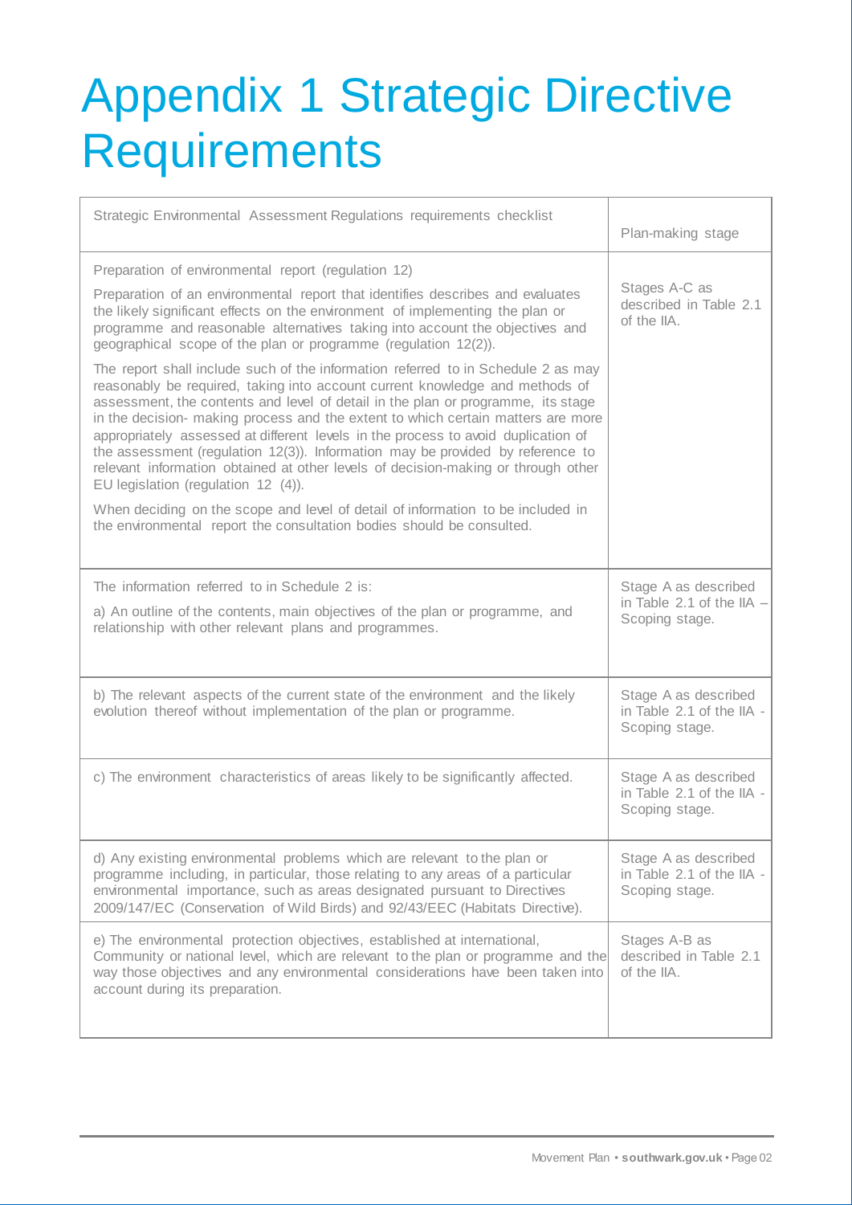# Appendix 1 Strategic Directive Requirements

| Strategic Environmental Assessment Regulations requirements checklist | Plan-making stage |
| --- | --- |
| Preparation of environmental report (regulation 12)<br><br>Preparation of an environmental report that identifies describes and evaluates the likely significant effects on the environment of implementing the plan or programme and reasonable alternatives taking into account the objectives and geographical scope of the plan or programme (regulation 12(2)).<br><br>The report shall include such of the information referred to in Schedule 2 as may reasonably be required, taking into account current knowledge and methods of assessment, the contents and level of detail in the plan or programme, its stage in the decision- making process and the extent to which certain matters are more appropriately assessed at different levels in the process to avoid duplication of the assessment (regulation 12(3)). Information may be provided by reference to relevant information obtained at other levels of decision-making or through other EU legislation (regulation 12 (4)).<br><br>When deciding on the scope and level of detail of information to be included in the environmental report the consultation bodies should be consulted. | Stages A-C as described in Table 2.1 of the IIA. |
| The information referred to in Schedule 2 is:<br><br>a) An outline of the contents, main objectives of the plan or programme, and relationship with other relevant plans and programmes. | Stage A as described in Table 2.1 of the IIA – Scoping stage. |
| b) The relevant aspects of the current state of the environment and the likely evolution thereof without implementation of the plan or programme. | Stage A as described in Table 2.1 of the IIA - Scoping stage. |
| c) The environment characteristics of areas likely to be significantly affected. | Stage A as described in Table 2.1 of the IIA - Scoping stage. |
| d) Any existing environmental problems which are relevant to the plan or programme including, in particular, those relating to any areas of a particular environmental importance, such as areas designated pursuant to Directives 2009/147/EC (Conservation of Wild Birds) and 92/43/EEC (Habitats Directive). | Stage A as described in Table 2.1 of the IIA - Scoping stage. |
| e) The environmental protection objectives, established at international, Community or national level, which are relevant to the plan or programme and the way those objectives and any environmental considerations have been taken into account during its preparation. | Stages A-B as described in Table 2.1 of the IIA. |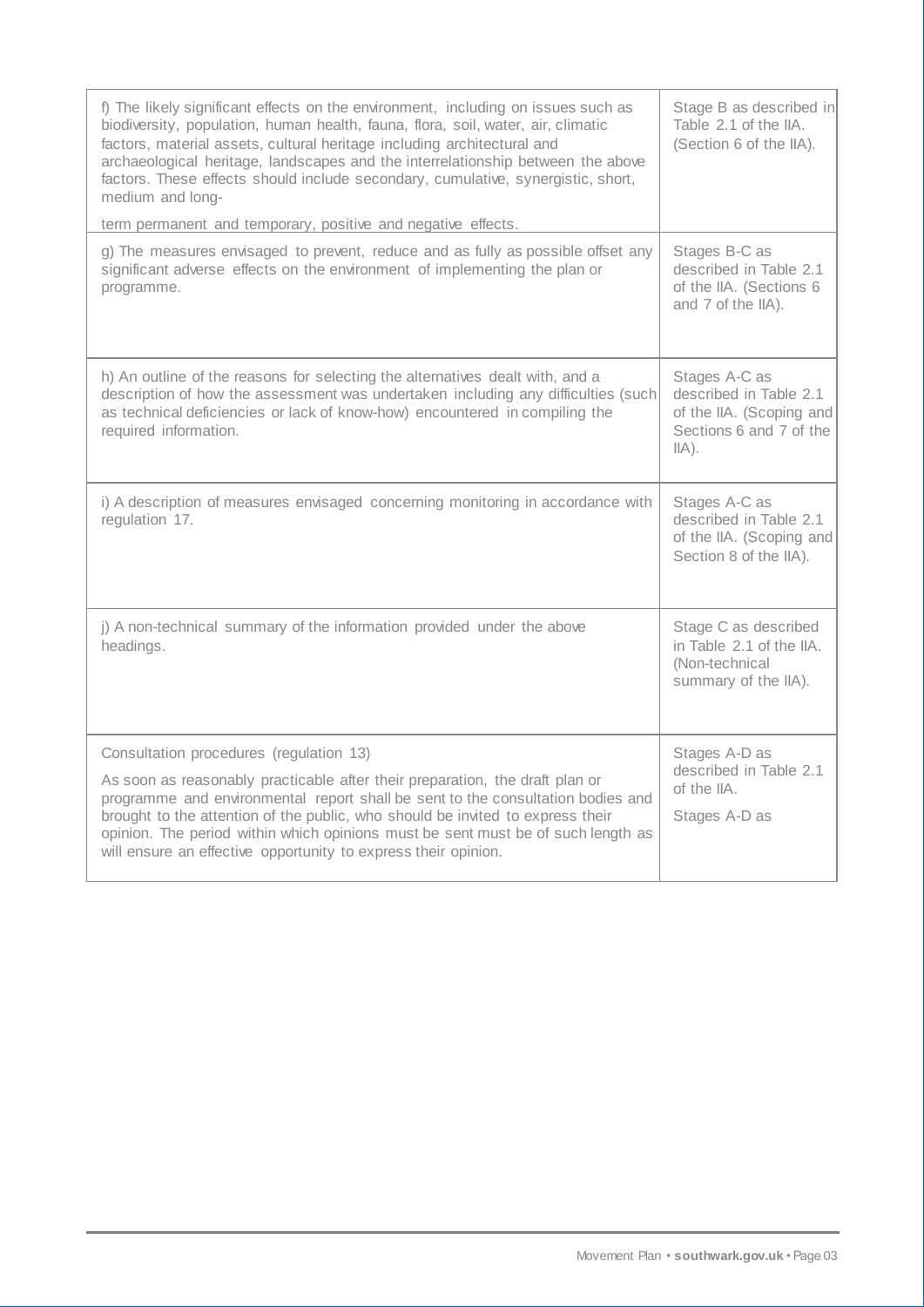| | |
|---|---|
| f) The likely significant effects on the environment, including on issues such as biodiversity, population, human health, fauna, flora, soil, water, air, climatic factors, material assets, cultural heritage including architectural and archaeological heritage, landscapes and the interrelationship between the above factors. These effects should include secondary, cumulative, synergistic, short, medium and long-<br><br>term permanent and temporary, positive and negative effects. | Stage B as described in Table 2.1 of the IIA. (Section 6 of the IIA). |
| g) The measures envisaged to prevent, reduce and as fully as possible offset any significant adverse effects on the environment of implementing the plan or programme. | Stages B-C as described in Table 2.1 of the IIA. (Sections 6 and 7 of the IIA). |
| h) An outline of the reasons for selecting the alternatives dealt with, and a description of how the assessment was undertaken including any difficulties (such as technical deficiencies or lack of know-how) encountered in compiling the required information. | Stages A-C as described in Table 2.1 of the IIA. (Scoping and Sections 6 and 7 of the IIA). |
| i) A description of measures envisaged concerning monitoring in accordance with regulation 17. | Stages A-C as described in Table 2.1 of the IIA. (Scoping and Section 8 of the IIA). |
| j) A non-technical summary of the information provided under the above headings. | Stage C as described in Table 2.1 of the IIA. (Non-technical summary of the IIA). |
| Consultation procedures (regulation 13)<br><br>As soon as reasonably practicable after their preparation, the draft plan or programme and environmental report shall be sent to the consultation bodies and brought to the attention of the public, who should be invited to express their opinion. The period within which opinions must be sent must be of such length as will ensure an effective opportunity to express their opinion. | Stages A-D as described in Table 2.1 of the IIA.<br><br>Stages A-D as |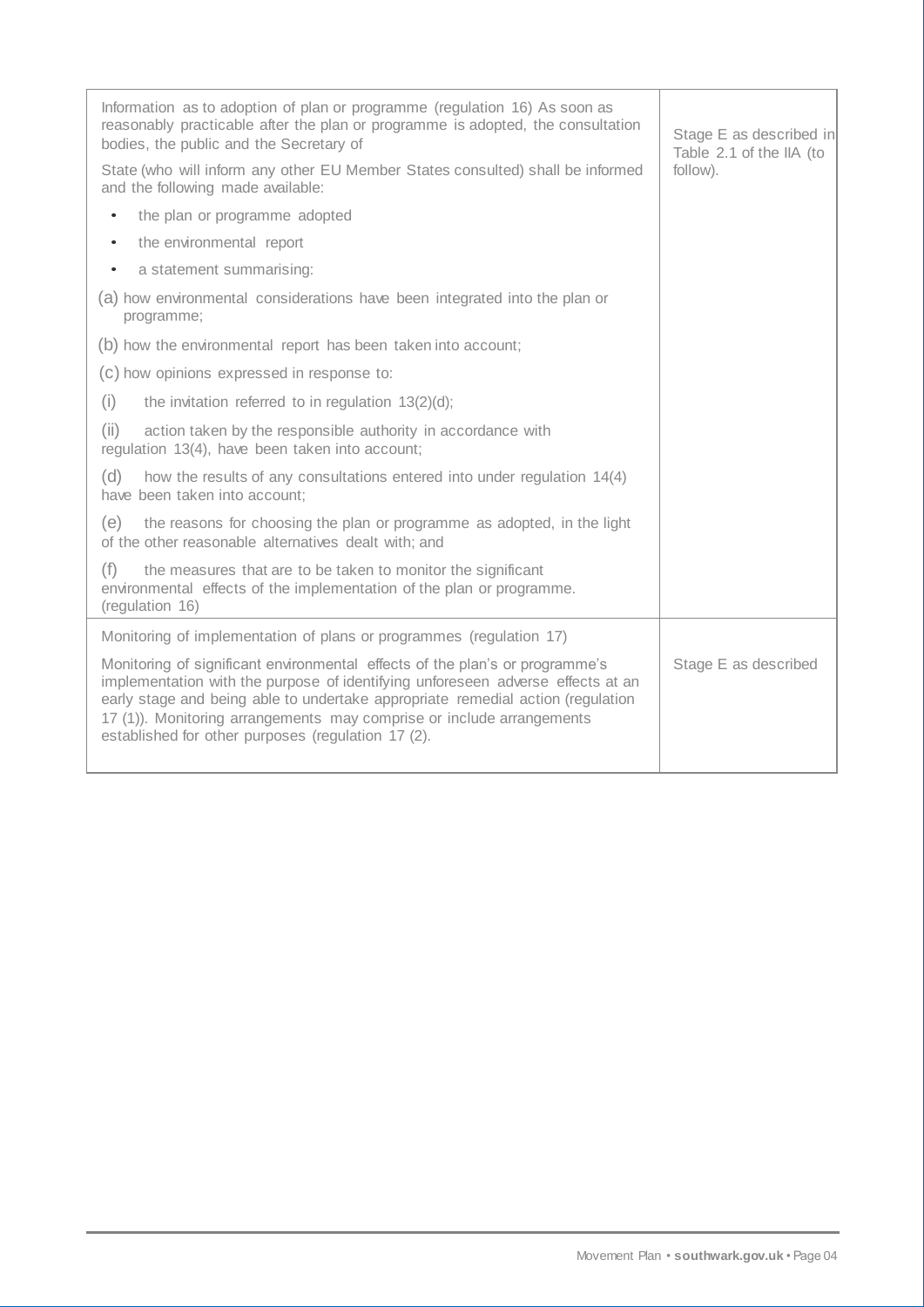| | |
|---|---|
| Information as to adoption of plan or programme (regulation 16) As soon as reasonably practicable after the plan or programme is adopted, the consultation bodies, the public and the Secretary of<br><br>State (who will inform any other EU Member States consulted) shall be informed and the following made available:<br><br>• the plan or programme adopted<br>• the environmental report<br>• a statement summarising:<br><br>(a) how environmental considerations have been integrated into the plan or programme;<br><br>(b) how the environmental report has been taken into account;<br><br>(c) how opinions expressed in response to:<br><br>(i) the invitation referred to in regulation 13(2)(d);<br><br>(ii) action taken by the responsible authority in accordance with regulation 13(4), have been taken into account;<br><br>(d) how the results of any consultations entered into under regulation 14(4) have been taken into account;<br><br>(e) the reasons for choosing the plan or programme as adopted, in the light of the other reasonable alternatives dealt with; and<br><br>(f) the measures that are to be taken to monitor the significant environmental effects of the implementation of the plan or programme. (regulation 16) | Stage E as described in Table 2.1 of the IIA (to follow). |
| Monitoring of implementation of plans or programmes (regulation 17)<br><br>Monitoring of significant environmental effects of the plan's or programme's implementation with the purpose of identifying unforeseen adverse effects at an early stage and being able to undertake appropriate remedial action (regulation 17 (1)). Monitoring arrangements may comprise or include arrangements established for other purposes (regulation 17 (2). | Stage E as described |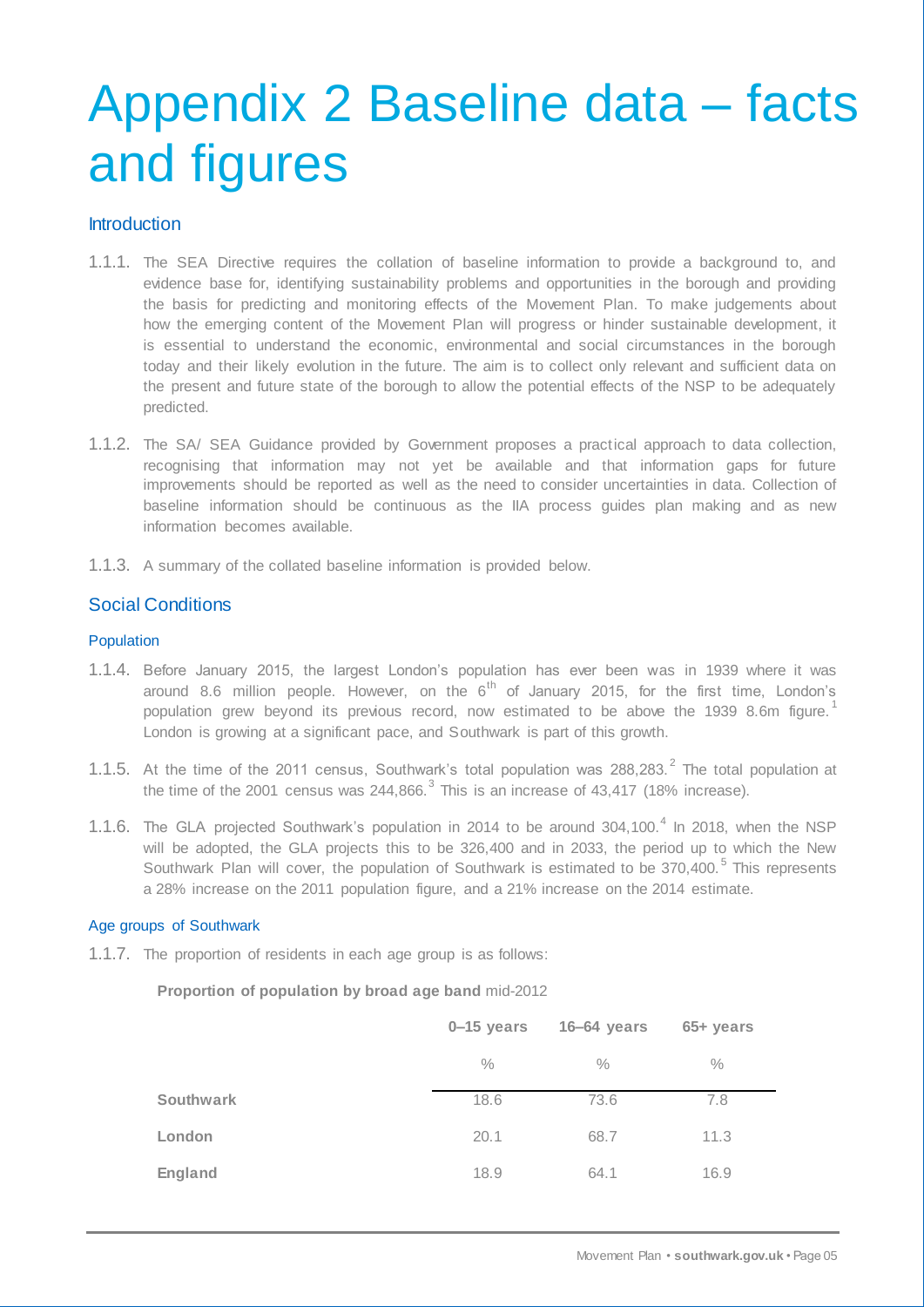# Appendix 2 Baseline data – facts and figures

## Introduction

1.1.1. The SEA Directive requires the collation of baseline information to provide a background to, and evidence base for, identifying sustainability problems and opportunities in the borough and providing the basis for predicting and monitoring effects of the Movement Plan. To make judgements about how the emerging content of the Movement Plan will progress or hinder sustainable development, it is essential to understand the economic, environmental and social circumstances in the borough today and their likely evolution in the future. The aim is to collect only relevant and sufficient data on the present and future state of the borough to allow the potential effects of the NSP to be adequately predicted.

1.1.2. The SA/ SEA Guidance provided by Government proposes a practical approach to data collection, recognising that information may not yet be available and that information gaps for future improvements should be reported as well as the need to consider uncertainties in data. Collection of baseline information should be continuous as the IIA process guides plan making and as new information becomes available.

1.1.3. A summary of the collated baseline information is provided below.

## Social Conditions

### Population

1.1.4. Before January 2015, the largest London's population has ever been was in 1939 where it was around 8.6 million people. However, on the 6th of January 2015, for the first time, London's population grew beyond its previous record, now estimated to be above the 1939 8.6m figure.[1] London is growing at a significant pace, and Southwark is part of this growth.

1.1.5. At the time of the 2011 census, Southwark's total population was 288,283.[2] The total population at the time of the 2001 census was 244,866.[3] This is an increase of 43,417 (18% increase).

1.1.6. The GLA projected Southwark's population in 2014 to be around 304,100.[4] In 2018, when the NSP will be adopted, the GLA projects this to be 326,400 and in 2033, the period up to which the New Southwark Plan will cover, the population of Southwark is estimated to be 370,400.[5] This represents a 28% increase on the 2011 population figure, and a 21% increase on the 2014 estimate.

### Age groups of Southwark

1.1.7. The proportion of residents in each age group is as follows:

**Proportion of population by broad age band** mid-2012

| | 0–15 years | 16–64 years | 65+ years |
|---|---|---|---|
| | % | % | % |
| **Southwark** | 18.6 | 73.6 | 7.8 |
| **London** | 20.1 | 68.7 | 11.3 |
| **England** | 18.9 | 64.1 | 16.9 |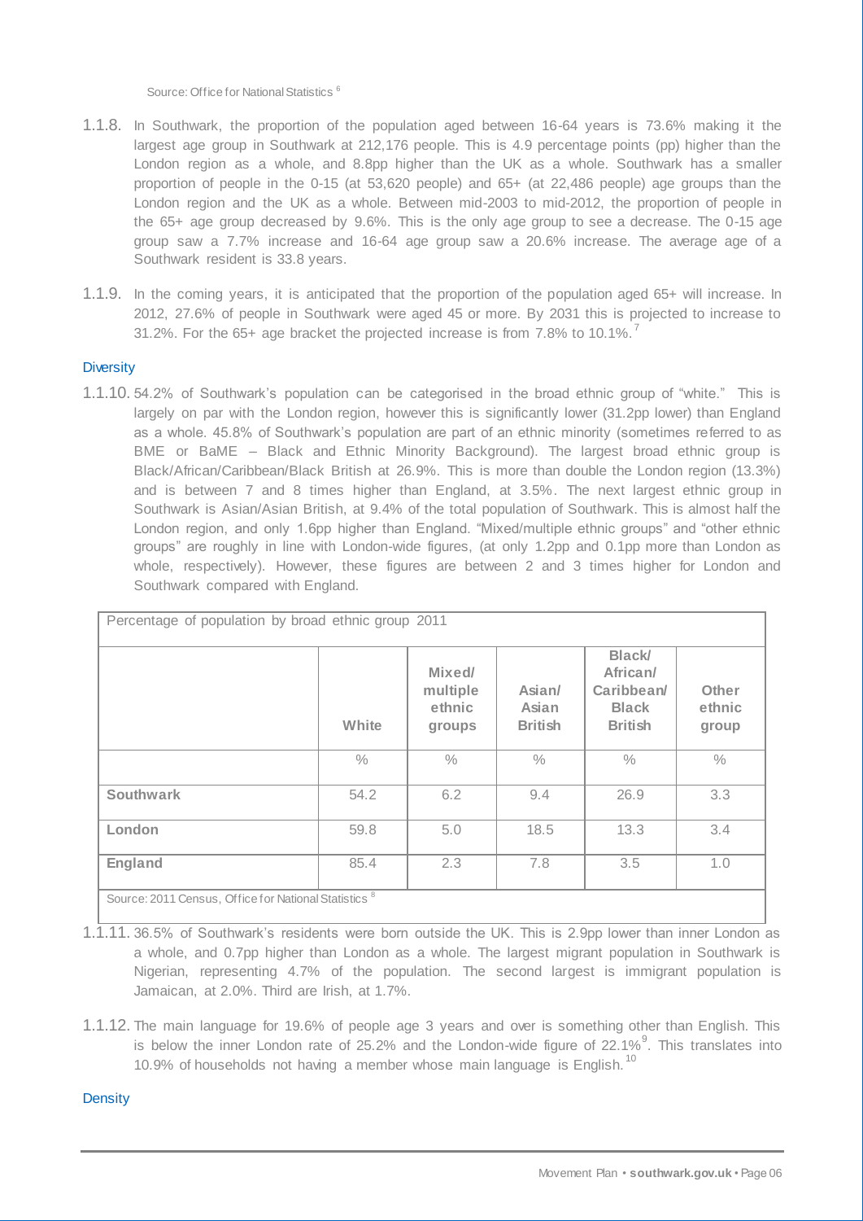Source: Office for National Statistics [6]

1.1.8. In Southwark, the proportion of the population aged between 16-64 years is 73.6% making it the largest age group in Southwark at 212,176 people. This is 4.9 percentage points (pp) higher than the London region as a whole, and 8.8pp higher than the UK as a whole. Southwark has a smaller proportion of people in the 0-15 (at 53,620 people) and 65+ (at 22,486 people) age groups than the London region and the UK as a whole. Between mid-2003 to mid-2012, the proportion of people in the 65+ age group decreased by 9.6%. This is the only age group to see a decrease. The 0-15 age group saw a 7.7% increase and 16-64 age group saw a 20.6% increase. The average age of a Southwark resident is 33.8 years.

1.1.9. In the coming years, it is anticipated that the proportion of the population aged 65+ will increase. In 2012, 27.6% of people in Southwark were aged 45 or more. By 2031 this is projected to increase to 31.2%. For the 65+ age bracket the projected increase is from 7.8% to 10.1%.[7]

### Diversity

1.1.10. 54.2% of Southwark's population can be categorised in the broad ethnic group of "white." This is largely on par with the London region, however this is significantly lower (31.2pp lower) than England as a whole. 45.8% of Southwark's population are part of an ethnic minority (sometimes referred to as BME or BaME – Black and Ethnic Minority Background). The largest broad ethnic group is Black/African/Caribbean/Black British at 26.9%. This is more than double the London region (13.3%) and is between 7 and 8 times higher than England, at 3.5%. The next largest ethnic group in Southwark is Asian/Asian British, at 9.4% of the total population of Southwark. This is almost half the London region, and only 1.6pp higher than England. "Mixed/multiple ethnic groups" and "other ethnic groups" are roughly in line with London-wide figures, (at only 1.2pp and 0.1pp more than London as whole, respectively). However, these figures are between 2 and 3 times higher for London and Southwark compared with England.

Percentage of population by broad ethnic group 2011

| | White | Mixed/ multiple ethnic groups | Asian/ Asian British | Black/ African/ Caribbean/ Black British | Other ethnic group |
|---|---|---|---|---|---|
| | % | % | % | % | % |
| **Southwark** | 54.2 | 6.2 | 9.4 | 26.9 | 3.3 |
| **London** | 59.8 | 5.0 | 18.5 | 13.3 | 3.4 |
| **England** | 85.4 | 2.3 | 7.8 | 3.5 | 1.0 |

Source: 2011 Census, Office for National Statistics [8]

1.1.11. 36.5% of Southwark's residents were born outside the UK. This is 2.9pp lower than inner London as a whole, and 0.7pp higher than London as a whole. The largest migrant population in Southwark is Nigerian, representing 4.7% of the population. The second largest is immigrant population is Jamaican, at 2.0%. Third are Irish, at 1.7%.

1.1.12. The main language for 19.6% of people age 3 years and over is something other than English. This is below the inner London rate of 25.2% and the London-wide figure of 22.1%[9]. This translates into 10.9% of households not having a member whose main language is English.[10]

### Density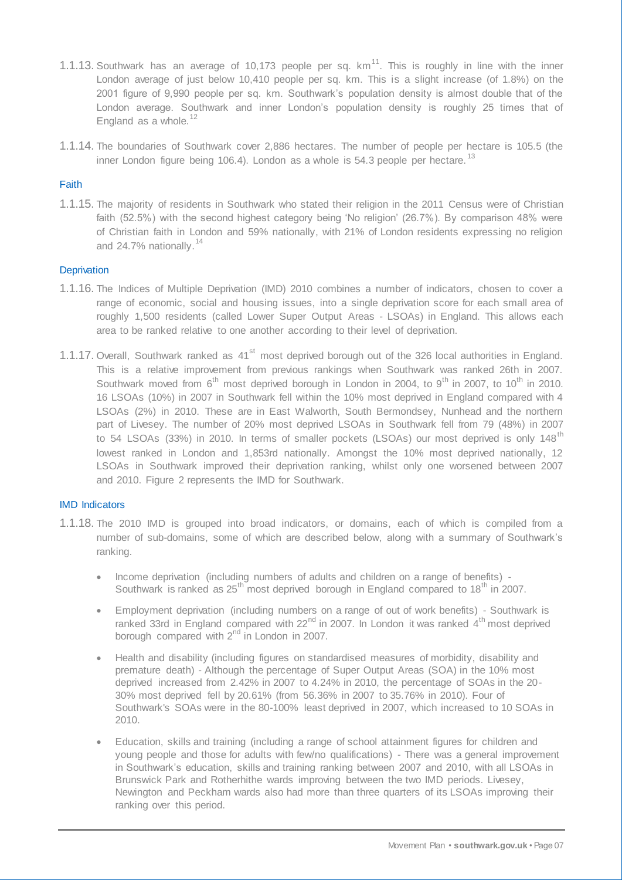1.1.13. Southwark has an average of 10,173 people per sq. km[11]. This is roughly in line with the inner London average of just below 10,410 people per sq. km. This is a slight increase (of 1.8%) on the 2001 figure of 9,990 people per sq. km. Southwark's population density is almost double that of the London average. Southwark and inner London's population density is roughly 25 times that of England as a whole.[12]

1.1.14. The boundaries of Southwark cover 2,886 hectares. The number of people per hectare is 105.5 (the inner London figure being 106.4). London as a whole is 54.3 people per hectare.[13]

### Faith

1.1.15. The majority of residents in Southwark who stated their religion in the 2011 Census were of Christian faith (52.5%) with the second highest category being 'No religion' (26.7%). By comparison 48% were of Christian faith in London and 59% nationally, with 21% of London residents expressing no religion and 24.7% nationally.[14]

### Deprivation

1.1.16. The Indices of Multiple Deprivation (IMD) 2010 combines a number of indicators, chosen to cover a range of economic, social and housing issues, into a single deprivation score for each small area of roughly 1,500 residents (called Lower Super Output Areas - LSOAs) in England. This allows each area to be ranked relative to one another according to their level of deprivation.

1.1.17. Overall, Southwark ranked as 41st most deprived borough out of the 326 local authorities in England. This is a relative improvement from previous rankings when Southwark was ranked 26th in 2007. Southwark moved from 6th most deprived borough in London in 2004, to 9th in 2007, to 10th in 2010. 16 LSOAs (10%) in 2007 in Southwark fell within the 10% most deprived in England compared with 4 LSOAs (2%) in 2010. These are in East Walworth, South Bermondsey, Nunhead and the northern part of Livesey. The number of 20% most deprived LSOAs in Southwark fell from 79 (48%) in 2007 to 54 LSOAs (33%) in 2010. In terms of smaller pockets (LSOAs) our most deprived is only 148th lowest ranked in London and 1,853rd nationally. Amongst the 10% most deprived nationally, 12 LSOAs in Southwark improved their deprivation ranking, whilst only one worsened between 2007 and 2010. Figure 2 represents the IMD for Southwark.

### IMD Indicators

1.1.18. The 2010 IMD is grouped into broad indicators, or domains, each of which is compiled from a number of sub-domains, some of which are described below, along with a summary of Southwark's ranking.

- Income deprivation (including numbers of adults and children on a range of benefits) - Southwark is ranked as 25th most deprived borough in England compared to 18th in 2007.
- Employment deprivation (including numbers on a range of out of work benefits) - Southwark is ranked 33rd in England compared with 22nd in 2007. In London it was ranked 4th most deprived borough compared with 2nd in London in 2007.
- Health and disability (including figures on standardised measures of morbidity, disability and premature death) - Although the percentage of Super Output Areas (SOA) in the 10% most deprived increased from 2.42% in 2007 to 4.24% in 2010, the percentage of SOAs in the 20-30% most deprived fell by 20.61% (from 56.36% in 2007 to 35.76% in 2010). Four of Southwark's SOAs were in the 80-100% least deprived in 2007, which increased to 10 SOAs in 2010.
- Education, skills and training (including a range of school attainment figures for children and young people and those for adults with few/no qualifications) - There was a general improvement in Southwark's education, skills and training ranking between 2007 and 2010, with all LSOAs in Brunswick Park and Rotherhithe wards improving between the two IMD periods. Livesey, Newington and Peckham wards also had more than three quarters of its LSOAs improving their ranking over this period.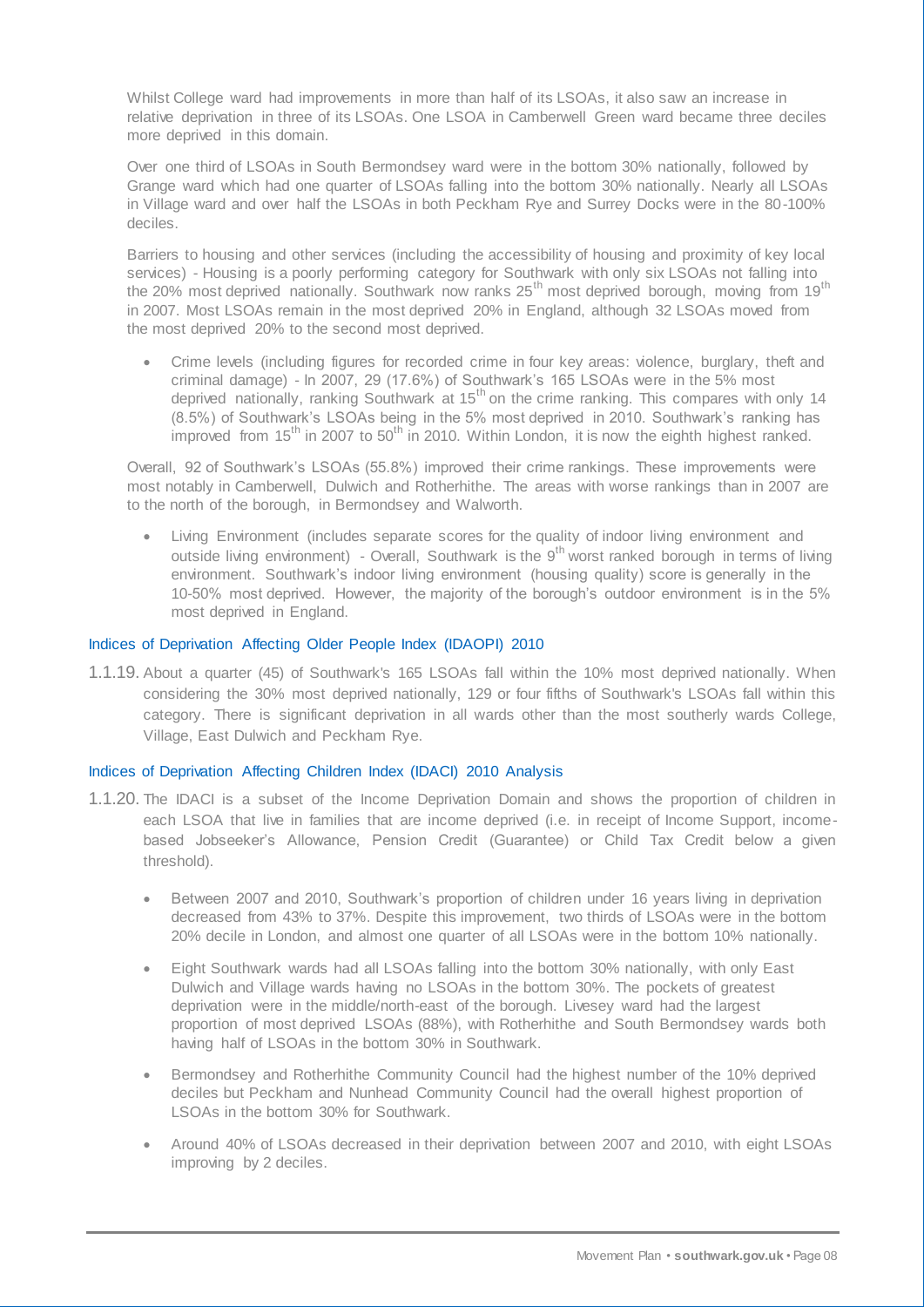Whilst College ward had improvements in more than half of its LSOAs, it also saw an increase in relative deprivation in three of its LSOAs. One LSOA in Camberwell Green ward became three deciles more deprived in this domain.

Over one third of LSOAs in South Bermondsey ward were in the bottom 30% nationally, followed by Grange ward which had one quarter of LSOAs falling into the bottom 30% nationally. Nearly all LSOAs in Village ward and over half the LSOAs in both Peckham Rye and Surrey Docks were in the 80-100% deciles.

Barriers to housing and other services (including the accessibility of housing and proximity of key local services) - Housing is a poorly performing category for Southwark with only six LSOAs not falling into the 20% most deprived nationally. Southwark now ranks 25th most deprived borough, moving from 19th in 2007. Most LSOAs remain in the most deprived 20% in England, although 32 LSOAs moved from the most deprived 20% to the second most deprived.

- Crime levels (including figures for recorded crime in four key areas: violence, burglary, theft and criminal damage) - In 2007, 29 (17.6%) of Southwark's 165 LSOAs were in the 5% most deprived nationally, ranking Southwark at 15th on the crime ranking. This compares with only 14 (8.5%) of Southwark's LSOAs being in the 5% most deprived in 2010. Southwark's ranking has improved from 15th in 2007 to 50th in 2010. Within London, it is now the eighth highest ranked.

Overall, 92 of Southwark's LSOAs (55.8%) improved their crime rankings. These improvements were most notably in Camberwell, Dulwich and Rotherhithe. The areas with worse rankings than in 2007 are to the north of the borough, in Bermondsey and Walworth.

- Living Environment (includes separate scores for the quality of indoor living environment and outside living environment) - Overall, Southwark is the 9th worst ranked borough in terms of living environment. Southwark's indoor living environment (housing quality) score is generally in the 10-50% most deprived. However, the majority of the borough's outdoor environment is in the 5% most deprived in England.

### Indices of Deprivation Affecting Older People Index (IDAOPI) 2010

1.1.19. About a quarter (45) of Southwark's 165 LSOAs fall within the 10% most deprived nationally. When considering the 30% most deprived nationally, 129 or four fifths of Southwark's LSOAs fall within this category. There is significant deprivation in all wards other than the most southerly wards College, Village, East Dulwich and Peckham Rye.

### Indices of Deprivation Affecting Children Index (IDACI) 2010 Analysis

1.1.20. The IDACI is a subset of the Income Deprivation Domain and shows the proportion of children in each LSOA that live in families that are income deprived (i.e. in receipt of Income Support, income-based Jobseeker's Allowance, Pension Credit (Guarantee) or Child Tax Credit below a given threshold).

- Between 2007 and 2010, Southwark's proportion of children under 16 years living in deprivation decreased from 43% to 37%. Despite this improvement, two thirds of LSOAs were in the bottom 20% decile in London, and almost one quarter of all LSOAs were in the bottom 10% nationally.
- Eight Southwark wards had all LSOAs falling into the bottom 30% nationally, with only East Dulwich and Village wards having no LSOAs in the bottom 30%. The pockets of greatest deprivation were in the middle/north-east of the borough. Livesey ward had the largest proportion of most deprived LSOAs (88%), with Rotherhithe and South Bermondsey wards both having half of LSOAs in the bottom 30% in Southwark.
- Bermondsey and Rotherhithe Community Council had the highest number of the 10% deprived deciles but Peckham and Nunhead Community Council had the overall highest proportion of LSOAs in the bottom 30% for Southwark.
- Around 40% of LSOAs decreased in their deprivation between 2007 and 2010, with eight LSOAs improving by 2 deciles.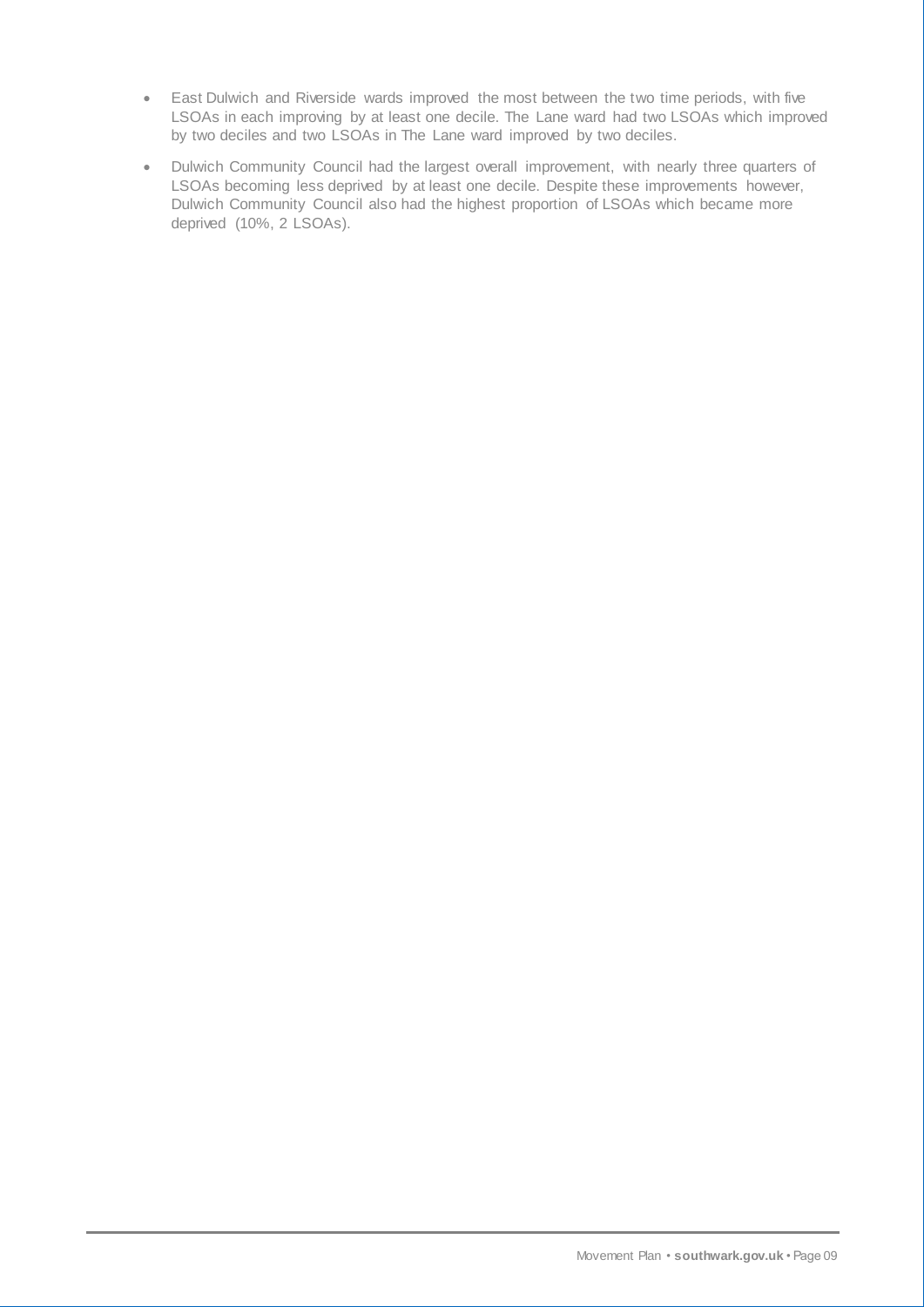- East Dulwich and Riverside wards improved the most between the two time periods, with five LSOAs in each improving by at least one decile. The Lane ward had two LSOAs which improved by two deciles and two LSOAs in The Lane ward improved by two deciles.
- Dulwich Community Council had the largest overall improvement, with nearly three quarters of LSOAs becoming less deprived by at least one decile. Despite these improvements however, Dulwich Community Council also had the highest proportion of LSOAs which became more deprived (10%, 2 LSOAs).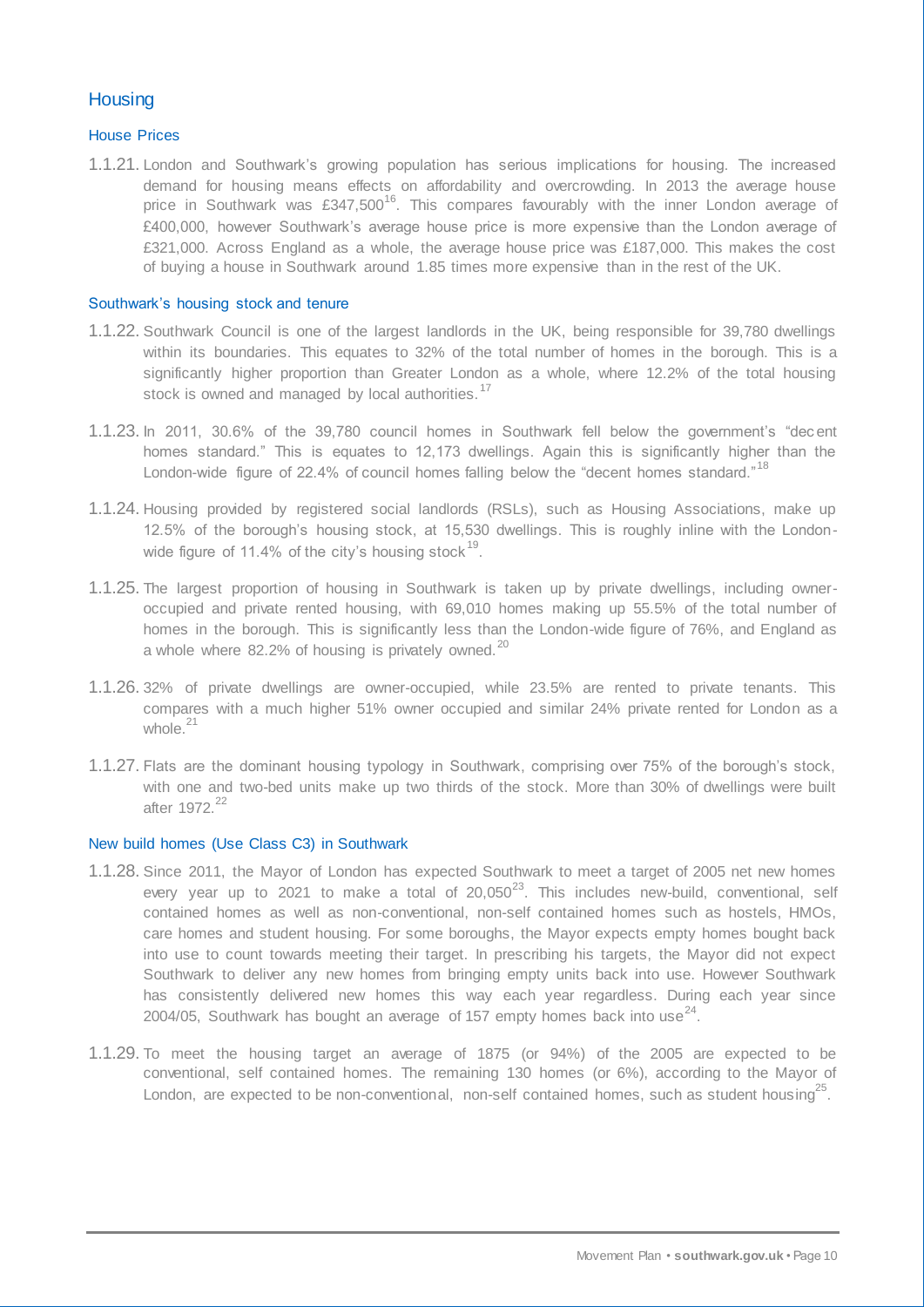## Housing

### House Prices

1.1.21. London and Southwark's growing population has serious implications for housing. The increased demand for housing means effects on affordability and overcrowding. In 2013 the average house price in Southwark was £347,500[16]. This compares favourably with the inner London average of £400,000, however Southwark's average house price is more expensive than the London average of £321,000. Across England as a whole, the average house price was £187,000. This makes the cost of buying a house in Southwark around 1.85 times more expensive than in the rest of the UK.

### Southwark's housing stock and tenure

1.1.22. Southwark Council is one of the largest landlords in the UK, being responsible for 39,780 dwellings within its boundaries. This equates to 32% of the total number of homes in the borough. This is a significantly higher proportion than Greater London as a whole, where 12.2% of the total housing stock is owned and managed by local authorities.[17]

1.1.23. In 2011, 30.6% of the 39,780 council homes in Southwark fell below the government's "decent homes standard." This is equates to 12,173 dwellings. Again this is significantly higher than the London-wide figure of 22.4% of council homes falling below the "decent homes standard."[18]

1.1.24. Housing provided by registered social landlords (RSLs), such as Housing Associations, make up 12.5% of the borough's housing stock, at 15,530 dwellings. This is roughly inline with the London-wide figure of 11.4% of the city's housing stock[19].

1.1.25. The largest proportion of housing in Southwark is taken up by private dwellings, including owner-occupied and private rented housing, with 69,010 homes making up 55.5% of the total number of homes in the borough. This is significantly less than the London-wide figure of 76%, and England as a whole where 82.2% of housing is privately owned.[20]

1.1.26. 32% of private dwellings are owner-occupied, while 23.5% are rented to private tenants. This compares with a much higher 51% owner occupied and similar 24% private rented for London as a whole.[21]

1.1.27. Flats are the dominant housing typology in Southwark, comprising over 75% of the borough's stock, with one and two-bed units make up two thirds of the stock. More than 30% of dwellings were built after 1972.[22]

### New build homes (Use Class C3) in Southwark

1.1.28. Since 2011, the Mayor of London has expected Southwark to meet a target of 2005 net new homes every year up to 2021 to make a total of 20,050[23]. This includes new-build, conventional, self contained homes as well as non-conventional, non-self contained homes such as hostels, HMOs, care homes and student housing. For some boroughs, the Mayor expects empty homes bought back into use to count towards meeting their target. In prescribing his targets, the Mayor did not expect Southwark to deliver any new homes from bringing empty units back into use. However Southwark has consistently delivered new homes this way each year regardless. During each year since 2004/05, Southwark has bought an average of 157 empty homes back into use[24].

1.1.29. To meet the housing target an average of 1875 (or 94%) of the 2005 are expected to be conventional, self contained homes. The remaining 130 homes (or 6%), according to the Mayor of London, are expected to be non-conventional, non-self contained homes, such as student housing[25].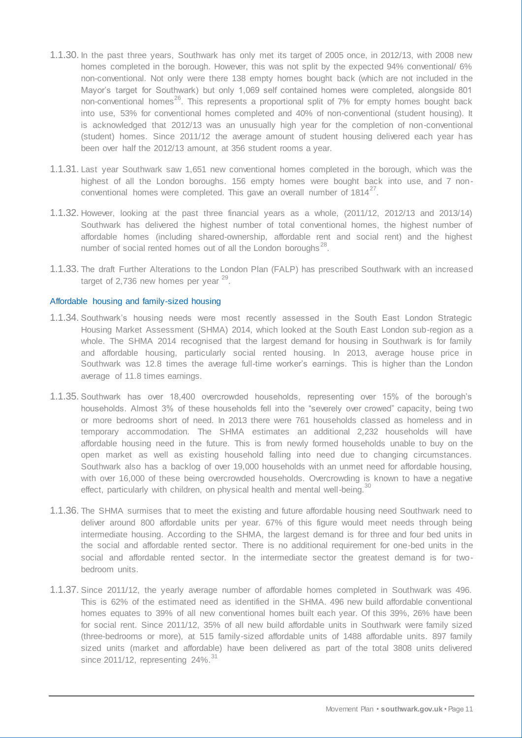1.1.30. In the past three years, Southwark has only met its target of 2005 once, in 2012/13, with 2008 new homes completed in the borough. However, this was not split by the expected 94% conventional/ 6% non-conventional. Not only were there 138 empty homes bought back (which are not included in the Mayor's target for Southwark) but only 1,069 self contained homes were completed, alongside 801 non-conventional homes[26]. This represents a proportional split of 7% for empty homes bought back into use, 53% for conventional homes completed and 40% of non-conventional (student housing). It is acknowledged that 2012/13 was an unusually high year for the completion of non-conventional (student) homes. Since 2011/12 the average amount of student housing delivered each year has been over half the 2012/13 amount, at 356 student rooms a year.

1.1.31. Last year Southwark saw 1,651 new conventional homes completed in the borough, which was the highest of all the London boroughs. 156 empty homes were bought back into use, and 7 non-conventional homes were completed. This gave an overall number of 1814[27].

1.1.32. However, looking at the past three financial years as a whole, (2011/12, 2012/13 and 2013/14) Southwark has delivered the highest number of total conventional homes, the highest number of affordable homes (including shared-ownership, affordable rent and social rent) and the highest number of social rented homes out of all the London boroughs[28].

1.1.33. The draft Further Alterations to the London Plan (FALP) has prescribed Southwark with an increased target of 2,736 new homes per year [29].

### Affordable housing and family-sized housing

1.1.34. Southwark's housing needs were most recently assessed in the South East London Strategic Housing Market Assessment (SHMA) 2014, which looked at the South East London sub-region as a whole. The SHMA 2014 recognised that the largest demand for housing in Southwark is for family and affordable housing, particularly social rented housing. In 2013, average house price in Southwark was 12.8 times the average full-time worker's earnings. This is higher than the London average of 11.8 times earnings.

1.1.35. Southwark has over 18,400 overcrowded households, representing over 15% of the borough's households. Almost 3% of these households fell into the "severely over crowed" capacity, being two or more bedrooms short of need. In 2013 there were 761 households classed as homeless and in temporary accommodation. The SHMA estimates an additional 2,232 households will have affordable housing need in the future. This is from newly formed households unable to buy on the open market as well as existing household falling into need due to changing circumstances. Southwark also has a backlog of over 19,000 households with an unmet need for affordable housing, with over 16,000 of these being overcrowded households. Overcrowding is known to have a negative effect, particularly with children, on physical health and mental well-being.[30]

1.1.36. The SHMA surmises that to meet the existing and future affordable housing need Southwark need to deliver around 800 affordable units per year. 67% of this figure would meet needs through being intermediate housing. According to the SHMA, the largest demand is for three and four bed units in the social and affordable rented sector. There is no additional requirement for one-bed units in the social and affordable rented sector. In the intermediate sector the greatest demand is for two-bedroom units.

1.1.37. Since 2011/12, the yearly average number of affordable homes completed in Southwark was 496. This is 62% of the estimated need as identified in the SHMA. 496 new build affordable conventional homes equates to 39% of all new conventional homes built each year. Of this 39%, 26% have been for social rent. Since 2011/12, 35% of all new build affordable units in Southwark were family sized (three-bedrooms or more), at 515 family-sized affordable units of 1488 affordable units. 897 family sized units (market and affordable) have been delivered as part of the total 3808 units delivered since 2011/12, representing 24%.[31]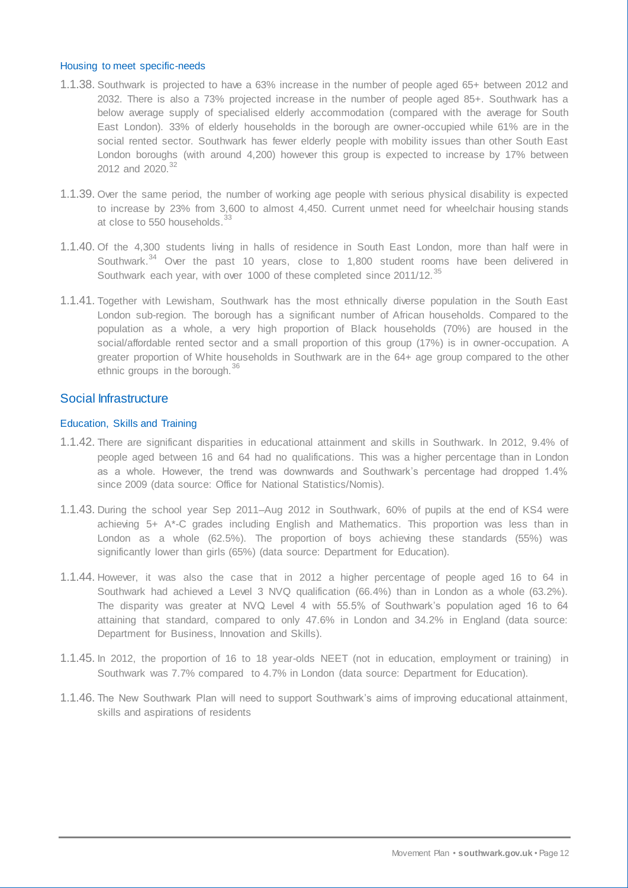### Housing to meet specific-needs

1.1.38. Southwark is projected to have a 63% increase in the number of people aged 65+ between 2012 and 2032. There is also a 73% projected increase in the number of people aged 85+. Southwark has a below average supply of specialised elderly accommodation (compared with the average for South East London). 33% of elderly households in the borough are owner-occupied while 61% are in the social rented sector. Southwark has fewer elderly people with mobility issues than other South East London boroughs (with around 4,200) however this group is expected to increase by 17% between 2012 and 2020.[32]

1.1.39. Over the same period, the number of working age people with serious physical disability is expected to increase by 23% from 3,600 to almost 4,450. Current unmet need for wheelchair housing stands at close to 550 households.[33]

1.1.40. Of the 4,300 students living in halls of residence in South East London, more than half were in Southwark.[34] Over the past 10 years, close to 1,800 student rooms have been delivered in Southwark each year, with over 1000 of these completed since 2011/12.[35]

1.1.41. Together with Lewisham, Southwark has the most ethnically diverse population in the South East London sub-region. The borough has a significant number of African households. Compared to the population as a whole, a very high proportion of Black households (70%) are housed in the social/affordable rented sector and a small proportion of this group (17%) is in owner-occupation. A greater proportion of White households in Southwark are in the 64+ age group compared to the other ethnic groups in the borough.[36]

## Social Infrastructure

### Education, Skills and Training

1.1.42. There are significant disparities in educational attainment and skills in Southwark. In 2012, 9.4% of people aged between 16 and 64 had no qualifications. This was a higher percentage than in London as a whole. However, the trend was downwards and Southwark's percentage had dropped 1.4% since 2009 (data source: Office for National Statistics/Nomis).

1.1.43. During the school year Sep 2011–Aug 2012 in Southwark, 60% of pupils at the end of KS4 were achieving 5+ A*-C grades including English and Mathematics. This proportion was less than in London as a whole (62.5%). The proportion of boys achieving these standards (55%) was significantly lower than girls (65%) (data source: Department for Education).

1.1.44. However, it was also the case that in 2012 a higher percentage of people aged 16 to 64 in Southwark had achieved a Level 3 NVQ qualification (66.4%) than in London as a whole (63.2%). The disparity was greater at NVQ Level 4 with 55.5% of Southwark's population aged 16 to 64 attaining that standard, compared to only 47.6% in London and 34.2% in England (data source: Department for Business, Innovation and Skills).

1.1.45. In 2012, the proportion of 16 to 18 year-olds NEET (not in education, employment or training) in Southwark was 7.7% compared to 4.7% in London (data source: Department for Education).

1.1.46. The New Southwark Plan will need to support Southwark's aims of improving educational attainment, skills and aspirations of residents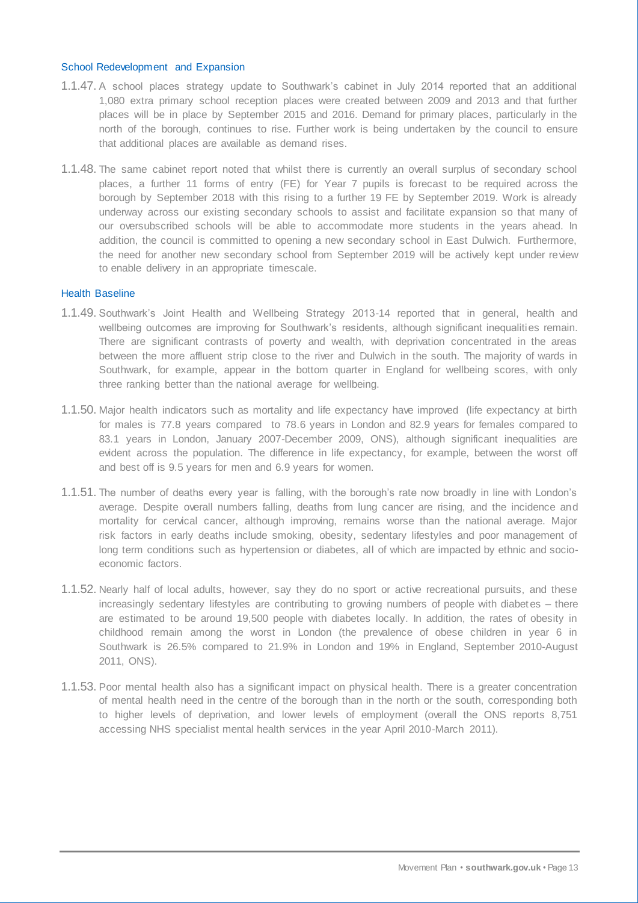### School Redevelopment and Expansion

1.1.47. A school places strategy update to Southwark's cabinet in July 2014 reported that an additional 1,080 extra primary school reception places were created between 2009 and 2013 and that further places will be in place by September 2015 and 2016. Demand for primary places, particularly in the north of the borough, continues to rise. Further work is being undertaken by the council to ensure that additional places are available as demand rises.

1.1.48. The same cabinet report noted that whilst there is currently an overall surplus of secondary school places, a further 11 forms of entry (FE) for Year 7 pupils is forecast to be required across the borough by September 2018 with this rising to a further 19 FE by September 2019. Work is already underway across our existing secondary schools to assist and facilitate expansion so that many of our oversubscribed schools will be able to accommodate more students in the years ahead. In addition, the council is committed to opening a new secondary school in East Dulwich. Furthermore, the need for another new secondary school from September 2019 will be actively kept under review to enable delivery in an appropriate timescale.

### Health Baseline

1.1.49. Southwark's Joint Health and Wellbeing Strategy 2013-14 reported that in general, health and wellbeing outcomes are improving for Southwark's residents, although significant inequalities remain. There are significant contrasts of poverty and wealth, with deprivation concentrated in the areas between the more affluent strip close to the river and Dulwich in the south. The majority of wards in Southwark, for example, appear in the bottom quarter in England for wellbeing scores, with only three ranking better than the national average for wellbeing.

1.1.50. Major health indicators such as mortality and life expectancy have improved (life expectancy at birth for males is 77.8 years compared to 78.6 years in London and 82.9 years for females compared to 83.1 years in London, January 2007-December 2009, ONS), although significant inequalities are evident across the population. The difference in life expectancy, for example, between the worst off and best off is 9.5 years for men and 6.9 years for women.

1.1.51. The number of deaths every year is falling, with the borough's rate now broadly in line with London's average. Despite overall numbers falling, deaths from lung cancer are rising, and the incidence and mortality for cervical cancer, although improving, remains worse than the national average. Major risk factors in early deaths include smoking, obesity, sedentary lifestyles and poor management of long term conditions such as hypertension or diabetes, all of which are impacted by ethnic and socio-economic factors.

1.1.52. Nearly half of local adults, however, say they do no sport or active recreational pursuits, and these increasingly sedentary lifestyles are contributing to growing numbers of people with diabetes – there are estimated to be around 19,500 people with diabetes locally. In addition, the rates of obesity in childhood remain among the worst in London (the prevalence of obese children in year 6 in Southwark is 26.5% compared to 21.9% in London and 19% in England, September 2010-August 2011, ONS).

1.1.53. Poor mental health also has a significant impact on physical health. There is a greater concentration of mental health need in the centre of the borough than in the north or the south, corresponding both to higher levels of deprivation, and lower levels of employment (overall the ONS reports 8,751 accessing NHS specialist mental health services in the year April 2010-March 2011).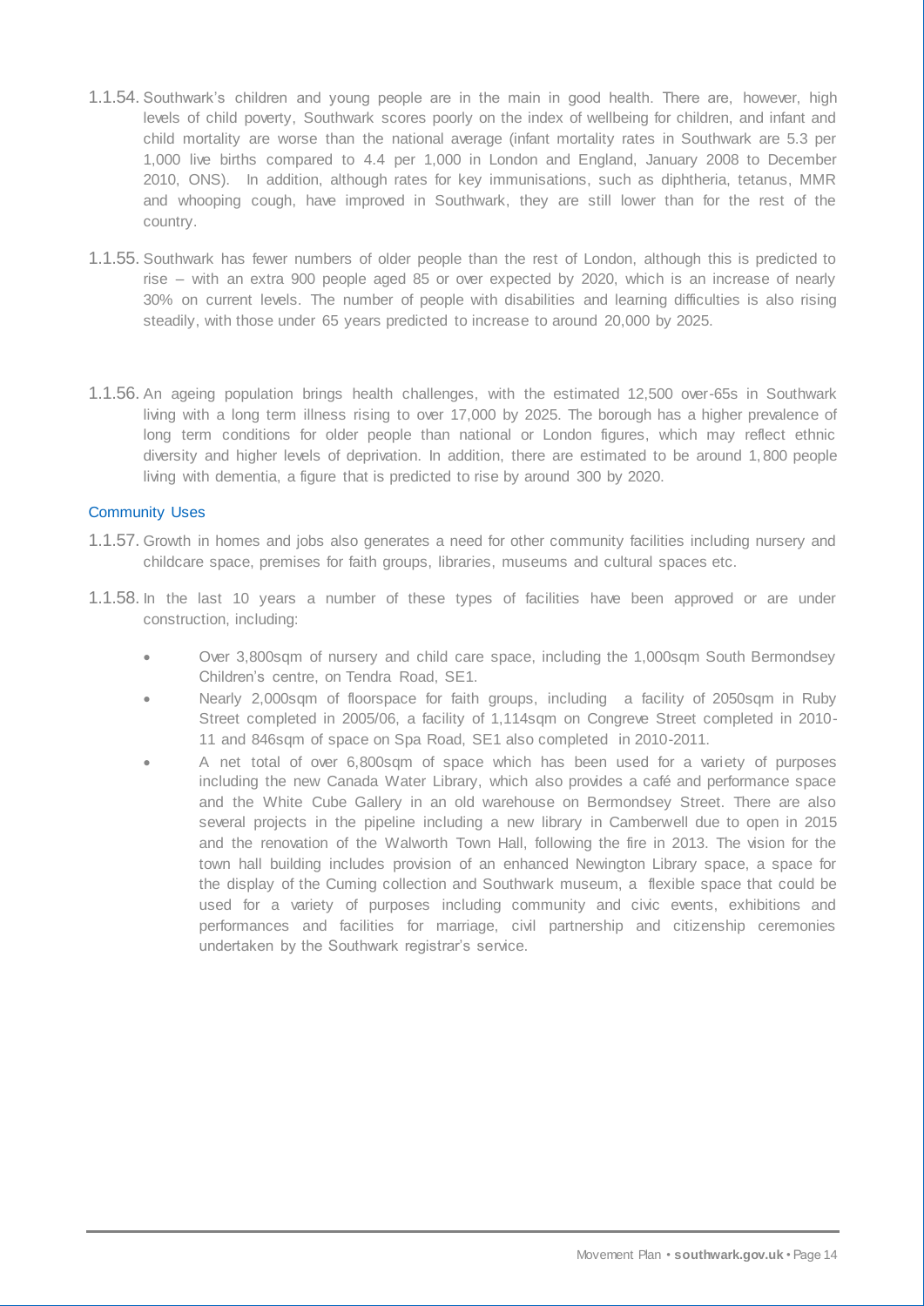1.1.54. Southwark's children and young people are in the main in good health. There are, however, high levels of child poverty, Southwark scores poorly on the index of wellbeing for children, and infant and child mortality are worse than the national average (infant mortality rates in Southwark are 5.3 per 1,000 live births compared to 4.4 per 1,000 in London and England, January 2008 to December 2010, ONS). In addition, although rates for key immunisations, such as diphtheria, tetanus, MMR and whooping cough, have improved in Southwark, they are still lower than for the rest of the country.

1.1.55. Southwark has fewer numbers of older people than the rest of London, although this is predicted to rise – with an extra 900 people aged 85 or over expected by 2020, which is an increase of nearly 30% on current levels. The number of people with disabilities and learning difficulties is also rising steadily, with those under 65 years predicted to increase to around 20,000 by 2025.

1.1.56. An ageing population brings health challenges, with the estimated 12,500 over-65s in Southwark living with a long term illness rising to over 17,000 by 2025. The borough has a higher prevalence of long term conditions for older people than national or London figures, which may reflect ethnic diversity and higher levels of deprivation. In addition, there are estimated to be around 1,800 people living with dementia, a figure that is predicted to rise by around 300 by 2020.

### Community Uses

1.1.57. Growth in homes and jobs also generates a need for other community facilities including nursery and childcare space, premises for faith groups, libraries, museums and cultural spaces etc.

1.1.58. In the last 10 years a number of these types of facilities have been approved or are under construction, including:

- Over 3,800sqm of nursery and child care space, including the 1,000sqm South Bermondsey Children's centre, on Tendra Road, SE1.
- Nearly 2,000sqm of floorspace for faith groups, including a facility of 2050sqm in Ruby Street completed in 2005/06, a facility of 1,114sqm on Congreve Street completed in 2010-11 and 846sqm of space on Spa Road, SE1 also completed in 2010-2011.
- A net total of over 6,800sqm of space which has been used for a variety of purposes including the new Canada Water Library, which also provides a café and performance space and the White Cube Gallery in an old warehouse on Bermondsey Street. There are also several projects in the pipeline including a new library in Camberwell due to open in 2015 and the renovation of the Walworth Town Hall, following the fire in 2013. The vision for the town hall building includes provision of an enhanced Newington Library space, a space for the display of the Cuming collection and Southwark museum, a flexible space that could be used for a variety of purposes including community and civic events, exhibitions and performances and facilities for marriage, civil partnership and citizenship ceremonies undertaken by the Southwark registrar's service.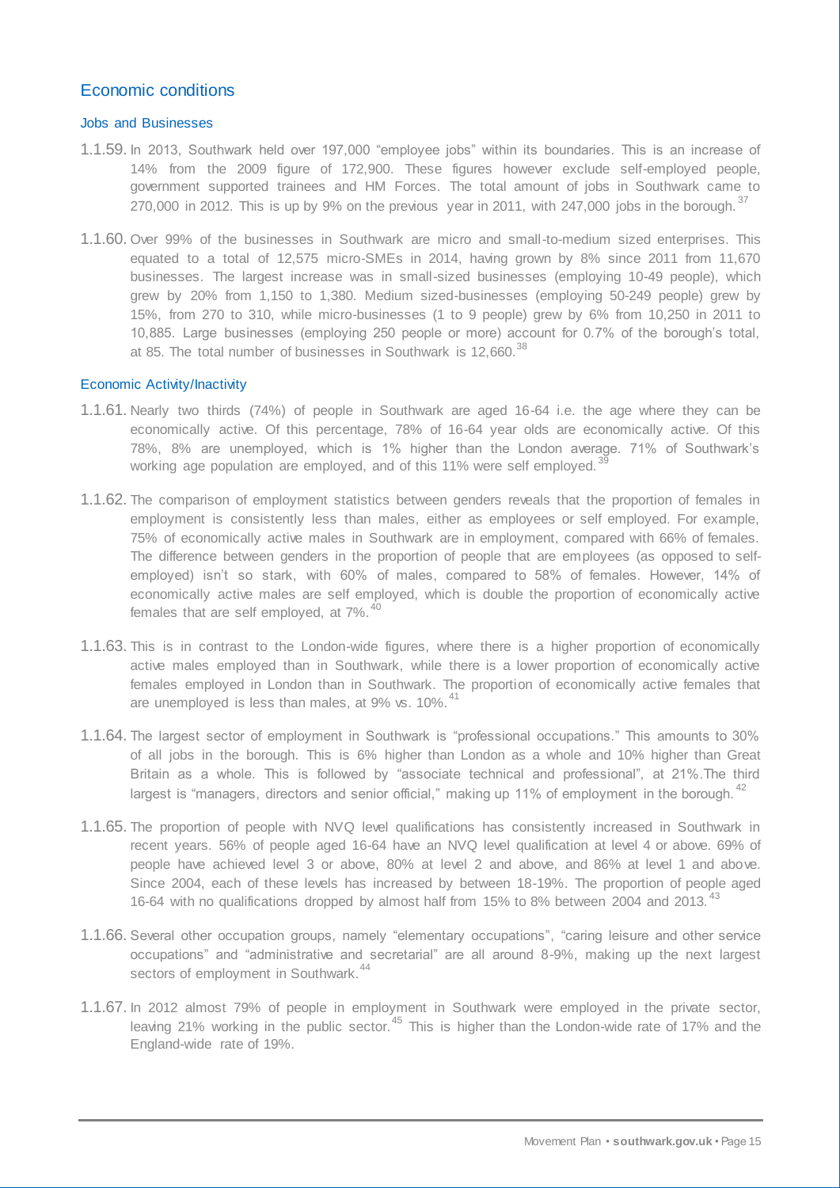## Economic conditions

### Jobs and Businesses

1.1.59. In 2013, Southwark held over 197,000 "employee jobs" within its boundaries. This is an increase of 14% from the 2009 figure of 172,900. These figures however exclude self-employed people, government supported trainees and HM Forces. The total amount of jobs in Southwark came to 270,000 in 2012. This is up by 9% on the previous year in 2011, with 247,000 jobs in the borough.[37]

1.1.60. Over 99% of the businesses in Southwark are micro and small-to-medium sized enterprises. This equated to a total of 12,575 micro-SMEs in 2014, having grown by 8% since 2011 from 11,670 businesses. The largest increase was in small-sized businesses (employing 10-49 people), which grew by 20% from 1,150 to 1,380. Medium sized-businesses (employing 50-249 people) grew by 15%, from 270 to 310, while micro-businesses (1 to 9 people) grew by 6% from 10,250 in 2011 to 10,885. Large businesses (employing 250 people or more) account for 0.7% of the borough's total, at 85. The total number of businesses in Southwark is 12,660.[38]

### Economic Activity/Inactivity

1.1.61. Nearly two thirds (74%) of people in Southwark are aged 16-64 i.e. the age where they can be economically active. Of this percentage, 78% of 16-64 year olds are economically active. Of this 78%, 8% are unemployed, which is 1% higher than the London average. 71% of Southwark's working age population are employed, and of this 11% were self employed.[39]

1.1.62. The comparison of employment statistics between genders reveals that the proportion of females in employment is consistently less than males, either as employees or self employed. For example, 75% of economically active males in Southwark are in employment, compared with 66% of females. The difference between genders in the proportion of people that are employees (as opposed to self-employed) isn't so stark, with 60% of males, compared to 58% of females. However, 14% of economically active males are self employed, which is double the proportion of economically active females that are self employed, at 7%.[40]

1.1.63. This is in contrast to the London-wide figures, where there is a higher proportion of economically active males employed than in Southwark, while there is a lower proportion of economically active females employed in London than in Southwark. The proportion of economically active females that are unemployed is less than males, at 9% vs. 10%.[41]

1.1.64. The largest sector of employment in Southwark is "professional occupations." This amounts to 30% of all jobs in the borough. This is 6% higher than London as a whole and 10% higher than Great Britain as a whole. This is followed by "associate technical and professional", at 21%.The third largest is "managers, directors and senior official," making up 11% of employment in the borough.[42]

1.1.65. The proportion of people with NVQ level qualifications has consistently increased in Southwark in recent years. 56% of people aged 16-64 have an NVQ level qualification at level 4 or above. 69% of people have achieved level 3 or above, 80% at level 2 and above, and 86% at level 1 and above. Since 2004, each of these levels has increased by between 18-19%. The proportion of people aged 16-64 with no qualifications dropped by almost half from 15% to 8% between 2004 and 2013.[43]

1.1.66. Several other occupation groups, namely "elementary occupations", "caring leisure and other service occupations" and "administrative and secretarial" are all around 8-9%, making up the next largest sectors of employment in Southwark.[44]

1.1.67. In 2012 almost 79% of people in employment in Southwark were employed in the private sector, leaving 21% working in the public sector.[45] This is higher than the London-wide rate of 17% and the England-wide rate of 19%.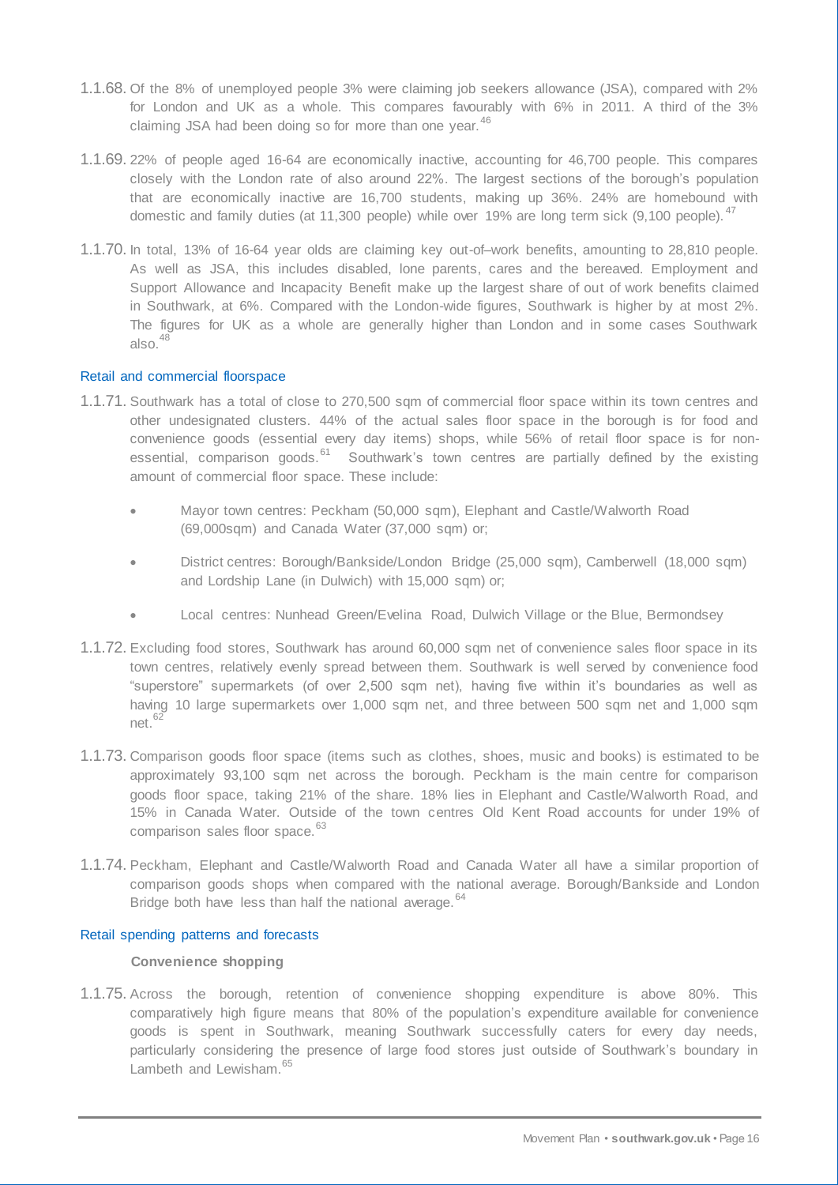1.1.68. Of the 8% of unemployed people 3% were claiming job seekers allowance (JSA), compared with 2% for London and UK as a whole. This compares favourably with 6% in 2011. A third of the 3% claiming JSA had been doing so for more than one year.[46]

1.1.69. 22% of people aged 16-64 are economically inactive, accounting for 46,700 people. This compares closely with the London rate of also around 22%. The largest sections of the borough's population that are economically inactive are 16,700 students, making up 36%. 24% are homebound with domestic and family duties (at 11,300 people) while over 19% are long term sick (9,100 people).[47]

1.1.70. In total, 13% of 16-64 year olds are claiming key out-of–work benefits, amounting to 28,810 people. As well as JSA, this includes disabled, lone parents, cares and the bereaved. Employment and Support Allowance and Incapacity Benefit make up the largest share of out of work benefits claimed in Southwark, at 6%. Compared with the London-wide figures, Southwark is higher by at most 2%. The figures for UK as a whole are generally higher than London and in some cases Southwark also.[48]

### Retail and commercial floorspace

1.1.71. Southwark has a total of close to 270,500 sqm of commercial floor space within its town centres and other undesignated clusters. 44% of the actual sales floor space in the borough is for food and convenience goods (essential every day items) shops, while 56% of retail floor space is for non-essential, comparison goods.[61] Southwark's town centres are partially defined by the existing amount of commercial floor space. These include:

- Mayor town centres: Peckham (50,000 sqm), Elephant and Castle/Walworth Road (69,000sqm) and Canada Water (37,000 sqm) or;
- District centres: Borough/Bankside/London Bridge (25,000 sqm), Camberwell (18,000 sqm) and Lordship Lane (in Dulwich) with 15,000 sqm) or;
- Local centres: Nunhead Green/Evelina Road, Dulwich Village or the Blue, Bermondsey

1.1.72. Excluding food stores, Southwark has around 60,000 sqm net of convenience sales floor space in its town centres, relatively evenly spread between them. Southwark is well served by convenience food "superstore" supermarkets (of over 2,500 sqm net), having five within it's boundaries as well as having 10 large supermarkets over 1,000 sqm net, and three between 500 sqm net and 1,000 sqm net.[62]

1.1.73. Comparison goods floor space (items such as clothes, shoes, music and books) is estimated to be approximately 93,100 sqm net across the borough. Peckham is the main centre for comparison goods floor space, taking 21% of the share. 18% lies in Elephant and Castle/Walworth Road, and 15% in Canada Water. Outside of the town centres Old Kent Road accounts for under 19% of comparison sales floor space.[63]

1.1.74. Peckham, Elephant and Castle/Walworth Road and Canada Water all have a similar proportion of comparison goods shops when compared with the national average. Borough/Bankside and London Bridge both have less than half the national average.[64]

### Retail spending patterns and forecasts

#### Convenience shopping

1.1.75. Across the borough, retention of convenience shopping expenditure is above 80%. This comparatively high figure means that 80% of the population's expenditure available for convenience goods is spent in Southwark, meaning Southwark successfully caters for every day needs, particularly considering the presence of large food stores just outside of Southwark's boundary in Lambeth and Lewisham.[65]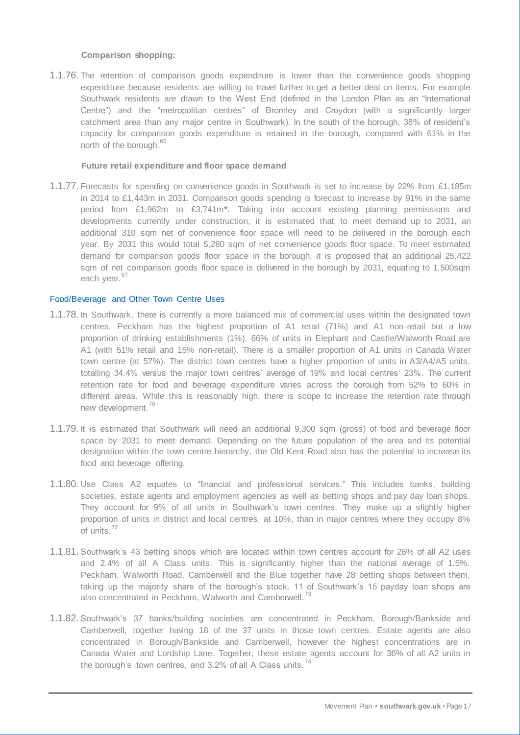**Comparison shopping:**

1.1.76. The retention of comparison goods expenditure is lower than the convenience goods shopping expenditure because residents are willing to travel further to get a better deal on items. For example Southwark residents are drawn to the West End (defined in the London Plan as an "International Centre") and the "metropolitan centres" of Bromley and Croydon (with a significantly larger catchment area than any major centre in Southwark). In the south of the borough, 38% of resident's capacity for comparison goods expenditure is retained in the borough, compared with 61% in the north of the borough.[66]

**Future retail expenditure and floor space demand**

1.1.77. Forecasts for spending on convenience goods in Southwark is set to increase by 22% from £1,185m in 2014 to £1,443m in 2031. Comparison goods spending is forecast to increase by 91% in the same period from £1,962m to £3,741m**\*.** Taking into account existing planning permissions and developments currently under construction, it is estimated that to meet demand up to 2031, an additional 310 sqm net of convenience floor space will need to be delivered in the borough each year. By 2031 this would total 5,280 sqm of net convenience goods floor space. To meet estimated demand for comparison goods floor space in the borough, it is proposed that an additional 25,422 sqm of net comparison goods floor space is delivered in the borough by 2031, equating to 1,500sqm each year.[67]

### Food/Beverage and Other Town Centre Uses

1.1.78. In Southwark, there is currently a more balanced mix of commercial uses within the designated town centres. Peckham has the highest proportion of A1 retail (71%) and A1 non-retail but a low proportion of drinking establishments (1%). 66% of units in Elephant and Castle/Walworth Road are A1 (with 51% retail and 15% non-retail). There is a smaller proportion of A1 units in Canada Water town centre (at 57%). The district town centres have a higher proportion of units in A3/A4/A5 units, totalling 34.4% versus the major town centres' average of 19% and local centres' 23%. The current retention rate for food and beverage expenditure varies across the borough from 52% to 60% in different areas. While this is reasonably high, there is scope to increase the retention rate through new development.[70]

1.1.79. It is estimated that Southwark will need an additional 9,300 sqm (gross) of food and beverage floor space by 2031 to meet demand. Depending on the future population of the area and its potential designation within the town centre hierarchy, the Old Kent Road also has the potential to increase its food and beverage offering.

1.1.80. Use Class A2 equates to "financial and professional services." This includes banks, building societies, estate agents and employment agencies as well as betting shops and pay day loan shops. They account for 9% of all units in Southwark's town centres. They make up a slightly higher proportion of units in district and local centres, at 10%, than in major centres where they occupy 8% of units.[72]

1.1.81. Southwark's 43 betting shops which are located within town centres account for 26% of all A2 uses and 2.4% of all A Class units. This is significantly higher than the national average of 1.5%. Peckham, Walworth Road, Camberwell and the Blue together have 28 betting shops between them, taking up the majority share of the borough's stock. 11 of Southwark's 15 payday loan shops are also concentrated in Peckham, Walworth and Camberwell.[73]

1.1.82. Southwark's 37 banks/building societies are concentrated in Peckham, Borough/Bankside and Camberwell, together having 18 of the 37 units in those town centres. Estate agents are also concentrated in Borough/Bankside and Camberwell, however the highest concentrations are in Canada Water and Lordship Lane. Together, these estate agents account for 36% of all A2 units in the borough's town centres, and 3.2% of all A Class units.[74]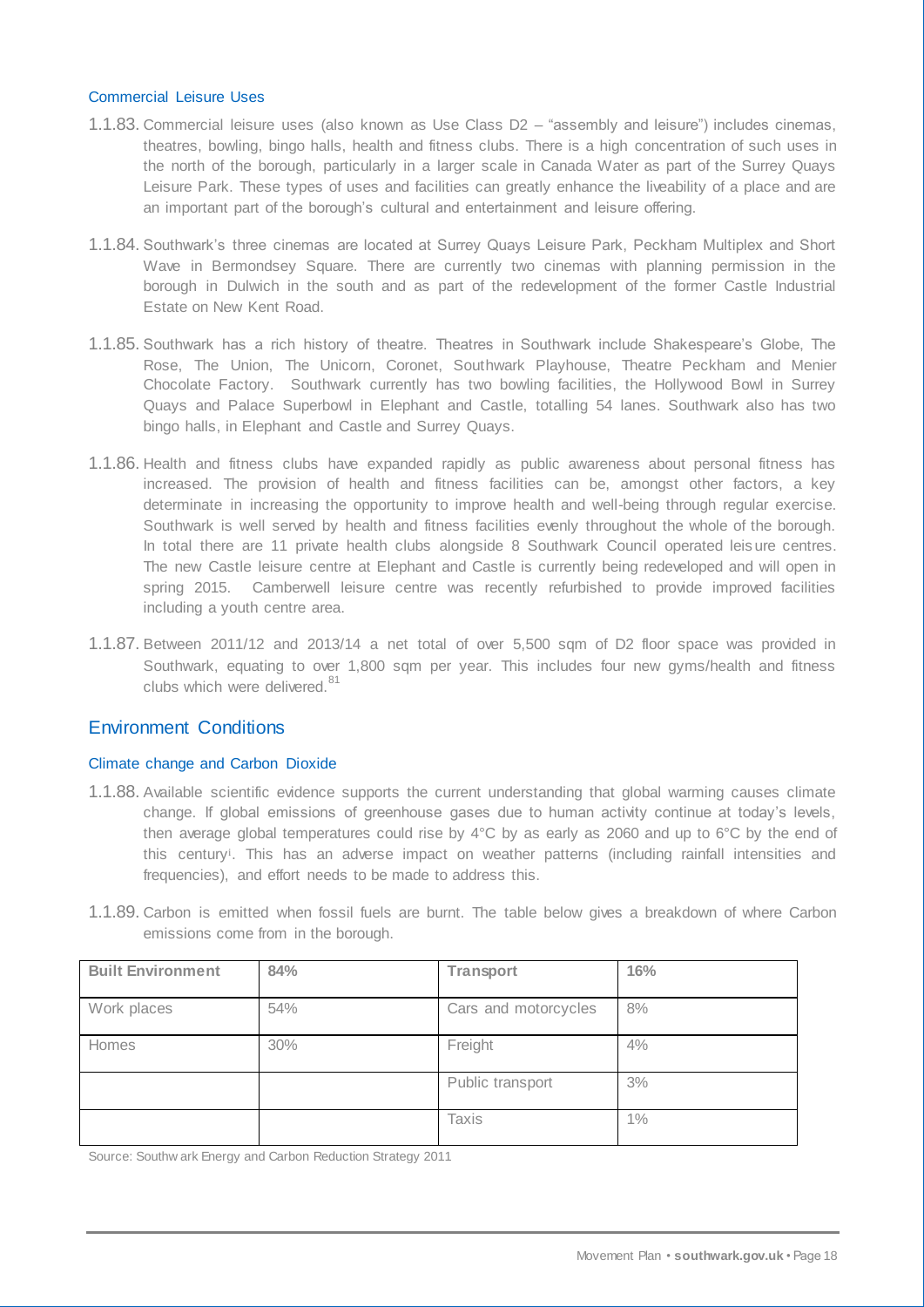### Commercial Leisure Uses

1.1.83. Commercial leisure uses (also known as Use Class D2 – "assembly and leisure") includes cinemas, theatres, bowling, bingo halls, health and fitness clubs. There is a high concentration of such uses in the north of the borough, particularly in a larger scale in Canada Water as part of the Surrey Quays Leisure Park. These types of uses and facilities can greatly enhance the liveability of a place and are an important part of the borough's cultural and entertainment and leisure offering.

1.1.84. Southwark's three cinemas are located at Surrey Quays Leisure Park, Peckham Multiplex and Short Wave in Bermondsey Square. There are currently two cinemas with planning permission in the borough in Dulwich in the south and as part of the redevelopment of the former Castle Industrial Estate on New Kent Road.

1.1.85. Southwark has a rich history of theatre. Theatres in Southwark include Shakespeare's Globe, The Rose, The Union, The Unicorn, Coronet, Southwark Playhouse, Theatre Peckham and Menier Chocolate Factory. Southwark currently has two bowling facilities, the Hollywood Bowl in Surrey Quays and Palace Superbowl in Elephant and Castle, totalling 54 lanes. Southwark also has two bingo halls, in Elephant and Castle and Surrey Quays.

1.1.86. Health and fitness clubs have expanded rapidly as public awareness about personal fitness has increased. The provision of health and fitness facilities can be, amongst other factors, a key determinate in increasing the opportunity to improve health and well-being through regular exercise. Southwark is well served by health and fitness facilities evenly throughout the whole of the borough. In total there are 11 private health clubs alongside 8 Southwark Council operated leisure centres. The new Castle leisure centre at Elephant and Castle is currently being redeveloped and will open in spring 2015. Camberwell leisure centre was recently refurbished to provide improved facilities including a youth centre area.

1.1.87. Between 2011/12 and 2013/14 a net total of over 5,500 sqm of D2 floor space was provided in Southwark, equating to over 1,800 sqm per year. This includes four new gyms/health and fitness clubs which were delivered.[81]

## Environment Conditions

### Climate change and Carbon Dioxide

1.1.88. Available scientific evidence supports the current understanding that global warming causes climate change. If global emissions of greenhouse gases due to human activity continue at today's levels, then average global temperatures could rise by 4°C by as early as 2060 and up to 6°C by the end of this century[i]. This has an adverse impact on weather patterns (including rainfall intensities and frequencies), and effort needs to be made to address this.

1.1.89. Carbon is emitted when fossil fuels are burnt. The table below gives a breakdown of where Carbon emissions come from in the borough.

| **Built Environment** | **84%** | **Transport** | **16%** |
|---|---|---|---|
| Work places | 54% | Cars and motorcycles | 8% |
| Homes | 30% | Freight | 4% |
| | | Public transport | 3% |
| | | Taxis | 1% |

Source: Southwark Energy and Carbon Reduction Strategy 2011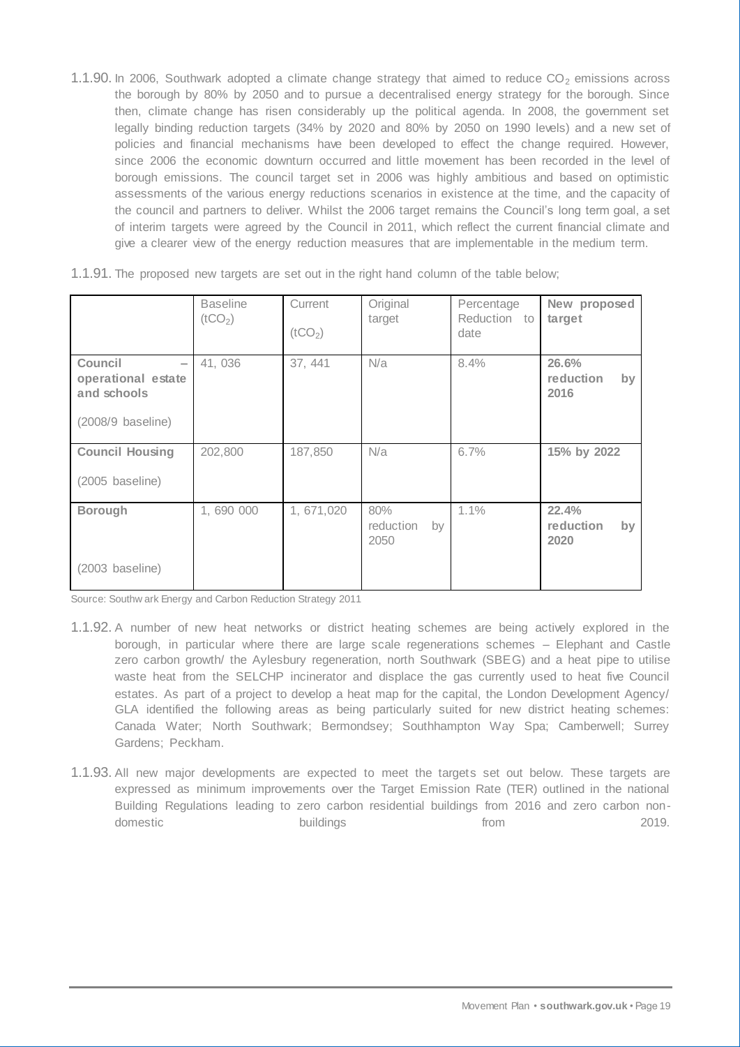1.1.90. In 2006, Southwark adopted a climate change strategy that aimed to reduce $CO_2$ emissions across the borough by 80% by 2050 and to pursue a decentralised energy strategy for the borough. Since then, climate change has risen considerably up the political agenda. In 2008, the government set legally binding reduction targets (34% by 2020 and 80% by 2050 on 1990 levels) and a new set of policies and financial mechanisms have been developed to effect the change required. However, since 2006 the economic downturn occurred and little movement has been recorded in the level of borough emissions. The council target set in 2006 was highly ambitious and based on optimistic assessments of the various energy reductions scenarios in existence at the time, and the capacity of the council and partners to deliver. Whilst the 2006 target remains the Council's long term goal, a set of interim targets were agreed by the Council in 2011, which reflect the current financial climate and give a clearer view of the energy reduction measures that are implementable in the medium term.

1.1.91. The proposed new targets are set out in the right hand column of the table below;

| | Baseline ($tCO_2$) | Current ($tCO_2$) | Original target | Percentage Reduction to date | **New proposed target** |
|---|---|---|---|---|---|
| **Council – operational estate and schools** (2008/9 baseline) | 41, 036 | 37, 441 | N/a | 8.4% | **26.6% reduction by 2016** |
| **Council Housing** (2005 baseline) | 202,800 | 187,850 | N/a | 6.7% | **15% by 2022** |
| **Borough** (2003 baseline) | 1, 690 000 | 1, 671,020 | 80% reduction by 2050 | 1.1% | **22.4% reduction by 2020** |

Source: Southwark Energy and Carbon Reduction Strategy 2011

1.1.92. A number of new heat networks or district heating schemes are being actively explored in the borough, in particular where there are large scale regenerations schemes – Elephant and Castle zero carbon growth/ the Aylesbury regeneration, north Southwark (SBEG) and a heat pipe to utilise waste heat from the SELCHP incinerator and displace the gas currently used to heat five Council estates. As part of a project to develop a heat map for the capital, the London Development Agency/ GLA identified the following areas as being particularly suited for new district heating schemes: Canada Water; North Southwark; Bermondsey; Southhampton Way Spa; Camberwell; Surrey Gardens; Peckham.

1.1.93. All new major developments are expected to meet the targets set out below. These targets are expressed as minimum improvements over the Target Emission Rate (TER) outlined in the national Building Regulations leading to zero carbon residential buildings from 2016 and zero carbon non-domestic buildings from 2019.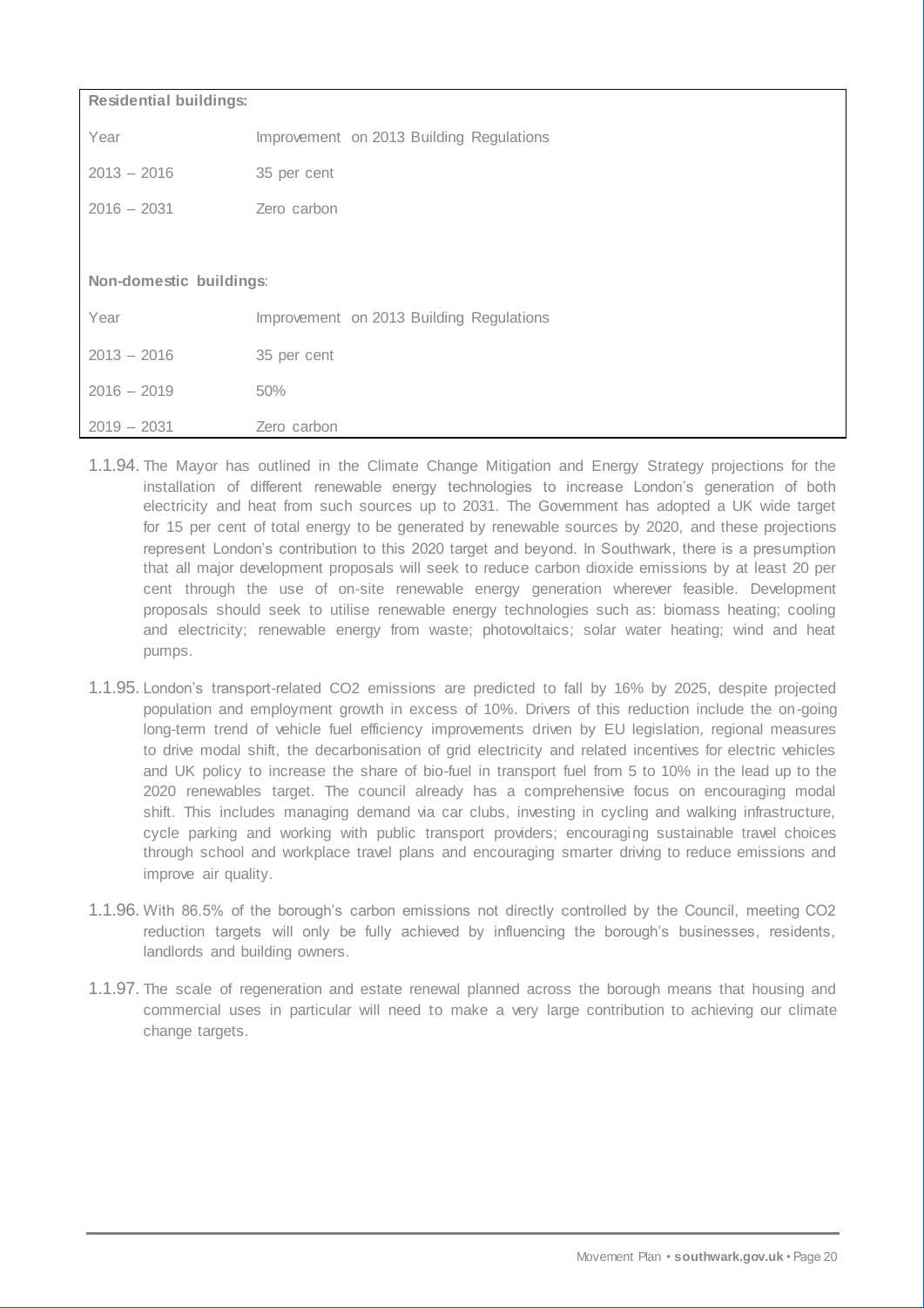**Residential buildings:**

| Year | Improvement on 2013 Building Regulations |
| --- | --- |
| 2013 – 2016 | 35 per cent |
| 2016 – 2031 | Zero carbon |

**Non-domestic buildings**:

| Year | Improvement on 2013 Building Regulations |
| --- | --- |
| 2013 – 2016 | 35 per cent |
| 2016 – 2019 | 50% |
| 2019 – 2031 | Zero carbon |

1.1.94. The Mayor has outlined in the Climate Change Mitigation and Energy Strategy projections for the installation of different renewable energy technologies to increase London's generation of both electricity and heat from such sources up to 2031. The Government has adopted a UK wide target for 15 per cent of total energy to be generated by renewable sources by 2020, and these projections represent London's contribution to this 2020 target and beyond. In Southwark, there is a presumption that all major development proposals will seek to reduce carbon dioxide emissions by at least 20 per cent through the use of on-site renewable energy generation wherever feasible. Development proposals should seek to utilise renewable energy technologies such as: biomass heating; cooling and electricity; renewable energy from waste; photovoltaics; solar water heating; wind and heat pumps.

1.1.95. London's transport-related $CO_2$ emissions are predicted to fall by 16% by 2025, despite projected population and employment growth in excess of 10%. Drivers of this reduction include the on-going long-term trend of vehicle fuel efficiency improvements driven by EU legislation, regional measures to drive modal shift, the decarbonisation of grid electricity and related incentives for electric vehicles and UK policy to increase the share of bio-fuel in transport fuel from 5 to 10% in the lead up to the 2020 renewables target. The council already has a comprehensive focus on encouraging modal shift. This includes managing demand via car clubs, investing in cycling and walking infrastructure, cycle parking and working with public transport providers; encouraging sustainable travel choices through school and workplace travel plans and encouraging smarter driving to reduce emissions and improve air quality.

1.1.96. With 86.5% of the borough's carbon emissions not directly controlled by the Council, meeting $CO_2$ reduction targets will only be fully achieved by influencing the borough's businesses, residents, landlords and building owners.

1.1.97. The scale of regeneration and estate renewal planned across the borough means that housing and commercial uses in particular will need to make a very large contribution to achieving our climate change targets.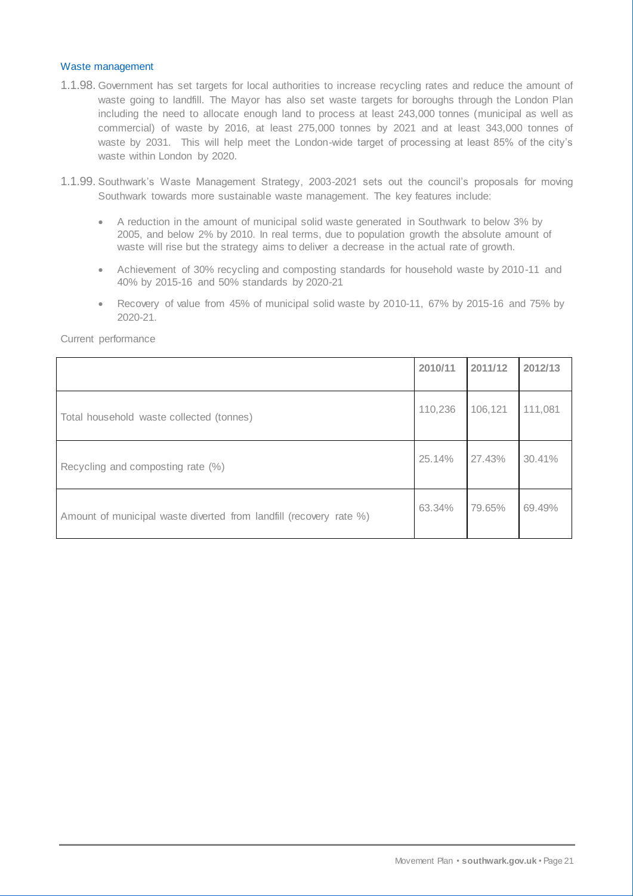### Waste management

1.1.98. Government has set targets for local authorities to increase recycling rates and reduce the amount of waste going to landfill. The Mayor has also set waste targets for boroughs through the London Plan including the need to allocate enough land to process at least 243,000 tonnes (municipal as well as commercial) of waste by 2016, at least 275,000 tonnes by 2021 and at least 343,000 tonnes of waste by 2031. This will help meet the London-wide target of processing at least 85% of the city's waste within London by 2020.

1.1.99. Southwark's Waste Management Strategy, 2003-2021 sets out the council's proposals for moving Southwark towards more sustainable waste management. The key features include:

- A reduction in the amount of municipal solid waste generated in Southwark to below 3% by 2005, and below 2% by 2010. In real terms, due to population growth the absolute amount of waste will rise but the strategy aims to deliver a decrease in the actual rate of growth.
- Achievement of 30% recycling and composting standards for household waste by 2010-11 and 40% by 2015-16 and 50% standards by 2020-21
- Recovery of value from 45% of municipal solid waste by 2010-11, 67% by 2015-16 and 75% by 2020-21.

Current performance

| | **2010/11** | **2011/12** | **2012/13** |
|---|---|---|---|
| Total household waste collected (tonnes) | 110,236 | 106,121 | 111,081 |
| Recycling and composting rate (%) | 25.14% | 27.43% | 30.41% |
| Amount of municipal waste diverted from landfill (recovery rate %) | 63.34% | 79.65% | 69.49% |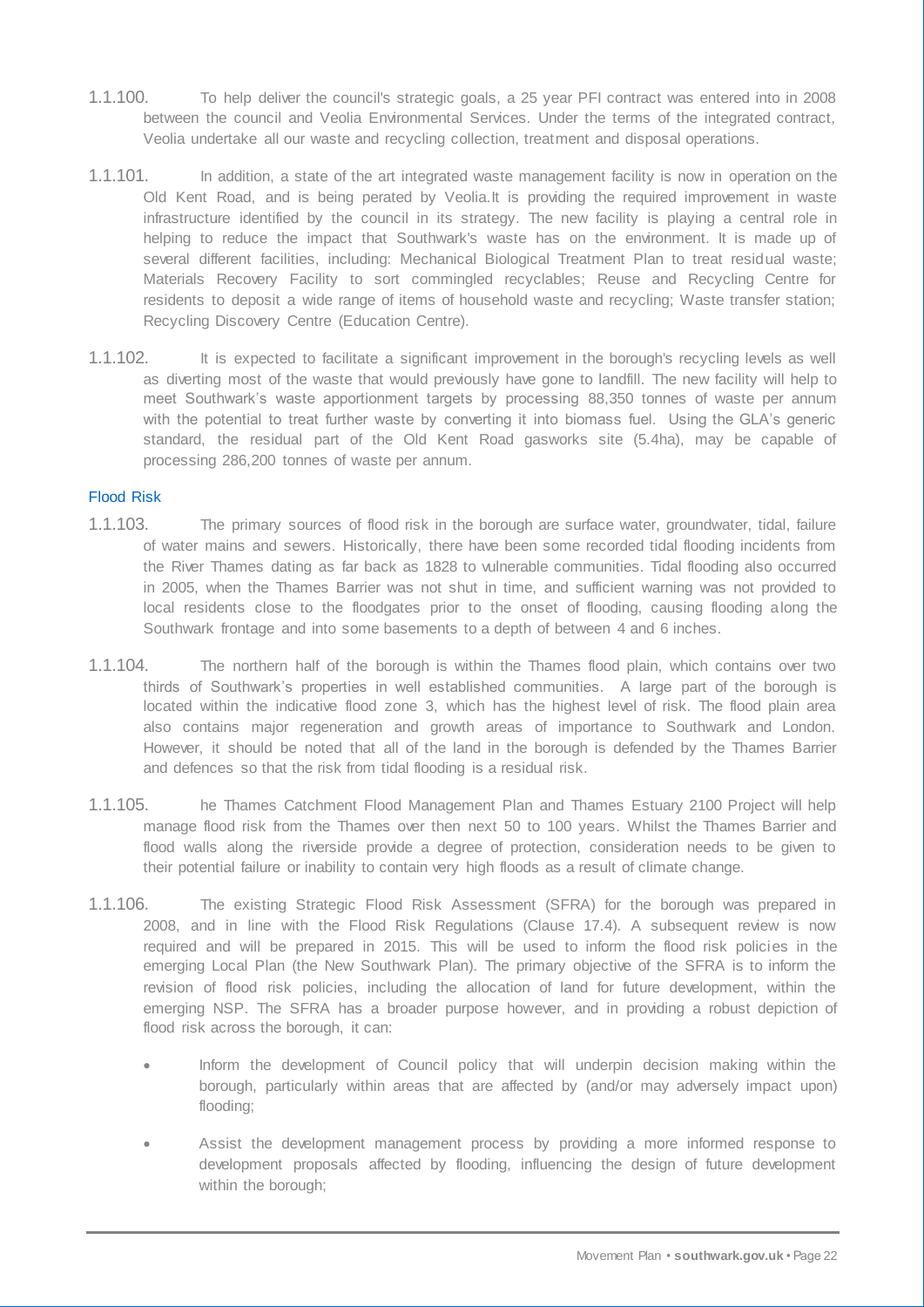1.1.100. To help deliver the council's strategic goals, a 25 year PFI contract was entered into in 2008 between the council and Veolia Environmental Services. Under the terms of the integrated contract, Veolia undertake all our waste and recycling collection, treatment and disposal operations.

1.1.101. In addition, a state of the art integrated waste management facility is now in operation on the Old Kent Road, and is being perated by Veolia.It is providing the required improvement in waste infrastructure identified by the council in its strategy. The new facility is playing a central role in helping to reduce the impact that Southwark's waste has on the environment. It is made up of several different facilities, including: Mechanical Biological Treatment Plan to treat residual waste; Materials Recovery Facility to sort commingled recyclables; Reuse and Recycling Centre for residents to deposit a wide range of items of household waste and recycling; Waste transfer station; Recycling Discovery Centre (Education Centre).

1.1.102. It is expected to facilitate a significant improvement in the borough's recycling levels as well as diverting most of the waste that would previously have gone to landfill. The new facility will help to meet Southwark's waste apportionment targets by processing 88,350 tonnes of waste per annum with the potential to treat further waste by converting it into biomass fuel. Using the GLA's generic standard, the residual part of the Old Kent Road gasworks site (5.4ha), may be capable of processing 286,200 tonnes of waste per annum.

### Flood Risk

1.1.103. The primary sources of flood risk in the borough are surface water, groundwater, tidal, failure of water mains and sewers. Historically, there have been some recorded tidal flooding incidents from the River Thames dating as far back as 1828 to vulnerable communities. Tidal flooding also occurred in 2005, when the Thames Barrier was not shut in time, and sufficient warning was not provided to local residents close to the floodgates prior to the onset of flooding, causing flooding along the Southwark frontage and into some basements to a depth of between 4 and 6 inches.

1.1.104. The northern half of the borough is within the Thames flood plain, which contains over two thirds of Southwark's properties in well established communities. A large part of the borough is located within the indicative flood zone 3, which has the highest level of risk. The flood plain area also contains major regeneration and growth areas of importance to Southwark and London. However, it should be noted that all of the land in the borough is defended by the Thames Barrier and defences so that the risk from tidal flooding is a residual risk.

1.1.105. he Thames Catchment Flood Management Plan and Thames Estuary 2100 Project will help manage flood risk from the Thames over then next 50 to 100 years. Whilst the Thames Barrier and flood walls along the riverside provide a degree of protection, consideration needs to be given to their potential failure or inability to contain very high floods as a result of climate change.

1.1.106. The existing Strategic Flood Risk Assessment (SFRA) for the borough was prepared in 2008, and in line with the Flood Risk Regulations (Clause 17.4). A subsequent review is now required and will be prepared in 2015. This will be used to inform the flood risk policies in the emerging Local Plan (the New Southwark Plan). The primary objective of the SFRA is to inform the revision of flood risk policies, including the allocation of land for future development, within the emerging NSP. The SFRA has a broader purpose however, and in providing a robust depiction of flood risk across the borough, it can:

- Inform the development of Council policy that will underpin decision making within the borough, particularly within areas that are affected by (and/or may adversely impact upon) flooding;
- Assist the development management process by providing a more informed response to development proposals affected by flooding, influencing the design of future development within the borough;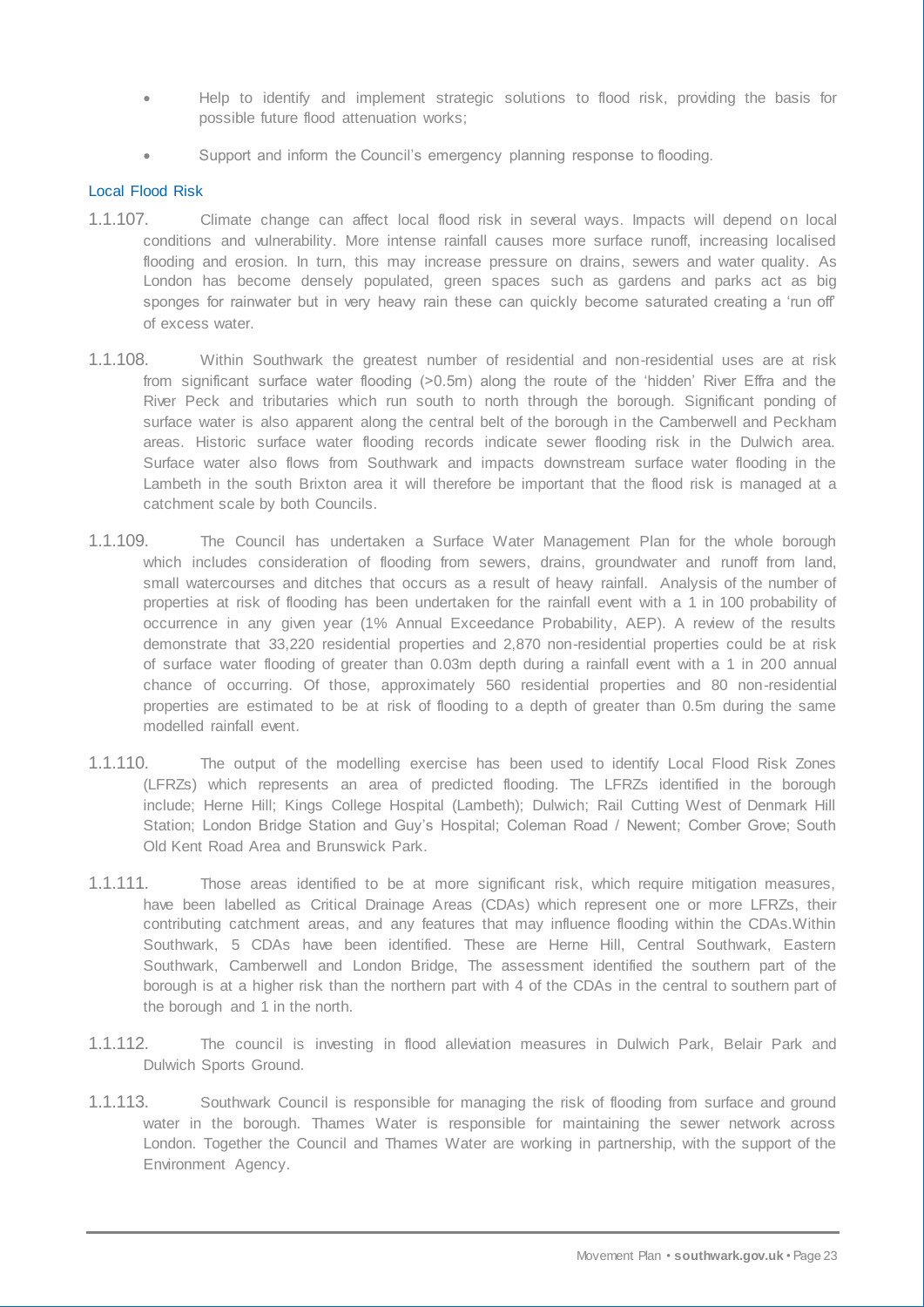- Help to identify and implement strategic solutions to flood risk, providing the basis for possible future flood attenuation works;
- Support and inform the Council's emergency planning response to flooding.

### Local Flood Risk

1.1.107. Climate change can affect local flood risk in several ways. Impacts will depend on local conditions and vulnerability. More intense rainfall causes more surface runoff, increasing localised flooding and erosion. In turn, this may increase pressure on drains, sewers and water quality. As London has become densely populated, green spaces such as gardens and parks act as big sponges for rainwater but in very heavy rain these can quickly become saturated creating a 'run off' of excess water.

1.1.108. Within Southwark the greatest number of residential and non-residential uses are at risk from significant surface water flooding (>0.5m) along the route of the 'hidden' River Effra and the River Peck and tributaries which run south to north through the borough. Significant ponding of surface water is also apparent along the central belt of the borough in the Camberwell and Peckham areas. Historic surface water flooding records indicate sewer flooding risk in the Dulwich area. Surface water also flows from Southwark and impacts downstream surface water flooding in the Lambeth in the south Brixton area it will therefore be important that the flood risk is managed at a catchment scale by both Councils.

1.1.109. The Council has undertaken a Surface Water Management Plan for the whole borough which includes consideration of flooding from sewers, drains, groundwater and runoff from land, small watercourses and ditches that occurs as a result of heavy rainfall. Analysis of the number of properties at risk of flooding has been undertaken for the rainfall event with a 1 in 100 probability of occurrence in any given year (1% Annual Exceedance Probability, AEP). A review of the results demonstrate that 33,220 residential properties and 2,870 non-residential properties could be at risk of surface water flooding of greater than 0.03m depth during a rainfall event with a 1 in 200 annual chance of occurring. Of those, approximately 560 residential properties and 80 non-residential properties are estimated to be at risk of flooding to a depth of greater than 0.5m during the same modelled rainfall event.

1.1.110. The output of the modelling exercise has been used to identify Local Flood Risk Zones (LFRZs) which represents an area of predicted flooding. The LFRZs identified in the borough include; Herne Hill; Kings College Hospital (Lambeth); Dulwich; Rail Cutting West of Denmark Hill Station; London Bridge Station and Guy's Hospital; Coleman Road / Newent; Comber Grove; South Old Kent Road Area and Brunswick Park.

1.1.111. Those areas identified to be at more significant risk, which require mitigation measures, have been labelled as Critical Drainage Areas (CDAs) which represent one or more LFRZs, their contributing catchment areas, and any features that may influence flooding within the CDAs.Within Southwark, 5 CDAs have been identified. These are Herne Hill, Central Southwark, Eastern Southwark, Camberwell and London Bridge, The assessment identified the southern part of the borough is at a higher risk than the northern part with 4 of the CDAs in the central to southern part of the borough and 1 in the north.

1.1.112. The council is investing in flood alleviation measures in Dulwich Park, Belair Park and Dulwich Sports Ground.

1.1.113. Southwark Council is responsible for managing the risk of flooding from surface and ground water in the borough. Thames Water is responsible for maintaining the sewer network across London. Together the Council and Thames Water are working in partnership, with the support of the Environment Agency.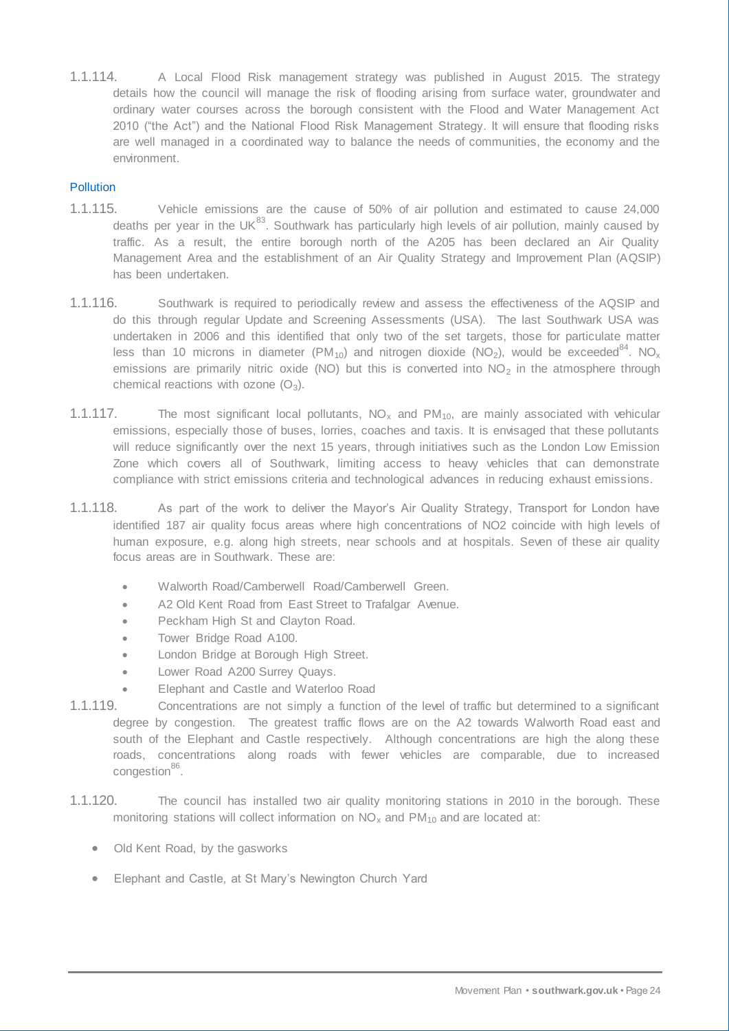1.1.114. A Local Flood Risk management strategy was published in August 2015. The strategy details how the council will manage the risk of flooding arising from surface water, groundwater and ordinary water courses across the borough consistent with the Flood and Water Management Act 2010 ("the Act") and the National Flood Risk Management Strategy. It will ensure that flooding risks are well managed in a coordinated way to balance the needs of communities, the economy and the environment.

### Pollution

1.1.115. Vehicle emissions are the cause of 50% of air pollution and estimated to cause 24,000 deaths per year in the UK[83]. Southwark has particularly high levels of air pollution, mainly caused by traffic. As a result, the entire borough north of the A205 has been declared an Air Quality Management Area and the establishment of an Air Quality Strategy and Improvement Plan (AQSIP) has been undertaken.

1.1.116. Southwark is required to periodically review and assess the effectiveness of the AQSIP and do this through regular Update and Screening Assessments (USA). The last Southwark USA was undertaken in 2006 and this identified that only two of the set targets, those for particulate matter less than 10 microns in diameter ($PM_{10}$) and nitrogen dioxide ($NO_2$), would be exceeded[84]. $NO_x$ emissions are primarily nitric oxide (NO) but this is converted into $NO_2$ in the atmosphere through chemical reactions with ozone ($O_3$).

1.1.117. The most significant local pollutants, $NO_x$ and $PM_{10}$, are mainly associated with vehicular emissions, especially those of buses, lorries, coaches and taxis. It is envisaged that these pollutants will reduce significantly over the next 15 years, through initiatives such as the London Low Emission Zone which covers all of Southwark, limiting access to heavy vehicles that can demonstrate compliance with strict emissions criteria and technological advances in reducing exhaust emissions.

1.1.118. As part of the work to deliver the Mayor's Air Quality Strategy, Transport for London have identified 187 air quality focus areas where high concentrations of NO2 coincide with high levels of human exposure, e.g. along high streets, near schools and at hospitals. Seven of these air quality focus areas are in Southwark. These are:

- Walworth Road/Camberwell Road/Camberwell Green.
- A2 Old Kent Road from East Street to Trafalgar Avenue.
- Peckham High St and Clayton Road.
- Tower Bridge Road A100.
- London Bridge at Borough High Street.
- Lower Road A200 Surrey Quays.
- Elephant and Castle and Waterloo Road

1.1.119. Concentrations are not simply a function of the level of traffic but determined to a significant degree by congestion. The greatest traffic flows are on the A2 towards Walworth Road east and south of the Elephant and Castle respectively. Although concentrations are high the along these roads, concentrations along roads with fewer vehicles are comparable, due to increased congestion[86].

1.1.120. The council has installed two air quality monitoring stations in 2010 in the borough. These monitoring stations will collect information on $NO_x$ and $PM_{10}$ and are located at:

- Old Kent Road, by the gasworks
- Elephant and Castle, at St Mary's Newington Church Yard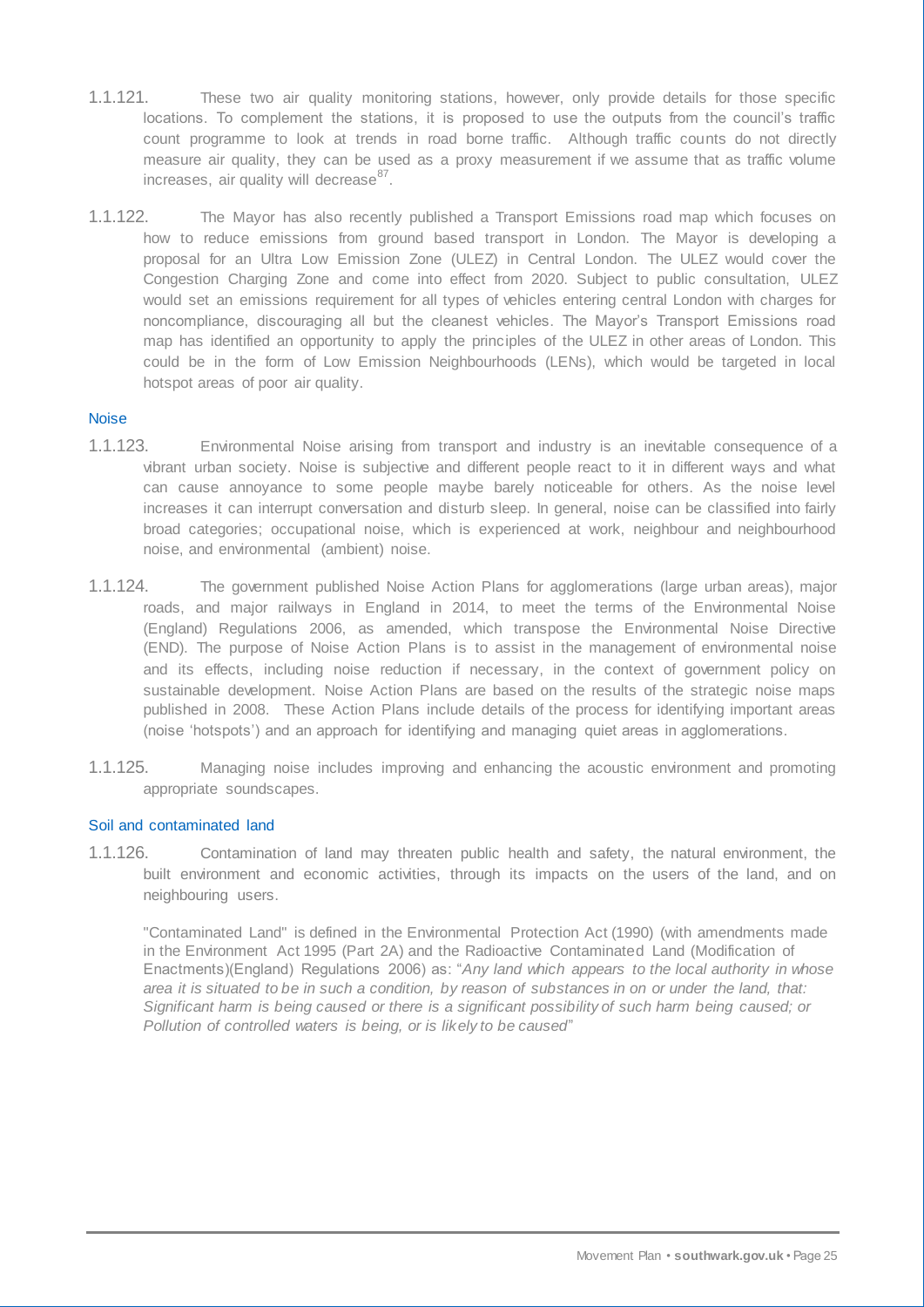1.1.121. These two air quality monitoring stations, however, only provide details for those specific locations. To complement the stations, it is proposed to use the outputs from the council's traffic count programme to look at trends in road borne traffic. Although traffic counts do not directly measure air quality, they can be used as a proxy measurement if we assume that as traffic volume increases, air quality will decrease[87].

1.1.122. The Mayor has also recently published a Transport Emissions road map which focuses on how to reduce emissions from ground based transport in London. The Mayor is developing a proposal for an Ultra Low Emission Zone (ULEZ) in Central London. The ULEZ would cover the Congestion Charging Zone and come into effect from 2020. Subject to public consultation, ULEZ would set an emissions requirement for all types of vehicles entering central London with charges for noncompliance, discouraging all but the cleanest vehicles. The Mayor's Transport Emissions road map has identified an opportunity to apply the principles of the ULEZ in other areas of London. This could be in the form of Low Emission Neighbourhoods (LENs), which would be targeted in local hotspot areas of poor air quality.

### Noise

1.1.123. Environmental Noise arising from transport and industry is an inevitable consequence of a vibrant urban society. Noise is subjective and different people react to it in different ways and what can cause annoyance to some people maybe barely noticeable for others. As the noise level increases it can interrupt conversation and disturb sleep. In general, noise can be classified into fairly broad categories; occupational noise, which is experienced at work, neighbour and neighbourhood noise, and environmental (ambient) noise.

1.1.124. The government published Noise Action Plans for agglomerations (large urban areas), major roads, and major railways in England in 2014, to meet the terms of the Environmental Noise (England) Regulations 2006, as amended, which transpose the Environmental Noise Directive (END). The purpose of Noise Action Plans is to assist in the management of environmental noise and its effects, including noise reduction if necessary, in the context of government policy on sustainable development. Noise Action Plans are based on the results of the strategic noise maps published in 2008. These Action Plans include details of the process for identifying important areas (noise 'hotspots') and an approach for identifying and managing quiet areas in agglomerations.

1.1.125. Managing noise includes improving and enhancing the acoustic environment and promoting appropriate soundscapes.

### Soil and contaminated land

1.1.126. Contamination of land may threaten public health and safety, the natural environment, the built environment and economic activities, through its impacts on the users of the land, and on neighbouring users.

"Contaminated Land" is defined in the Environmental Protection Act (1990) (with amendments made in the Environment Act 1995 (Part 2A) and the Radioactive Contaminated Land (Modification of Enactments)(England) Regulations 2006) as: "*Any land which appears to the local authority in whose area it is situated to be in such a condition, by reason of substances in on or under the land, that: Significant harm is being caused or there is a significant possibility of such harm being caused; or Pollution of controlled waters is being, or is likely to be caused*"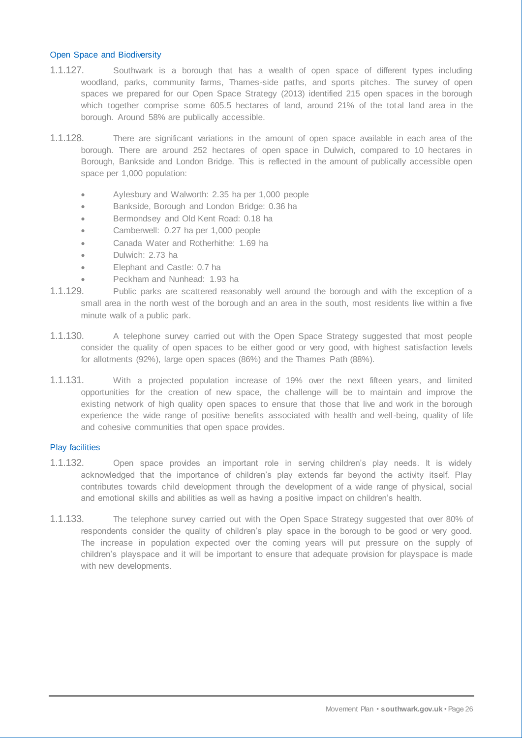## Open Space and Biodiversity

1.1.127. Southwark is a borough that has a wealth of open space of different types including woodland, parks, community farms, Thames-side paths, and sports pitches. The survey of open spaces we prepared for our Open Space Strategy (2013) identified 215 open spaces in the borough which together comprise some 605.5 hectares of land, around 21% of the total land area in the borough. Around 58% are publically accessible.

1.1.128. There are significant variations in the amount of open space available in each area of the borough. There are around 252 hectares of open space in Dulwich, compared to 10 hectares in Borough, Bankside and London Bridge. This is reflected in the amount of publically accessible open space per 1,000 population:

- Aylesbury and Walworth: 2.35 ha per 1,000 people
- Bankside, Borough and London Bridge: 0.36 ha
- Bermondsey and Old Kent Road: 0.18 ha
- Camberwell: 0.27 ha per 1,000 people
- Canada Water and Rotherhithe: 1.69 ha
- Dulwich: 2.73 ha
- Elephant and Castle: 0.7 ha
- Peckham and Nunhead: 1.93 ha

1.1.129. Public parks are scattered reasonably well around the borough and with the exception of a small area in the north west of the borough and an area in the south, most residents live within a five minute walk of a public park.

1.1.130. A telephone survey carried out with the Open Space Strategy suggested that most people consider the quality of open spaces to be either good or very good, with highest satisfaction levels for allotments (92%), large open spaces (86%) and the Thames Path (88%).

1.1.131. With a projected population increase of 19% over the next fifteen years, and limited opportunities for the creation of new space, the challenge will be to maintain and improve the existing network of high quality open spaces to ensure that those that live and work in the borough experience the wide range of positive benefits associated with health and well-being, quality of life and cohesive communities that open space provides.

## Play facilities

1.1.132. Open space provides an important role in serving children's play needs. It is widely acknowledged that the importance of children's play extends far beyond the activity itself. Play contributes towards child development through the development of a wide range of physical, social and emotional skills and abilities as well as having a positive impact on children's health.

1.1.133. The telephone survey carried out with the Open Space Strategy suggested that over 80% of respondents consider the quality of children's play space in the borough to be good or very good. The increase in population expected over the coming years will put pressure on the supply of children's playspace and it will be important to ensure that adequate provision for playspace is made with new developments.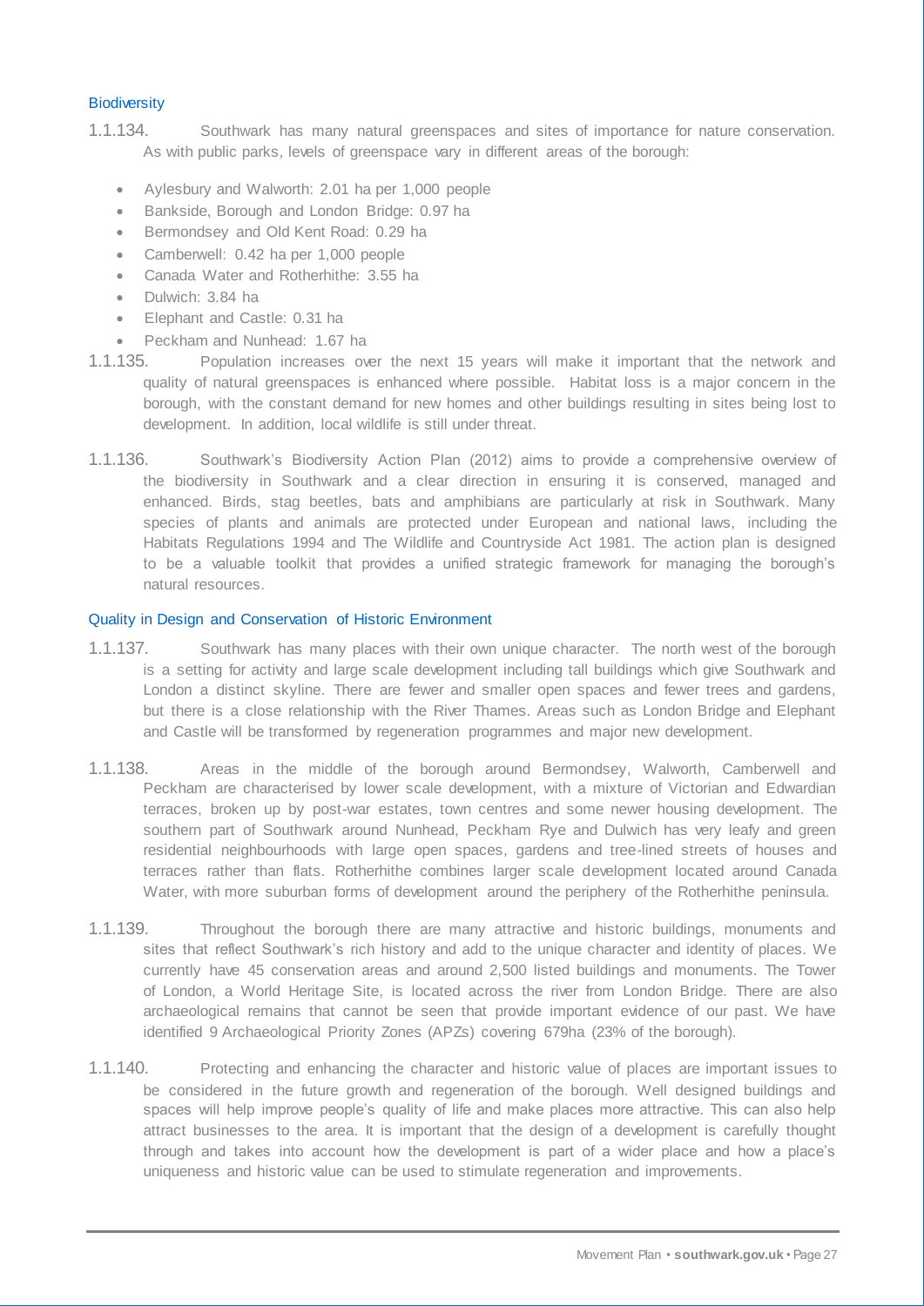### Biodiversity

1.1.134. Southwark has many natural greenspaces and sites of importance for nature conservation. As with public parks, levels of greenspace vary in different areas of the borough:

- Aylesbury and Walworth: 2.01 ha per 1,000 people
- Bankside, Borough and London Bridge: 0.97 ha
- Bermondsey and Old Kent Road: 0.29 ha
- Camberwell: 0.42 ha per 1,000 people
- Canada Water and Rotherhithe: 3.55 ha
- Dulwich: 3.84 ha
- Elephant and Castle: 0.31 ha
- Peckham and Nunhead: 1.67 ha

1.1.135. Population increases over the next 15 years will make it important that the network and quality of natural greenspaces is enhanced where possible. Habitat loss is a major concern in the borough, with the constant demand for new homes and other buildings resulting in sites being lost to development. In addition, local wildlife is still under threat.

1.1.136. Southwark's Biodiversity Action Plan (2012) aims to provide a comprehensive overview of the biodiversity in Southwark and a clear direction in ensuring it is conserved, managed and enhanced. Birds, stag beetles, bats and amphibians are particularly at risk in Southwark. Many species of plants and animals are protected under European and national laws, including the Habitats Regulations 1994 and The Wildlife and Countryside Act 1981. The action plan is designed to be a valuable toolkit that provides a unified strategic framework for managing the borough's natural resources.

### Quality in Design and Conservation of Historic Environment

1.1.137. Southwark has many places with their own unique character. The north west of the borough is a setting for activity and large scale development including tall buildings which give Southwark and London a distinct skyline. There are fewer and smaller open spaces and fewer trees and gardens, but there is a close relationship with the River Thames. Areas such as London Bridge and Elephant and Castle will be transformed by regeneration programmes and major new development.

1.1.138. Areas in the middle of the borough around Bermondsey, Walworth, Camberwell and Peckham are characterised by lower scale development, with a mixture of Victorian and Edwardian terraces, broken up by post-war estates, town centres and some newer housing development. The southern part of Southwark around Nunhead, Peckham Rye and Dulwich has very leafy and green residential neighbourhoods with large open spaces, gardens and tree-lined streets of houses and terraces rather than flats. Rotherhithe combines larger scale development located around Canada Water, with more suburban forms of development around the periphery of the Rotherhithe peninsula.

1.1.139. Throughout the borough there are many attractive and historic buildings, monuments and sites that reflect Southwark's rich history and add to the unique character and identity of places. We currently have 45 conservation areas and around 2,500 listed buildings and monuments. The Tower of London, a World Heritage Site, is located across the river from London Bridge. There are also archaeological remains that cannot be seen that provide important evidence of our past. We have identified 9 Archaeological Priority Zones (APZs) covering 679ha (23% of the borough).

1.1.140. Protecting and enhancing the character and historic value of places are important issues to be considered in the future growth and regeneration of the borough. Well designed buildings and spaces will help improve people's quality of life and make places more attractive. This can also help attract businesses to the area. It is important that the design of a development is carefully thought through and takes into account how the development is part of a wider place and how a place's uniqueness and historic value can be used to stimulate regeneration and improvements.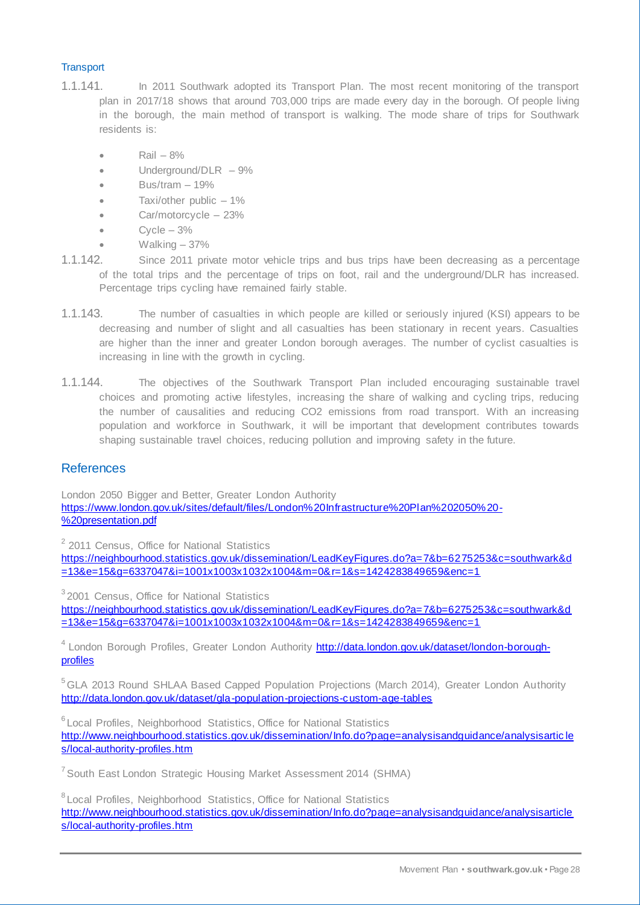### Transport

1.1.141. In 2011 Southwark adopted its Transport Plan. The most recent monitoring of the transport plan in 2017/18 shows that around 703,000 trips are made every day in the borough. Of people living in the borough, the main method of transport is walking. The mode share of trips for Southwark residents is:

- Rail – 8%
- Underground/DLR – 9%
- Bus/tram – 19%
- Taxi/other public – 1%
- Car/motorcycle – 23%
- Cycle – 3%
- Walking – 37%

1.1.142. Since 2011 private motor vehicle trips and bus trips have been decreasing as a percentage of the total trips and the percentage of trips on foot, rail and the underground/DLR has increased. Percentage trips cycling have remained fairly stable.

1.1.143. The number of casualties in which people are killed or seriously injured (KSI) appears to be decreasing and number of slight and all casualties has been stationary in recent years. Casualties are higher than the inner and greater London borough averages. The number of cyclist casualties is increasing in line with the growth in cycling.

1.1.144. The objectives of the Southwark Transport Plan included encouraging sustainable travel choices and promoting active lifestyles, increasing the share of walking and cycling trips, reducing the number of causalities and reducing CO2 emissions from road transport. With an increasing population and workforce in Southwark, it will be important that development contributes towards shaping sustainable travel choices, reducing pollution and improving safety in the future.

## References

London 2050 Bigger and Better, Greater London Authority
https://www.london.gov.uk/sites/default/files/London%20Infrastructure%20Plan%202050%20-%20presentation.pdf

[2] 2011 Census, Office for National Statistics
https://neighbourhood.statistics.gov.uk/dissemination/LeadKeyFigures.do?a=7&b=6275253&c=southwark&d=13&e=15&g=6337047&i=1001x1003x1032x1004&m=0&r=1&s=1424283849659&enc=1

[3] 2001 Census, Office for National Statistics
https://neighbourhood.statistics.gov.uk/dissemination/LeadKeyFigures.do?a=7&b=6275253&c=southwark&d=13&e=15&g=6337047&i=1001x1003x1032x1004&m=0&r=1&s=1424283849659&enc=1

[4] London Borough Profiles, Greater London Authority http://data.london.gov.uk/dataset/london-borough-profiles

[5] GLA 2013 Round SHLAA Based Capped Population Projections (March 2014), Greater London Authority http://data.london.gov.uk/dataset/gla-population-projections-custom-age-tables

[6] Local Profiles, Neighborhood Statistics, Office for National Statistics
http://www.neighbourhood.statistics.gov.uk/dissemination/Info.do?page=analysisandguidance/analysisarticles/local-authority-profiles.htm

[7] South East London Strategic Housing Market Assessment 2014 (SHMA)

[8] Local Profiles, Neighborhood Statistics, Office for National Statistics
http://www.neighbourhood.statistics.gov.uk/dissemination/Info.do?page=analysisandguidance/analysisarticles/local-authority-profiles.htm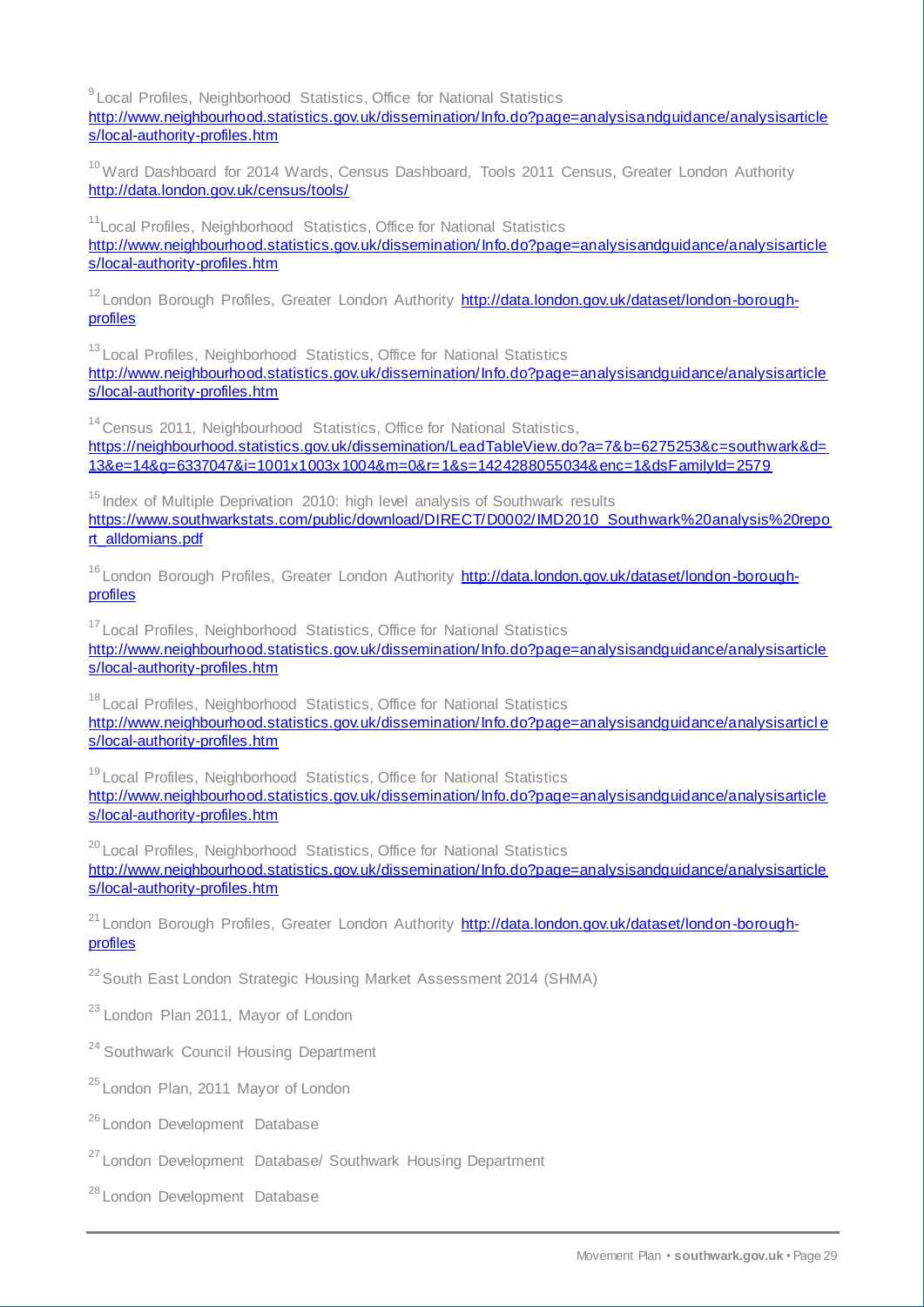[9] Local Profiles, Neighborhood Statistics, Office for National Statistics
http://www.neighbourhood.statistics.gov.uk/dissemination/Info.do?page=analysisandguidance/analysisarticles/local-authority-profiles.htm

[10] Ward Dashboard for 2014 Wards, Census Dashboard, Tools 2011 Census, Greater London Authority
http://data.london.gov.uk/census/tools/

[11] Local Profiles, Neighborhood Statistics, Office for National Statistics
http://www.neighbourhood.statistics.gov.uk/dissemination/Info.do?page=analysisandguidance/analysisarticles/local-authority-profiles.htm

[12] London Borough Profiles, Greater London Authority http://data.london.gov.uk/dataset/london-borough-profiles

[13] Local Profiles, Neighborhood Statistics, Office for National Statistics
http://www.neighbourhood.statistics.gov.uk/dissemination/Info.do?page=analysisandguidance/analysisarticles/local-authority-profiles.htm

[14] Census 2011, Neighbourhood Statistics, Office for National Statistics,
https://neighbourhood.statistics.gov.uk/dissemination/LeadTableView.do?a=7&b=6275253&c=southwark&d=13&e=14&g=6337047&i=1001x1003x1004&m=0&r=1&s=1424288055034&enc=1&dsFamilyId=2579

[15] Index of Multiple Deprivation 2010: high level analysis of Southwark results
https://www.southwarkstats.com/public/download/DIRECT/D0002/IMD2010_Southwark%20analysis%20report_alldomians.pdf

[16] London Borough Profiles, Greater London Authority http://data.london.gov.uk/dataset/london-borough-profiles

[17] Local Profiles, Neighborhood Statistics, Office for National Statistics
http://www.neighbourhood.statistics.gov.uk/dissemination/Info.do?page=analysisandguidance/analysisarticles/local-authority-profiles.htm

[18] Local Profiles, Neighborhood Statistics, Office for National Statistics
http://www.neighbourhood.statistics.gov.uk/dissemination/Info.do?page=analysisandguidance/analysisarticles/local-authority-profiles.htm

[19] Local Profiles, Neighborhood Statistics, Office for National Statistics
http://www.neighbourhood.statistics.gov.uk/dissemination/Info.do?page=analysisandguidance/analysisarticles/local-authority-profiles.htm

[20] Local Profiles, Neighborhood Statistics, Office for National Statistics
http://www.neighbourhood.statistics.gov.uk/dissemination/Info.do?page=analysisandguidance/analysisarticles/local-authority-profiles.htm

[21] London Borough Profiles, Greater London Authority http://data.london.gov.uk/dataset/london-borough-profiles

[22] South East London Strategic Housing Market Assessment 2014 (SHMA)

[23] London Plan 2011, Mayor of London

[24] Southwark Council Housing Department

[25] London Plan, 2011 Mayor of London

[26] London Development Database

[27] London Development Database/ Southwark Housing Department

[28] London Development Database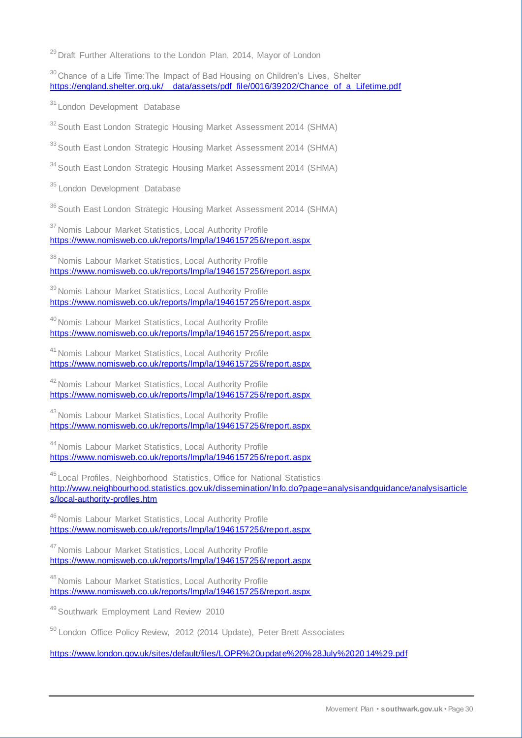[29] Draft Further Alterations to the London Plan, 2014, Mayor of London

[30] Chance of a Life Time:The Impact of Bad Housing on Children's Lives, Shelter
https://england.shelter.org.uk/__data/assets/pdf_file/0016/39202/Chance_of_a_Lifetime.pdf

[31] London Development Database

[32] South East London Strategic Housing Market Assessment 2014 (SHMA)

[33] South East London Strategic Housing Market Assessment 2014 (SHMA)

[34] South East London Strategic Housing Market Assessment 2014 (SHMA)

[35] London Development Database

[36] South East London Strategic Housing Market Assessment 2014 (SHMA)

[37] Nomis Labour Market Statistics, Local Authority Profile
https://www.nomisweb.co.uk/reports/lmp/la/1946157256/report.aspx

[38] Nomis Labour Market Statistics, Local Authority Profile
https://www.nomisweb.co.uk/reports/lmp/la/1946157256/report.aspx

[39] Nomis Labour Market Statistics, Local Authority Profile
https://www.nomisweb.co.uk/reports/lmp/la/1946157256/report.aspx

[40] Nomis Labour Market Statistics, Local Authority Profile
https://www.nomisweb.co.uk/reports/lmp/la/1946157256/report.aspx

[41] Nomis Labour Market Statistics, Local Authority Profile
https://www.nomisweb.co.uk/reports/lmp/la/1946157256/report.aspx

[42] Nomis Labour Market Statistics, Local Authority Profile
https://www.nomisweb.co.uk/reports/lmp/la/1946157256/report.aspx

[43] Nomis Labour Market Statistics, Local Authority Profile
https://www.nomisweb.co.uk/reports/lmp/la/1946157256/report.aspx

[44] Nomis Labour Market Statistics, Local Authority Profile
https://www.nomisweb.co.uk/reports/lmp/la/1946157256/report.aspx

[45] Local Profiles, Neighborhood Statistics, Office for National Statistics
http://www.neighbourhood.statistics.gov.uk/dissemination/Info.do?page=analysisandguidance/analysisarticles/local-authority-profiles.htm

[46] Nomis Labour Market Statistics, Local Authority Profile
https://www.nomisweb.co.uk/reports/lmp/la/1946157256/report.aspx

[47] Nomis Labour Market Statistics, Local Authority Profile
https://www.nomisweb.co.uk/reports/lmp/la/1946157256/report.aspx

[48] Nomis Labour Market Statistics, Local Authority Profile
https://www.nomisweb.co.uk/reports/lmp/la/1946157256/report.aspx

[49] Southwark Employment Land Review 2010

[50] London Office Policy Review, 2012 (2014 Update), Peter Brett Associates

https://www.london.gov.uk/sites/default/files/LOPR%20update%20%28July%202014%29.pdf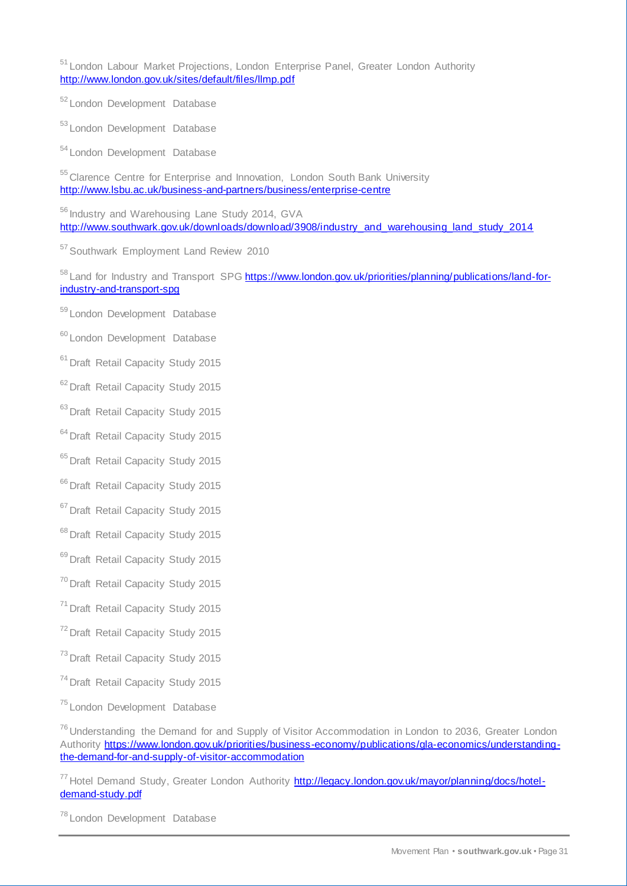[51] London Labour Market Projections, London Enterprise Panel, Greater London Authority http://www.london.gov.uk/sites/default/files/llmp.pdf

[52] London Development Database

[53] London Development Database

[54] London Development Database

[55] Clarence Centre for Enterprise and Innovation, London South Bank University http://www.lsbu.ac.uk/business-and-partners/business/enterprise-centre

[56] Industry and Warehousing Lane Study 2014, GVA http://www.southwark.gov.uk/downloads/download/3908/industry_and_warehousing_land_study_2014

[57] Southwark Employment Land Review 2010

[58] Land for Industry and Transport SPG https://www.london.gov.uk/priorities/planning/publications/land-for-industry-and-transport-spg

[59] London Development Database

[60] London Development Database

[61] Draft Retail Capacity Study 2015

[62] Draft Retail Capacity Study 2015

[63] Draft Retail Capacity Study 2015

[64] Draft Retail Capacity Study 2015

[65] Draft Retail Capacity Study 2015

[66] Draft Retail Capacity Study 2015

[67] Draft Retail Capacity Study 2015

[68] Draft Retail Capacity Study 2015

[69] Draft Retail Capacity Study 2015

[70] Draft Retail Capacity Study 2015

[71] Draft Retail Capacity Study 2015

[72] Draft Retail Capacity Study 2015

[73] Draft Retail Capacity Study 2015

[74] Draft Retail Capacity Study 2015

[75] London Development Database

[76] Understanding the Demand for and Supply of Visitor Accommodation in London to 2036, Greater London Authority https://www.london.gov.uk/priorities/business-economy/publications/gla-economics/understanding-the-demand-for-and-supply-of-visitor-accommodation

[77] Hotel Demand Study, Greater London Authority http://legacy.london.gov.uk/mayor/planning/docs/hotel-demand-study.pdf

[78] London Development Database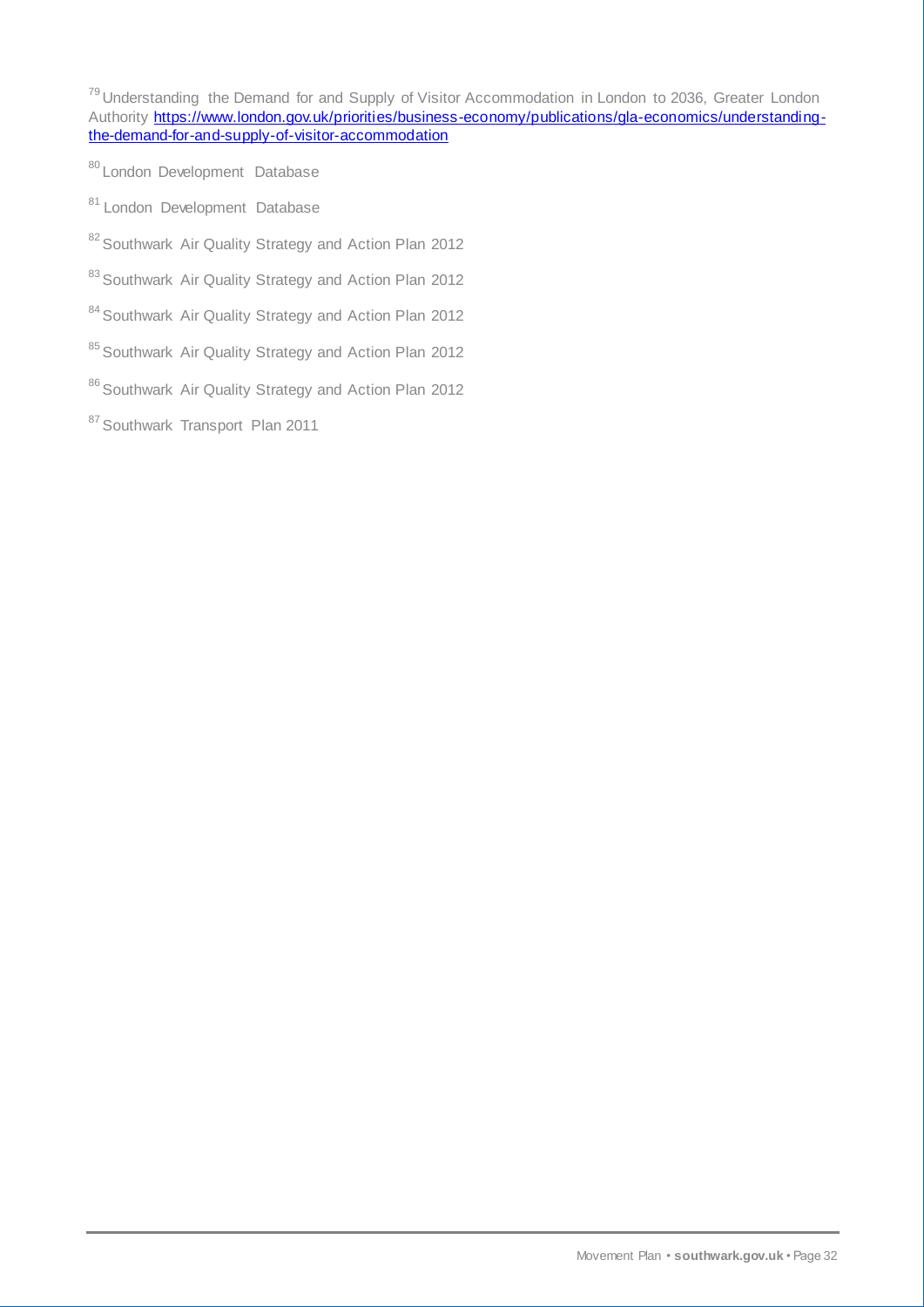[79] Understanding the Demand for and Supply of Visitor Accommodation in London to 2036, Greater London Authority https://www.london.gov.uk/priorities/business-economy/publications/gla-economics/understanding-the-demand-for-and-supply-of-visitor-accommodation

[80] London Development Database

[81] London Development Database

[82] Southwark Air Quality Strategy and Action Plan 2012

[83] Southwark Air Quality Strategy and Action Plan 2012

[84] Southwark Air Quality Strategy and Action Plan 2012

[85] Southwark Air Quality Strategy and Action Plan 2012

[86] Southwark Air Quality Strategy and Action Plan 2012

[87] Southwark Transport Plan 2011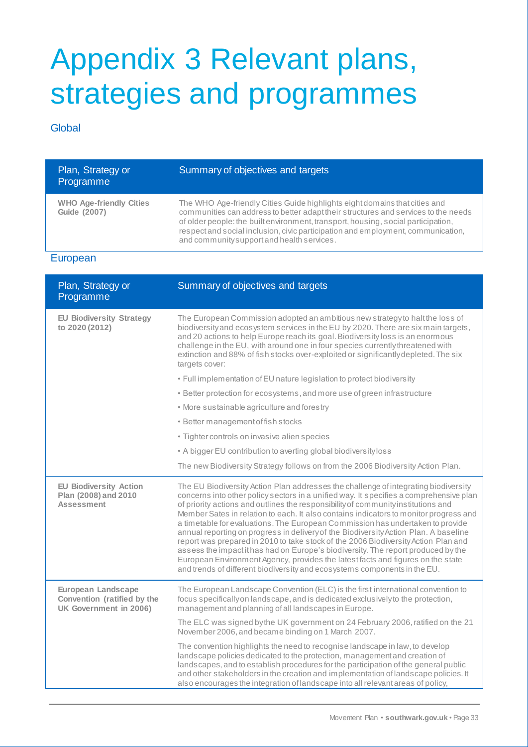# Appendix 3 Relevant plans, strategies and programmes

## Global

| Plan, Strategy or Programme | Summary of objectives and targets |
| --- | --- |
| **WHO Age-friendly Cities Guide (2007)** | The WHO Age-friendly Cities Guide highlights eight domains that cities and communities can address to better adapt their structures and services to the needs of older people: the built environment, transport, housing, social participation, respect and social inclusion, civic participation and employment, communication, and community support and health services. |

## European

| Plan, Strategy or Programme | Summary of objectives and targets |
| --- | --- |
| **EU Biodiversity Strategy to 2020 (2012)** | The European Commission adopted an ambitious new strategy to halt the loss of biodiversity and ecosystem services in the EU by 2020. There are six main targets, and 20 actions to help Europe reach its goal. Biodiversity loss is an enormous challenge in the EU, with around one in four species currently threatened with extinction and 88% of fish stocks over-exploited or significantly depleted. The six targets cover:<br>• Full implementation of EU nature legislation to protect biodiversity<br>• Better protection for ecosystems, and more use of green infrastructure<br>• More sustainable agriculture and forestry<br>• Better management of fish stocks<br>• Tighter controls on invasive alien species<br>• A bigger EU contribution to averting global biodiversity loss<br>The new Biodiversity Strategy follows on from the 2006 Biodiversity Action Plan. |
| **EU Biodiversity Action Plan (2008) and 2010 Assessment** | The EU Biodiversity Action Plan addresses the challenge of integrating biodiversity concerns into other policy sectors in a unified way. It specifies a comprehensive plan of priority actions and outlines the responsibility of community institutions and Member Sates in relation to each. It also contains indicators to monitor progress and a timetable for evaluations. The European Commission has undertaken to provide annual reporting on progress in delivery of the Biodiversity Action Plan. A baseline report was prepared in 2010 to take stock of the 2006 Biodiversity Action Plan and assess the impact it has had on Europe's biodiversity. The report produced by the European Environment Agency, provides the latest facts and figures on the state and trends of different biodiversity and ecosystems components in the EU. |
| **European Landscape Convention (ratified by the UK Government in 2006)** | The European Landscape Convention (ELC) is the first international convention to focus specifically on landscape, and is dedicated exclusively to the protection, management and planning of all landscapes in Europe.<br>The ELC was signed by the UK government on 24 February 2006, ratified on the 21 November 2006, and became binding on 1 March 2007.<br>The convention highlights the need to recognise landscape in law, to develop landscape policies dedicated to the protection, management and creation of landscapes, and to establish procedures for the participation of the general public and other stakeholders in the creation and implementation of landscape policies. It also encourages the integration of landscape into all relevant areas of policy, |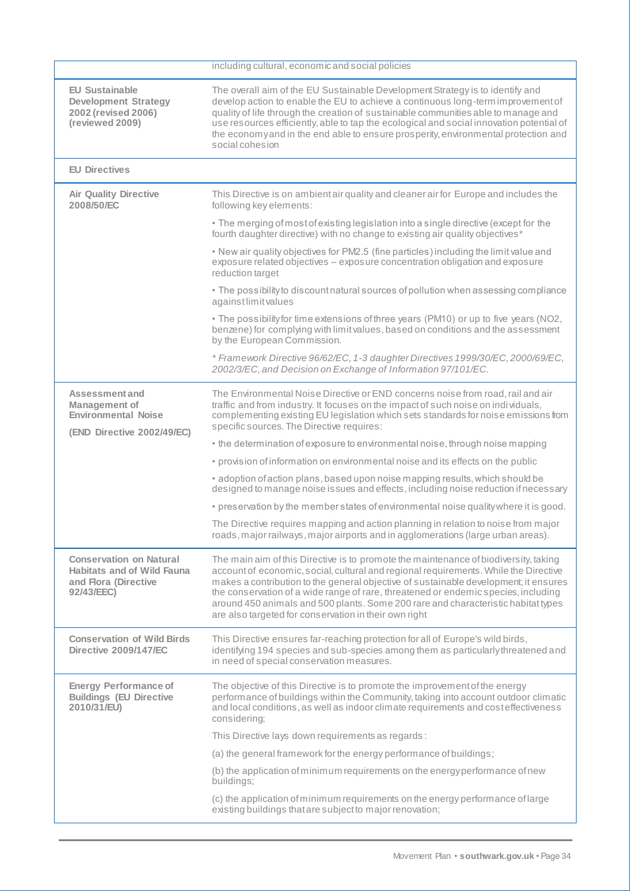| | |
|---|---|
| | including cultural, economic and social policies |
| **EU Sustainable Development Strategy 2002 (revised 2006) (reviewed 2009)** | The overall aim of the EU Sustainable Development Strategy is to identify and develop action to enable the EU to achieve a continuous long-term improvement of quality of life through the creation of sustainable communities able to manage and use resources efficiently, able to tap the ecological and social innovation potential of the economy and in the end able to ensure prosperity, environmental protection and social cohesion |
| **EU Directives** | |
| **Air Quality Directive 2008/50/EC** | This Directive is on ambient air quality and cleaner air for Europe and includes the following key elements:<br>• The merging of most of existing legislation into a single directive (except for the fourth daughter directive) with no change to existing air quality objectives*<br>• New air quality objectives for PM2.5 (fine particles) including the limit value and exposure related objectives – exposure concentration obligation and exposure reduction target<br>• The possibility to discount natural sources of pollution when assessing compliance against limit values<br>• The possibility for time extensions of three years (PM10) or up to five years (NO2, benzene) for complying with limit values, based on conditions and the assessment by the European Commission.<br>*\* Framework Directive 96/62/EC, 1-3 daughter Directives 1999/30/EC, 2000/69/EC, 2002/3/EC, and Decision on Exchange of Information 97/101/EC.* |
| **Assessment and Management of Environmental Noise**<br>**(END Directive 2002/49/EC)** | The Environmental Noise Directive or END concerns noise from road, rail and air traffic and from industry. It focuses on the impact of such noise on individuals, complementing existing EU legislation which sets standards for noise emissions from specific sources. The Directive requires:<br>• the determination of exposure to environmental noise, through noise mapping<br>• provision of information on environmental noise and its effects on the public<br>• adoption of action plans, based upon noise mapping results, which should be designed to manage noise issues and effects, including noise reduction if necessary<br>• preservation by the member states of environmental noise quality where it is good.<br>The Directive requires mapping and action planning in relation to noise from major roads, major railways, major airports and in agglomerations (large urban areas). |
| **Conservation on Natural Habitats and of Wild Fauna and Flora (Directive 92/43/EEC)** | The main aim of this Directive is to promote the maintenance of biodiversity, taking account of economic, social, cultural and regional requirements. While the Directive makes a contribution to the general objective of sustainable development; it ensures the conservation of a wide range of rare, threatened or endemic species, including around 450 animals and 500 plants. Some 200 rare and characteristic habitat types are also targeted for conservation in their own right |
| **Conservation of Wild Birds Directive 2009/147/EC** | This Directive ensures far-reaching protection for all of Europe's wild birds, identifying 194 species and sub-species among them as particularly threatened and in need of special conservation measures. |
| **Energy Performance of Buildings (EU Directive 2010/31/EU)** | The objective of this Directive is to promote the improvement of the energy performance of buildings within the Community, taking into account outdoor climatic and local conditions, as well as indoor climate requirements and cost effectiveness considering;<br>This Directive lays down requirements as regards:<br>(a) the general framework for the energy performance of buildings;<br>(b) the application of minimum requirements on the energy performance of new buildings;<br>(c) the application of minimum requirements on the energy performance of large existing buildings that are subject to major renovation; |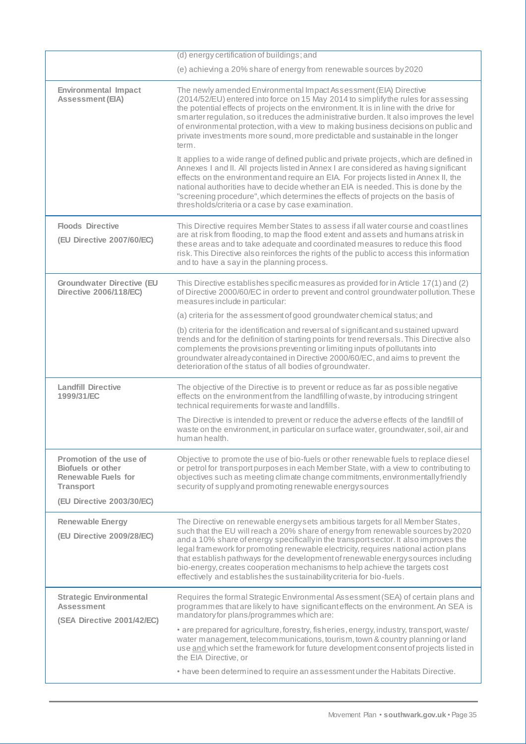| | |
|---|---|
| | (d) energy certification of buildings; and<br><br>(e) achieving a 20% share of energy from renewable sources by 2020 |
| **Environmental Impact Assessment (EIA)** | The newly amended Environmental Impact Assessment (EIA) Directive (2014/52/EU) entered into force on 15 May 2014 to simplify the rules for assessing the potential effects of projects on the environment. It is in line with the drive for smarter regulation, so it reduces the administrative burden. It also improves the level of environmental protection, with a view to making business decisions on public and private investments more sound, more predictable and sustainable in the longer term.<br><br>It applies to a wide range of defined public and private projects, which are defined in Annexes I and II. All projects listed in Annex I are considered as having significant effects on the environment and require an EIA. For projects listed in Annex II, the national authorities have to decide whether an EIA is needed. This is done by the "screening procedure", which determines the effects of projects on the basis of thresholds/criteria or a case by case examination. |
| **Floods Directive**<br><br>**(EU Directive 2007/60/EC)** | This Directive requires Member States to assess if all water course and coast lines are at risk from flooding, to map the flood extent and assets and humans at risk in these areas and to take adequate and coordinated measures to reduce this flood risk. This Directive also reinforces the rights of the public to access this information and to have a say in the planning process. |
| **Groundwater Directive (EU Directive 2006/118/EC)** | This Directive establishes specific measures as provided for in Article 17(1) and (2) of Directive 2000/60/EC in order to prevent and control groundwater pollution. These measures include in particular:<br><br>(a) criteria for the assessment of good groundwater chemical status; and<br><br>(b) criteria for the identification and reversal of significant and sustained upward trends and for the definition of starting points for trend reversals. This Directive also complements the provisions preventing or limiting inputs of pollutants into groundwater already contained in Directive 2000/60/EC, and aims to prevent the deterioration of the status of all bodies of groundwater. |
| **Landfill Directive 1999/31/EC** | The objective of the Directive is to prevent or reduce as far as possible negative effects on the environment from the landfilling of waste, by introducing stringent technical requirements for waste and landfills.<br><br>The Directive is intended to prevent or reduce the adverse effects of the landfill of waste on the environment, in particular on surface water, groundwater, soil, air and human health. |
| **Promotion of the use of Biofuels or other Renewable Fuels for Transport**<br><br>**(EU Directive 2003/30/EC)** | Objective to promote the use of bio-fuels or other renewable fuels to replace diesel or petrol for transport purposes in each Member State, with a view to contributing to objectives such as meeting climate change commitments, environmentally friendly security of supply and promoting renewable energy sources |
| **Renewable Energy**<br><br>**(EU Directive 2009/28/EC)** | The Directive on renewable energy sets ambitious targets for all Member States, such that the EU will reach a 20% share of energy from renewable sources by 2020 and a 10% share of energy specifically in the transport sector. It also improves the legal framework for promoting renewable electricity, requires national action plans that establish pathways for the development of renewable energy sources including bio-energy, creates cooperation mechanisms to help achieve the targets cost effectively and establishes the sustainability criteria for bio-fuels. |
| **Strategic Environmental Assessment**<br><br>**(SEA Directive 2001/42/EC)** | Requires the formal Strategic Environmental Assessment (SEA) of certain plans and programmes that are likely to have significant effects on the environment. An SEA is mandatory for plans/programmes which are:<br><br>• are prepared for agriculture, forestry, fisheries, energy, industry, transport, waste/ water management, telecommunications, tourism, town & country planning or land use and which set the framework for future development consent of projects listed in the EIA Directive, or<br><br>• have been determined to require an assessment under the Habitats Directive. |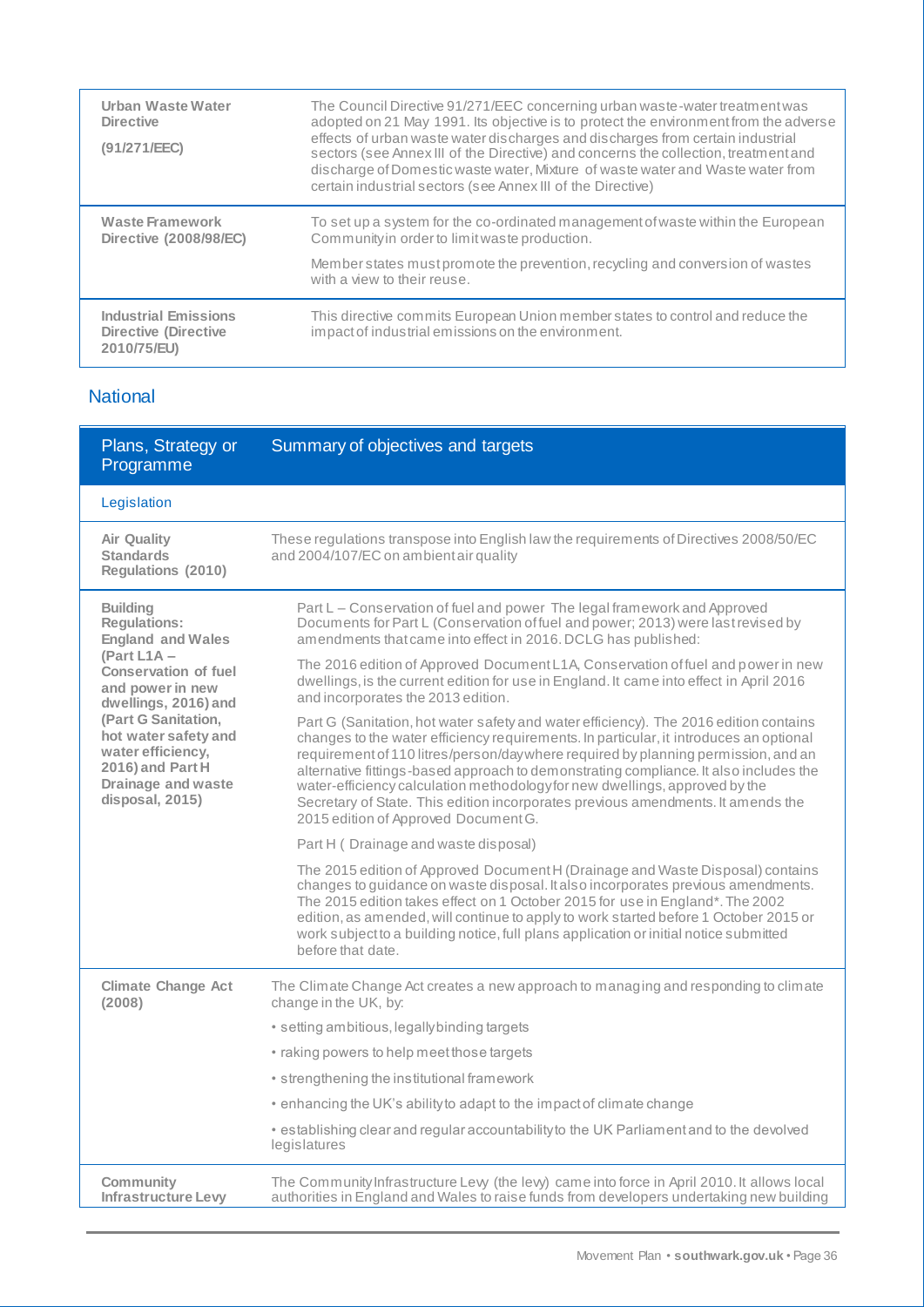| | |
|---|---|
| **Urban Waste Water Directive (91/271/EEC)** | The Council Directive 91/271/EEC concerning urban waste-water treatment was adopted on 21 May 1991. Its objective is to protect the environment from the adverse effects of urban waste water discharges and discharges from certain industrial sectors (see Annex III of the Directive) and concerns the collection, treatment and discharge of Domestic waste water, Mixture of waste water and Waste water from certain industrial sectors (see Annex III of the Directive) |
| **Waste Framework Directive (2008/98/EC)** | To set up a system for the co-ordinated management of waste within the European Community in order to limit waste production.<br><br>Member states must promote the prevention, recycling and conversion of wastes with a view to their reuse. |
| **Industrial Emissions Directive (Directive 2010/75/EU)** | This directive commits European Union member states to control and reduce the impact of industrial emissions on the environment. |

## National

| Plans, Strategy or Programme | Summary of objectives and targets |
|---|---|
| Legislation | |
| **Air Quality Standards Regulations (2010)** | These regulations transpose into English law the requirements of Directives 2008/50/EC and 2004/107/EC on ambient air quality |
| **Building Regulations: England and Wales (Part L1A – Conservation of fuel and power in new dwellings, 2016) and (Part G Sanitation, hot water safety and water efficiency, 2016) and Part H Drainage and waste disposal, 2015)** | Part L – Conservation of fuel and power The legal framework and Approved Documents for Part L (Conservation of fuel and power; 2013) were last revised by amendments that came into effect in 2016. DCLG has published:<br><br>The 2016 edition of Approved Document L1A, Conservation of fuel and power in new dwellings, is the current edition for use in England. It came into effect in April 2016 and incorporates the 2013 edition.<br><br>Part G (Sanitation, hot water safety and water efficiency). The 2016 edition contains changes to the water efficiency requirements. In particular, it introduces an optional requirement of 110 litres/person/day where required by planning permission, and an alternative fittings-based approach to demonstrating compliance. It also includes the water-efficiency calculation methodology for new dwellings, approved by the Secretary of State. This edition incorporates previous amendments. It amends the 2015 edition of Approved Document G.<br><br>Part H ( Drainage and waste disposal)<br><br>The 2015 edition of Approved Document H (Drainage and Waste Disposal) contains changes to guidance on waste disposal. It also incorporates previous amendments. The 2015 edition takes effect on 1 October 2015 for use in England*. The 2002 edition, as amended, will continue to apply to work started before 1 October 2015 or work subject to a building notice, full plans application or initial notice submitted before that date. |
| **Climate Change Act (2008)** | The Climate Change Act creates a new approach to managing and responding to climate change in the UK, by:<br><br>• setting ambitious, legally binding targets<br><br>• raking powers to help meet those targets<br><br>• strengthening the institutional framework<br><br>• enhancing the UK's ability to adapt to the impact of climate change<br><br>• establishing clear and regular accountability to the UK Parliament and to the devolved legislatures |
| **Community Infrastructure Levy** | The Community Infrastructure Levy (the levy) came into force in April 2010. It allows local authorities in England and Wales to raise funds from developers undertaking new building |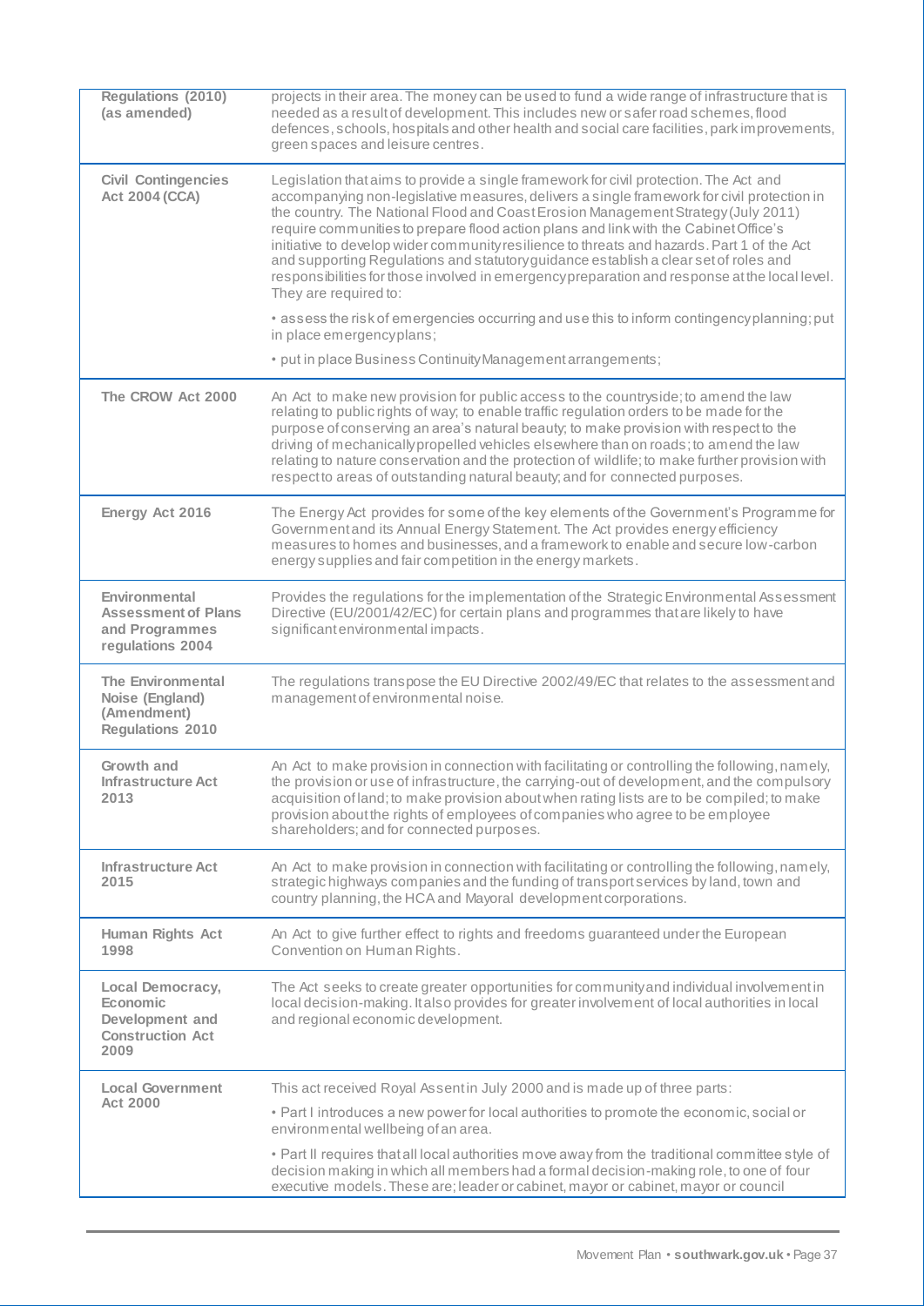| | |
|---|---|
| **Regulations (2010) (as amended)** | projects in their area. The money can be used to fund a wide range of infrastructure that is needed as a result of development. This includes new or safer road schemes, flood defences, schools, hospitals and other health and social care facilities, park improvements, green spaces and leisure centres. |
| **Civil Contingencies Act 2004 (CCA)** | Legislation that aims to provide a single framework for civil protection. The Act and accompanying non-legislative measures, delivers a single framework for civil protection in the country. The National Flood and Coast Erosion Management Strategy (July 2011) require communities to prepare flood action plans and link with the Cabinet Office's initiative to develop wider community resilience to threats and hazards. Part 1 of the Act and supporting Regulations and statutory guidance establish a clear set of roles and responsibilities for those involved in emergency preparation and response at the local level. They are required to:<br><br>• assess the risk of emergencies occurring and use this to inform contingency planning; put in place emergency plans;<br><br>• put in place Business Continuity Management arrangements; |
| **The CROW Act 2000** | An Act to make new provision for public access to the countryside; to amend the law relating to public rights of way; to enable traffic regulation orders to be made for the purpose of conserving an area's natural beauty; to make provision with respect to the driving of mechanically propelled vehicles elsewhere than on roads; to amend the law relating to nature conservation and the protection of wildlife; to make further provision with respect to areas of outstanding natural beauty; and for connected purposes. |
| **Energy Act 2016** | The Energy Act provides for some of the key elements of the Government's Programme for Government and its Annual Energy Statement. The Act provides energy efficiency measures to homes and businesses, and a framework to enable and secure low-carbon energy supplies and fair competition in the energy markets. |
| **Environmental Assessment of Plans and Programmes regulations 2004** | Provides the regulations for the implementation of the Strategic Environmental Assessment Directive (EU/2001/42/EC) for certain plans and programmes that are likely to have significant environmental impacts. |
| **The Environmental Noise (England) (Amendment) Regulations 2010** | The regulations transpose the EU Directive 2002/49/EC that relates to the assessment and management of environmental noise. |
| **Growth and Infrastructure Act 2013** | An Act to make provision in connection with facilitating or controlling the following, namely, the provision or use of infrastructure, the carrying-out of development, and the compulsory acquisition of land; to make provision about when rating lists are to be compiled; to make provision about the rights of employees of companies who agree to be employee shareholders; and for connected purposes. |
| **Infrastructure Act 2015** | An Act to make provision in connection with facilitating or controlling the following, namely, strategic highways companies and the funding of transport services by land, town and country planning, the HCA and Mayoral development corporations. |
| **Human Rights Act 1998** | An Act to give further effect to rights and freedoms guaranteed under the European Convention on Human Rights. |
| **Local Democracy, Economic Development and Construction Act 2009** | The Act seeks to create greater opportunities for community and individual involvement in local decision-making. It also provides for greater involvement of local authorities in local and regional economic development. |
| **Local Government Act 2000** | This act received Royal Assent in July 2000 and is made up of three parts:<br><br>• Part I introduces a new power for local authorities to promote the economic, social or environmental wellbeing of an area.<br><br>• Part II requires that all local authorities move away from the traditional committee style of decision making in which all members had a formal decision-making role, to one of four executive models. These are; leader or cabinet, mayor or cabinet, mayor or council |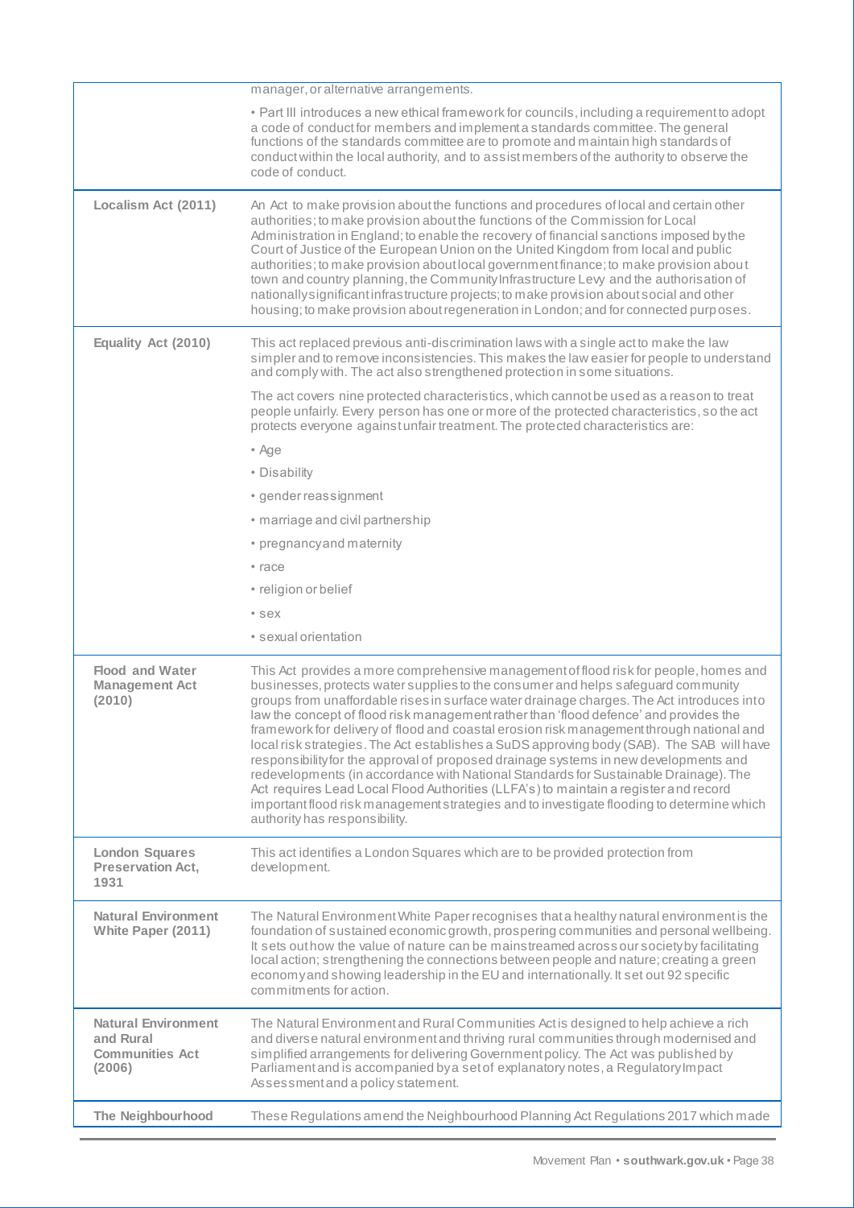| | |
|---|---|
| | manager, or alternative arrangements.<br><br>• Part III introduces a new ethical framework for councils, including a requirement to adopt a code of conduct for members and implement a standards committee. The general functions of the standards committee are to promote and maintain high standards of conduct within the local authority, and to assist members of the authority to observe the code of conduct. |
| **Localism Act (2011)** | An Act to make provision about the functions and procedures of local and certain other authorities; to make provision about the functions of the Commission for Local Administration in England; to enable the recovery of financial sanctions imposed by the Court of Justice of the European Union on the United Kingdom from local and public authorities; to make provision about local government finance; to make provision about town and country planning, the Community Infrastructure Levy and the authorisation of nationally significant infrastructure projects; to make provision about social and other housing; to make provision about regeneration in London; and for connected purposes. |
| **Equality Act (2010)** | This act replaced previous anti-discrimination laws with a single act to make the law simpler and to remove inconsistencies. This makes the law easier for people to understand and comply with. The act also strengthened protection in some situations.<br><br>The act covers nine protected characteristics, which cannot be used as a reason to treat people unfairly. Every person has one or more of the protected characteristics, so the act protects everyone against unfair treatment. The protected characteristics are:<br><br>• Age<br>• Disability<br>• gender reassignment<br>• marriage and civil partnership<br>• pregnancy and maternity<br>• race<br>• religion or belief<br>• sex<br>• sexual orientation |
| **Flood and Water Management Act (2010)** | This Act provides a more comprehensive management of flood risk for people, homes and businesses, protects water supplies to the consumer and helps safeguard community groups from unaffordable rises in surface water drainage charges. The Act introduces into law the concept of flood risk management rather than 'flood defence' and provides the framework for delivery of flood and coastal erosion risk management through national and local risk strategies. The Act establishes a SuDS approving body (SAB). The SAB will have responsibility for the approval of proposed drainage systems in new developments and redevelopments (in accordance with National Standards for Sustainable Drainage). The Act requires Lead Local Flood Authorities (LLFA's) to maintain a register and record important flood risk management strategies and to investigate flooding to determine which authority has responsibility. |
| **London Squares Preservation Act, 1931** | This act identifies a London Squares which are to be provided protection from development. |
| **Natural Environment White Paper (2011)** | The Natural Environment White Paper recognises that a healthy natural environment is the foundation of sustained economic growth, prospering communities and personal wellbeing. It sets out how the value of nature can be mainstreamed across our society by facilitating local action; strengthening the connections between people and nature; creating a green economy and showing leadership in the EU and internationally. It set out 92 specific commitments for action. |
| **Natural Environment and Rural Communities Act (2006)** | The Natural Environment and Rural Communities Act is designed to help achieve a rich and diverse natural environment and thriving rural communities through modernised and simplified arrangements for delivering Government policy. The Act was published by Parliament and is accompanied by a set of explanatory notes, a Regulatory Impact Assessment and a policy statement. |
| **The Neighbourhood** | These Regulations amend the Neighbourhood Planning Act Regulations 2017 which made |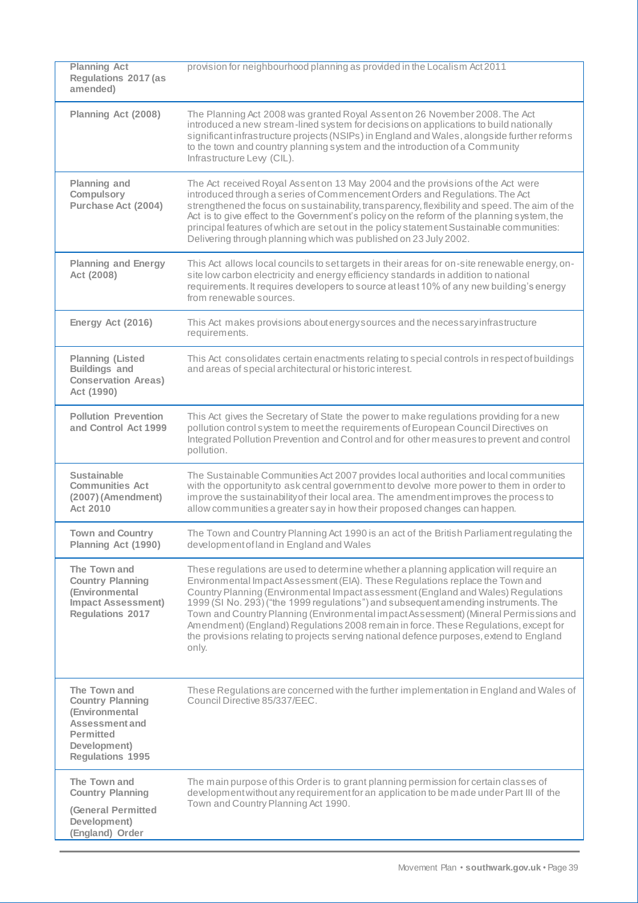| | |
|---|---|
| **Planning Act Regulations 2017 (as amended)** | provision for neighbourhood planning as provided in the Localism Act 2011 |
| **Planning Act (2008)** | The Planning Act 2008 was granted Royal Assent on 26 November 2008. The Act introduced a new stream-lined system for decisions on applications to build nationally significant infrastructure projects (NSIPs) in England and Wales, alongside further reforms to the town and country planning system and the introduction of a Community Infrastructure Levy (CIL). |
| **Planning and Compulsory Purchase Act (2004)** | The Act received Royal Assent on 13 May 2004 and the provisions of the Act were introduced through a series of Commencement Orders and Regulations. The Act strengthened the focus on sustainability, transparency, flexibility and speed. The aim of the Act is to give effect to the Government's policy on the reform of the planning system, the principal features of which are set out in the policy statement Sustainable communities: Delivering through planning which was published on 23 July 2002. |
| **Planning and Energy Act (2008)** | This Act allows local councils to set targets in their areas for on-site renewable energy, on-site low carbon electricity and energy efficiency standards in addition to national requirements. It requires developers to source at least 10% of any new building's energy from renewable sources. |
| **Energy Act (2016)** | This Act makes provisions about energy sources and the necessary infrastructure requirements. |
| **Planning (Listed Buildings and Conservation Areas) Act (1990)** | This Act consolidates certain enactments relating to special controls in respect of buildings and areas of special architectural or historic interest. |
| **Pollution Prevention and Control Act 1999** | This Act gives the Secretary of State the power to make regulations providing for a new pollution control system to meet the requirements of European Council Directives on Integrated Pollution Prevention and Control and for other measures to prevent and control pollution. |
| **Sustainable Communities Act (2007) (Amendment) Act 2010** | The Sustainable Communities Act 2007 provides local authorities and local communities with the opportunity to ask central government to devolve more power to them in order to improve the sustainability of their local area. The amendment improves the process to allow communities a greater say in how their proposed changes can happen. |
| **Town and Country Planning Act (1990)** | The Town and Country Planning Act 1990 is an act of the British Parliament regulating the development of land in England and Wales |
| **The Town and Country Planning (Environmental Impact Assessment) Regulations 2017** | These regulations are used to determine whether a planning application will require an Environmental Impact Assessment (EIA). These Regulations replace the Town and Country Planning (Environmental Impact assessment (England and Wales) Regulations 1999 (SI No. 293) ("the 1999 regulations") and subsequent amending instruments. The Town and Country Planning (Environmental impact Assessment) (Mineral Permissions and Amendment) (England) Regulations 2008 remain in force. These Regulations, except for the provisions relating to projects serving national defence purposes, extend to England only. |
| **The Town and Country Planning (Environmental Assessment and Permitted Development) Regulations 1995** | These Regulations are concerned with the further implementation in England and Wales of Council Directive 85/337/EEC. |
| **The Town and Country Planning (General Permitted Development) (England) Order** | The main purpose of this Order is to grant planning permission for certain classes of development without any requirement for an application to be made under Part III of the Town and Country Planning Act 1990. |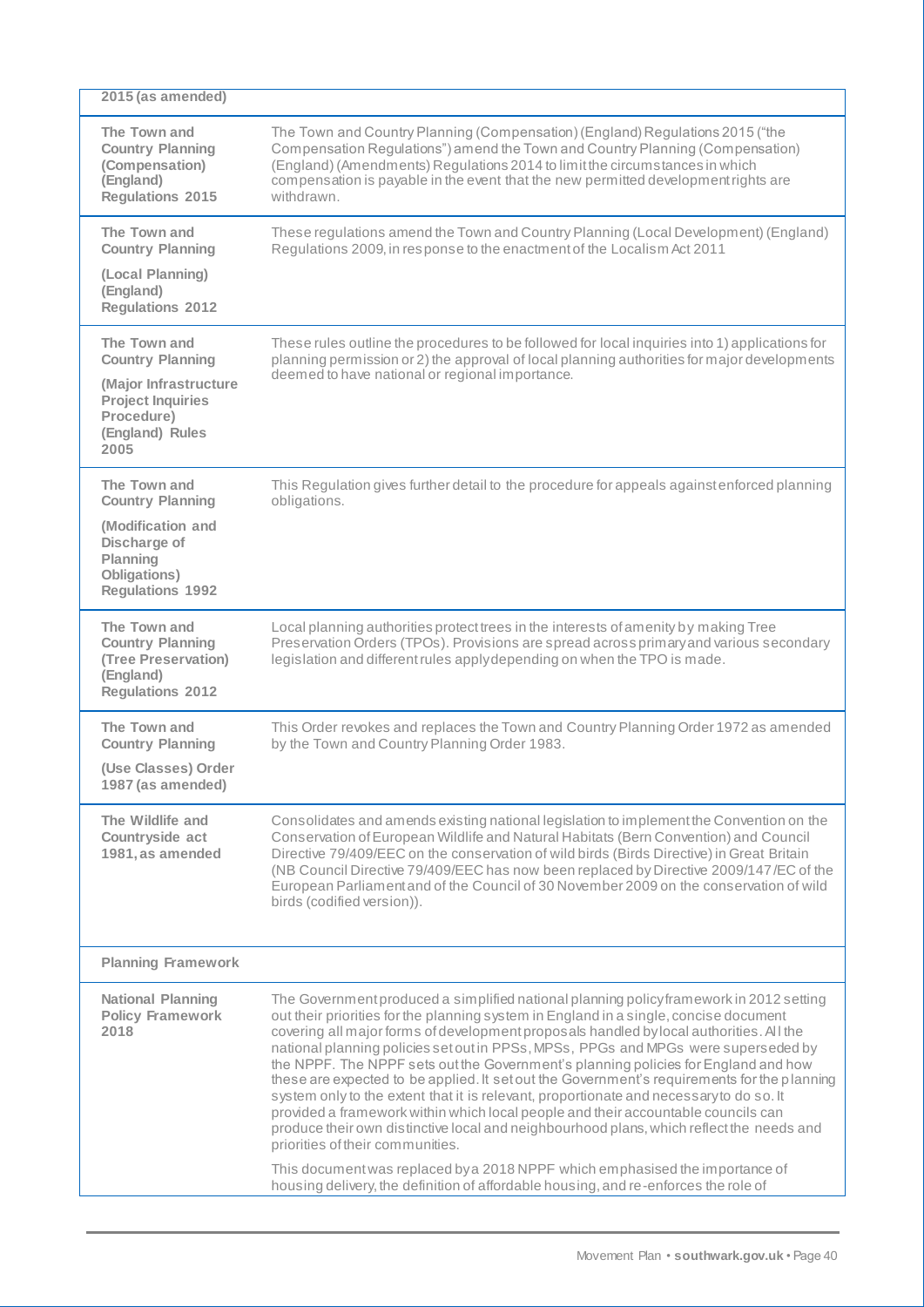| | |
|---|---|
| **2015 (as amended)** | |
| **The Town and Country Planning (Compensation) (England) Regulations 2015** | The Town and Country Planning (Compensation) (England) Regulations 2015 ("the Compensation Regulations") amend the Town and Country Planning (Compensation) (England) (Amendments) Regulations 2014 to limit the circumstances in which compensation is payable in the event that the new permitted development rights are withdrawn. |
| **The Town and Country Planning (Local Planning) (England) Regulations 2012** | These regulations amend the Town and Country Planning (Local Development) (England) Regulations 2009, in response to the enactment of the Localism Act 2011 |
| **The Town and Country Planning (Major Infrastructure Project Inquiries Procedure) (England) Rules 2005** | These rules outline the procedures to be followed for local inquiries into 1) applications for planning permission or 2) the approval of local planning authorities for major developments deemed to have national or regional importance. |
| **The Town and Country Planning (Modification and Discharge of Planning Obligations) Regulations 1992** | This Regulation gives further detail to the procedure for appeals against enforced planning obligations. |
| **The Town and Country Planning (Tree Preservation) (England) Regulations 2012** | Local planning authorities protect trees in the interests of amenity by making Tree Preservation Orders (TPOs). Provisions are spread across primary and various secondary legislation and different rules apply depending on when the TPO is made. |
| **The Town and Country Planning (Use Classes) Order 1987 (as amended)** | This Order revokes and replaces the Town and Country Planning Order 1972 as amended by the Town and Country Planning Order 1983. |
| **The Wildlife and Countryside act 1981, as amended** | Consolidates and amends existing national legislation to implement the Convention on the Conservation of European Wildlife and Natural Habitats (Bern Convention) and Council Directive 79/409/EEC on the conservation of wild birds (Birds Directive) in Great Britain (NB Council Directive 79/409/EEC has now been replaced by Directive 2009/147/EC of the European Parliament and of the Council of 30 November 2009 on the conservation of wild birds (codified version)). |
| **Planning Framework** | |
| **National Planning Policy Framework 2018** | The Government produced a simplified national planning policy framework in 2012 setting out their priorities for the planning system in England in a single, concise document covering all major forms of development proposals handled by local authorities. All the national planning policies set out in PPSs, MPSs, PPGs and MPGs were superseded by the NPPF. The NPPF sets out the Government's planning policies for England and how these are expected to be applied. It set out the Government's requirements for the planning system only to the extent that it is relevant, proportionate and necessary to do so. It provided a framework within which local people and their accountable councils can produce their own distinctive local and neighbourhood plans, which reflect the needs and priorities of their communities.<br><br>This document was replaced by a 2018 NPPF which emphasised the importance of housing delivery, the definition of affordable housing, and re-enforces the role of |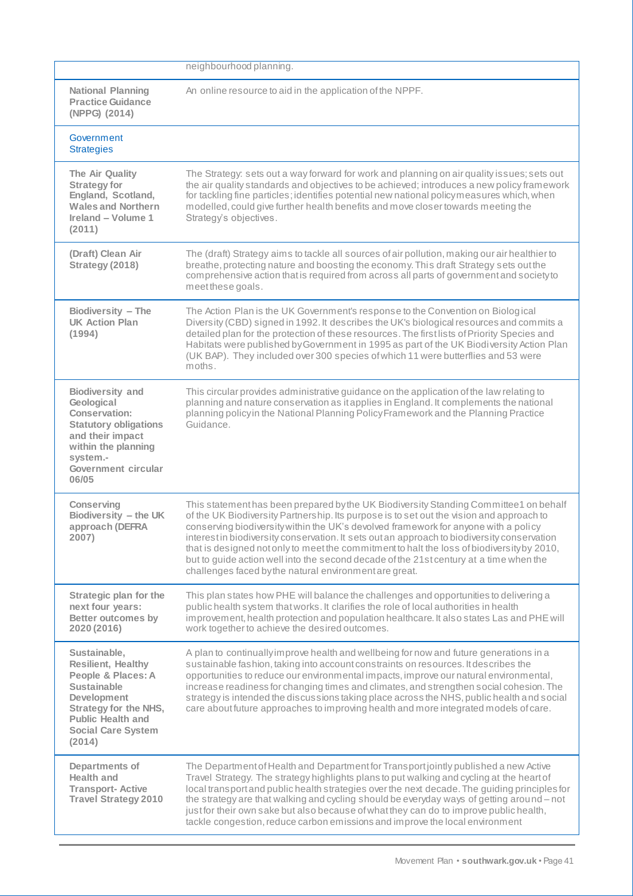| | |
|---|---|
| | neighbourhood planning. |
| **National Planning Practice Guidance (NPPG) (2014)** | An online resource to aid in the application of the NPPF. |
| Government Strategies | |
| **The Air Quality Strategy for England, Scotland, Wales and Northern Ireland – Volume 1 (2011)** | The Strategy: sets out a way forward for work and planning on air quality issues; sets out the air quality standards and objectives to be achieved; introduces a new policy framework for tackling fine particles; identifies potential new national policy measures which, when modelled, could give further health benefits and move closer towards meeting the Strategy's objectives. |
| **(Draft) Clean Air Strategy (2018)** | The (draft) Strategy aims to tackle all sources of air pollution, making our air healthier to breathe, protecting nature and boosting the economy. This draft Strategy sets out the comprehensive action that is required from across all parts of government and society to meet these goals. |
| **Biodiversity – The UK Action Plan (1994)** | The Action Plan is the UK Government's response to the Convention on Biological Diversity (CBD) signed in 1992. It describes the UK's biological resources and commits a detailed plan for the protection of these resources. The first lists of Priority Species and Habitats were published by Government in 1995 as part of the UK Biodiversity Action Plan (UK BAP). They included over 300 species of which 11 were butterflies and 53 were moths. |
| **Biodiversity and Geological Conservation: Statutory obligations and their impact within the planning system.- Government circular 06/05** | This circular provides administrative guidance on the application of the law relating to planning and nature conservation as it applies in England. It complements the national planning policy in the National Planning Policy Framework and the Planning Practice Guidance. |
| **Conserving Biodiversity – the UK approach (DEFRA 2007)** | This statement has been prepared by the UK Biodiversity Standing Committee1 on behalf of the UK Biodiversity Partnership. Its purpose is to set out the vision and approach to conserving biodiversity within the UK's devolved framework for anyone with a policy interest in biodiversity conservation. It sets out an approach to biodiversity conservation that is designed not only to meet the commitment to halt the loss of biodiversity by 2010, but to guide action well into the second decade of the 21st century at a time when the challenges faced by the natural environment are great. |
| **Strategic plan for the next four years: Better outcomes by 2020 (2016)** | This plan states how PHE will balance the challenges and opportunities to delivering a public health system that works. It clarifies the role of local authorities in health improvement, health protection and population healthcare. It also states Las and PHE will work together to achieve the desired outcomes. |
| **Sustainable, Resilient, Healthy People & Places: A Sustainable Development Strategy for the NHS, Public Health and Social Care System (2014)** | A plan to continually improve health and wellbeing for now and future generations in a sustainable fashion, taking into account constraints on resources. It describes the opportunities to reduce our environmental impacts, improve our natural environmental, increase readiness for changing times and climates, and strengthen social cohesion. The strategy is intended the discussions taking place across the NHS, public health and social care about future approaches to improving health and more integrated models of care. |
| **Departments of Health and Transport- Active Travel Strategy 2010** | The Department of Health and Department for Transport jointly published a new Active Travel Strategy. The strategy highlights plans to put walking and cycling at the heart of local transport and public health strategies over the next decade. The guiding principles for the strategy are that walking and cycling should be everyday ways of getting around – not just for their own sake but also because of what they can do to improve public health, tackle congestion, reduce carbon emissions and improve the local environment |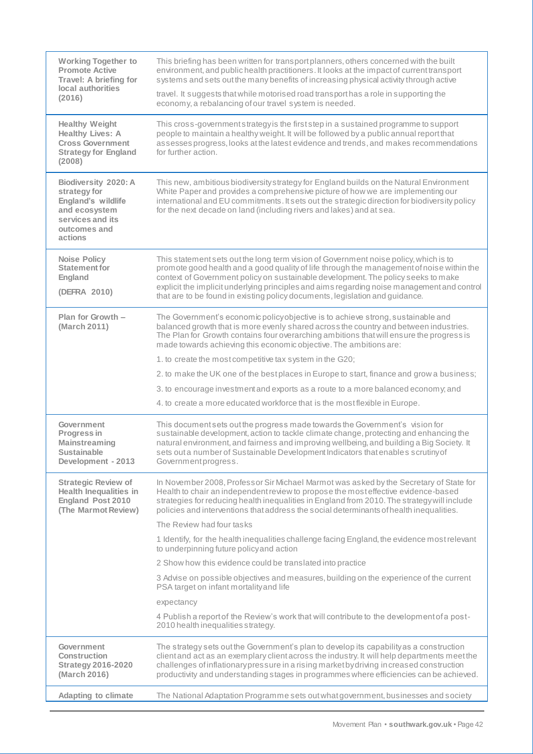| | |
|---|---|
| **Working Together to Promote Active Travel: A briefing for local authorities (2016)** | This briefing has been written for transport planners, others concerned with the built environment, and public health practitioners. It looks at the impact of current transport systems and sets out the many benefits of increasing physical activity through active travel. It suggests that while motorised road transport has a role in supporting the economy, a rebalancing of our travel system is needed. |
| **Healthy Weight Healthy Lives: A Cross Government Strategy for England (2008)** | This cross-government strategy is the first step in a sustained programme to support people to maintain a healthy weight. It will be followed by a public annual report that assesses progress, looks at the latest evidence and trends, and makes recommendations for further action. |
| **Biodiversity 2020: A strategy for England's wildlife and ecosystem services and its outcomes and actions** | This new, ambitious biodiversity strategy for England builds on the Natural Environment White Paper and provides a comprehensive picture of how we are implementing our international and EU commitments. It sets out the strategic direction for biodiversity policy for the next decade on land (including rivers and lakes) and at sea. |
| **Noise Policy Statement for England (DEFRA 2010)** | This statement sets out the long term vision of Government noise policy, which is to promote good health and a good quality of life through the management of noise within the context of Government policy on sustainable development. The policy seeks to make explicit the implicit underlying principles and aims regarding noise management and control that are to be found in existing policy documents, legislation and guidance. |
| **Plan for Growth – (March 2011)** | The Government's economic policy objective is to achieve strong, sustainable and balanced growth that is more evenly shared across the country and between industries. The Plan for Growth contains four overarching ambitions that will ensure the progress is made towards achieving this economic objective. The ambitions are:<br><br>1. to create the most competitive tax system in the G20;<br><br>2. to make the UK one of the best places in Europe to start, finance and grow a business;<br><br>3. to encourage investment and exports as a route to a more balanced economy; and<br><br>4. to create a more educated workforce that is the most flexible in Europe. |
| **Government Progress in Mainstreaming Sustainable Development - 2013** | This document sets out the progress made towards the Government's vision for sustainable development, action to tackle climate change, protecting and enhancing the natural environment, and fairness and improving wellbeing, and building a Big Society. It sets out a number of Sustainable Development Indicators that enables scrutiny of Government progress. |
| **Strategic Review of Health Inequalities in England Post 2010 (The Marmot Review)** | In November 2008, Professor Sir Michael Marmot was asked by the Secretary of State for Health to chair an independent review to propose the most effective evidence-based strategies for reducing health inequalities in England from 2010. The strategy will include policies and interventions that address the social determinants of health inequalities.<br><br>The Review had four tasks<br><br>1 Identify, for the health inequalities challenge facing England, the evidence most relevant to underpinning future policy and action<br><br>2 Show how this evidence could be translated into practice<br><br>3 Advise on possible objectives and measures, building on the experience of the current PSA target on infant mortality and life<br><br>expectancy<br><br>4 Publish a report of the Review's work that will contribute to the development of a post-2010 health inequalities strategy. |
| **Government Construction Strategy 2016-2020 (March 2016)** | The strategy sets out the Government's plan to develop its capability as a construction client and act as an exemplary client across the industry. It will help departments meet the challenges of inflationary pressure in a rising market by driving increased construction productivity and understanding stages in programmes where efficiencies can be achieved. |
| **Adapting to climate** | The National Adaptation Programme sets out what government, businesses and society |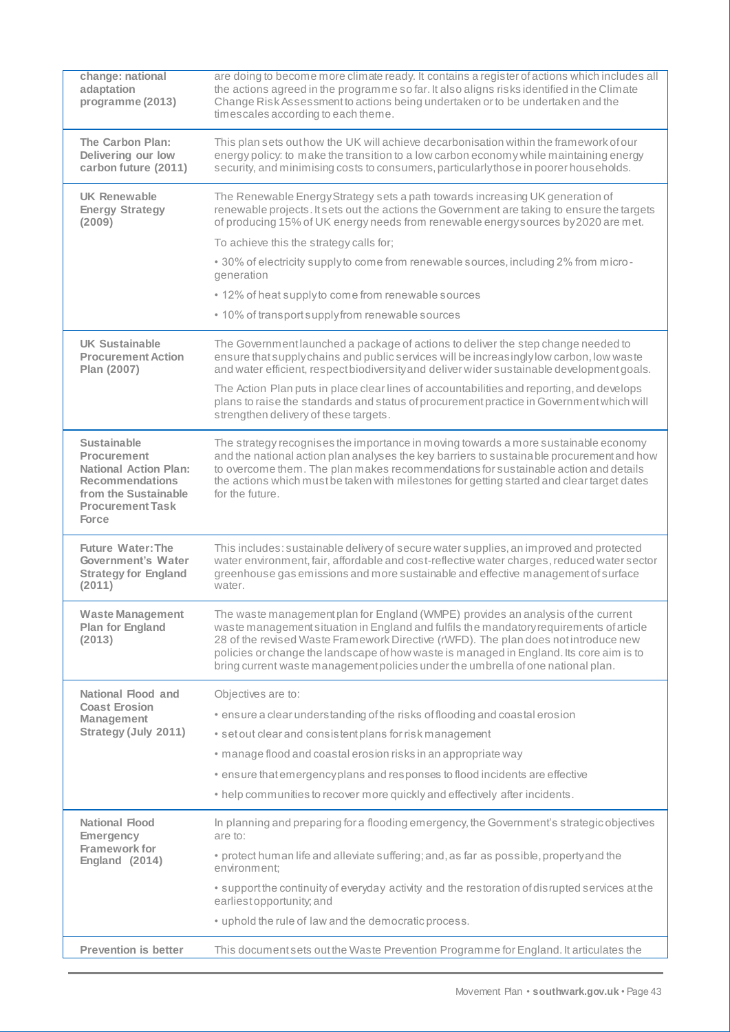| | |
|---|---|
| **change: national adaptation programme (2013)** | are doing to become more climate ready. It contains a register of actions which includes all the actions agreed in the programme so far. It also aligns risks identified in the Climate Change Risk Assessment to actions being undertaken or to be undertaken and the timescales according to each theme. |
| **The Carbon Plan: Delivering our low carbon future (2011)** | This plan sets out how the UK will achieve decarbonisation within the framework of our energy policy: to make the transition to a low carbon economy while maintaining energy security, and minimising costs to consumers, particularly those in poorer households. |
| **UK Renewable Energy Strategy (2009)** | The Renewable Energy Strategy sets a path towards increasing UK generation of renewable projects. It sets out the actions the Government are taking to ensure the targets of producing 15% of UK energy needs from renewable energy sources by 2020 are met.<br><br>To achieve this the strategy calls for;<br><br>• 30% of electricity supply to come from renewable sources, including 2% from micro-generation<br><br>• 12% of heat supply to come from renewable sources<br><br>• 10% of transport supply from renewable sources |
| **UK Sustainable Procurement Action Plan (2007)** | The Government launched a package of actions to deliver the step change needed to ensure that supply chains and public services will be increasingly low carbon, low waste and water efficient, respect biodiversity and deliver wider sustainable development goals.<br><br>The Action Plan puts in place clear lines of accountabilities and reporting, and develops plans to raise the standards and status of procurement practice in Government which will strengthen delivery of these targets. |
| **Sustainable Procurement National Action Plan: Recommendations from the Sustainable Procurement Task Force** | The strategy recognises the importance in moving towards a more sustainable economy and the national action plan analyses the key barriers to sustainable procurement and how to overcome them. The plan makes recommendations for sustainable action and details the actions which must be taken with milestones for getting started and clear target dates for the future. |
| **Future Water: The Government's Water Strategy for England (2011)** | This includes: sustainable delivery of secure water supplies, an improved and protected water environment, fair, affordable and cost-reflective water charges, reduced water sector greenhouse gas emissions and more sustainable and effective management of surface water. |
| **Waste Management Plan for England (2013)** | The waste management plan for England (WMPE) provides an analysis of the current waste management situation in England and fulfils the mandatory requirements of article 28 of the revised Waste Framework Directive (rWFD). The plan does not introduce new policies or change the landscape of how waste is managed in England. Its core aim is to bring current waste management policies under the umbrella of one national plan. |
| **National Flood and Coast Erosion Management Strategy (July 2011)** | Objectives are to:<br><br>• ensure a clear understanding of the risks of flooding and coastal erosion<br><br>• set out clear and consistent plans for risk management<br><br>• manage flood and coastal erosion risks in an appropriate way<br><br>• ensure that emergency plans and responses to flood incidents are effective<br><br>• help communities to recover more quickly and effectively after incidents. |
| **National Flood Emergency Framework for England (2014)** | In planning and preparing for a flooding emergency, the Government's strategic objectives are to:<br><br>• protect human life and alleviate suffering; and, as far as possible, property and the environment;<br><br>• support the continuity of everyday activity and the restoration of disrupted services at the earliest opportunity; and<br><br>• uphold the rule of law and the democratic process. |
| **Prevention is better** | This document sets out the Waste Prevention Programme for England. It articulates the |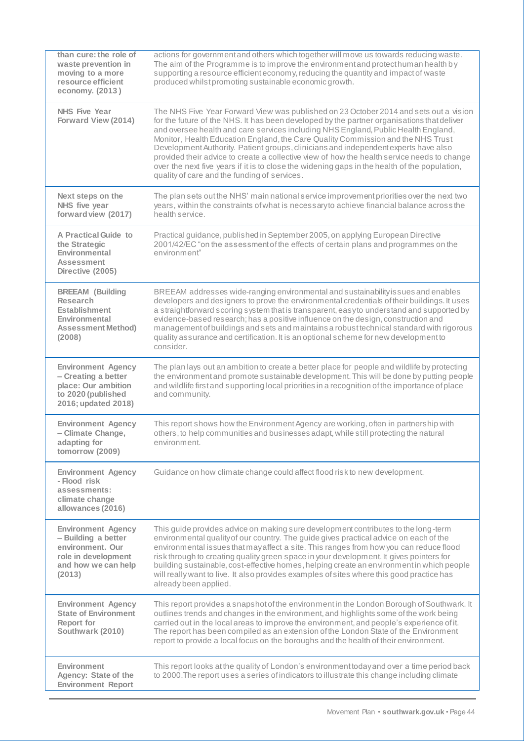| | |
|---|---|
| **than cure: the role of waste prevention in moving to a more resource efficient economy. (2013)** | actions for government and others which together will move us towards reducing waste. The aim of the Programme is to improve the environment and protect human health by supporting a resource efficient economy, reducing the quantity and impact of waste produced whilst promoting sustainable economic growth. |
| **NHS Five Year Forward View (2014)** | The NHS Five Year Forward View was published on 23 October 2014 and sets out a vision for the future of the NHS. It has been developed by the partner organisations that deliver and oversee health and care services including NHS England, Public Health England, Monitor, Health Education England, the Care Quality Commission and the NHS Trust Development Authority. Patient groups, clinicians and independent experts have also provided their advice to create a collective view of how the health service needs to change over the next five years if it is to close the widening gaps in the health of the population, quality of care and the funding of services. |
| **Next steps on the NHS five year forward view (2017)** | The plan sets out the NHS' main national service improvement priorities over the next two years, within the constraints of what is necessary to achieve financial balance across the health service. |
| **A Practical Guide to the Strategic Environmental Assessment Directive (2005)** | Practical guidance, published in September 2005, on applying European Directive 2001/42/EC "on the assessment of the effects of certain plans and programmes on the environment" |
| **BREEAM (Building Research Establishment Environmental Assessment Method) (2008)** | BREEAM addresses wide-ranging environmental and sustainability issues and enables developers and designers to prove the environmental credentials of their buildings. It uses a straightforward scoring system that is transparent, easy to understand and supported by evidence-based research; has a positive influence on the design, construction and management of buildings and sets and maintains a robust technical standard with rigorous quality assurance and certification. It is an optional scheme for new development to consider. |
| **Environment Agency – Creating a better place: Our ambition to 2020 (published 2016; updated 2018)** | The plan lays out an ambition to create a better place for people and wildlife by protecting the environment and promote sustainable development. This will be done by putting people and wildlife first and supporting local priorities in a recognition of the importance of place and community. |
| **Environment Agency – Climate Change, adapting for tomorrow (2009)** | This report shows how the Environment Agency are working, often in partnership with others, to help communities and businesses adapt, while still protecting the natural environment. |
| **Environment Agency - Flood risk assessments: climate change allowances (2016)** | Guidance on how climate change could affect flood risk to new development. |
| **Environment Agency – Building a better environment. Our role in development and how we can help (2013)** | This guide provides advice on making sure development contributes to the long-term environmental quality of our country. The guide gives practical advice on each of the environmental issues that may affect a site. This ranges from how you can reduce flood risk through to creating quality green space in your development. It gives pointers for building sustainable, cost-effective homes, helping create an environment in which people will really want to live. It also provides examples of sites where this good practice has already been applied. |
| **Environment Agency State of Environment Report for Southwark (2010)** | This report provides a snapshot of the environment in the London Borough of Southwark. It outlines trends and changes in the environment, and highlights some of the work being carried out in the local areas to improve the environment, and people's experience of it. The report has been compiled as an extension of the London State of the Environment report to provide a local focus on the boroughs and the health of their environment. |
| **Environment Agency: State of the Environment Report** | This report looks at the quality of London's environment today and over a time period back to 2000. The report uses a series of indicators to illustrate this change including climate |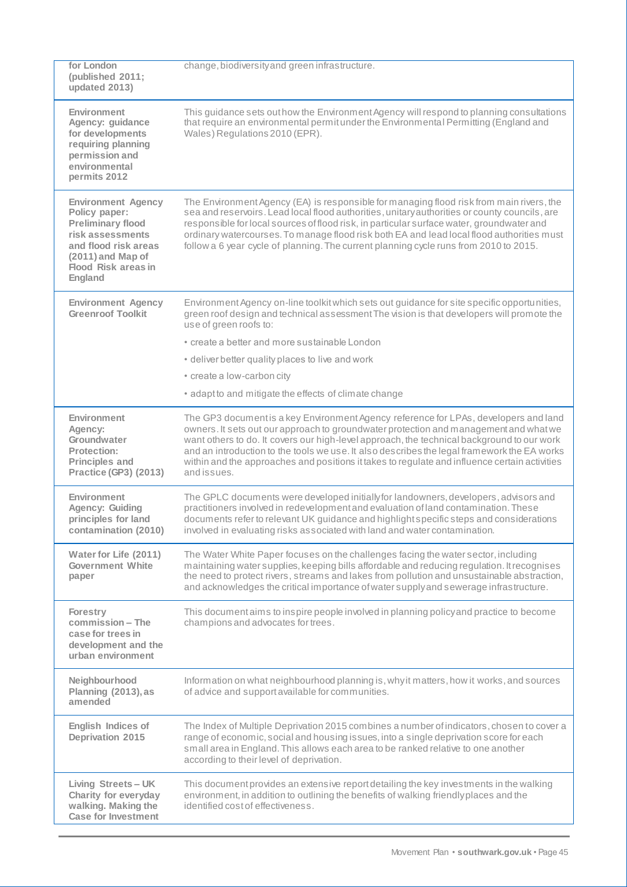| | |
|---|---|
| **for London (published 2011; updated 2013)** | change, biodiversity and green infrastructure. |
| **Environment Agency: guidance for developments requiring planning permission and environmental permits 2012** | This guidance sets out how the Environment Agency will respond to planning consultations that require an environmental permit under the Environmental Permitting (England and Wales) Regulations 2010 (EPR). |
| **Environment Agency Policy paper: Preliminary flood risk assessments and flood risk areas (2011) and Map of Flood Risk areas in England** | The Environment Agency (EA) is responsible for managing flood risk from main rivers, the sea and reservoirs. Lead local flood authorities, unitary authorities or county councils, are responsible for local sources of flood risk, in particular surface water, groundwater and ordinary watercourses. To manage flood risk both EA and lead local flood authorities must follow a 6 year cycle of planning. The current planning cycle runs from 2010 to 2015. |
| **Environment Agency Greenroof Toolkit** | Environment Agency on-line toolkit which sets out guidance for site specific opportunities, green roof design and technical assessment The vision is that developers will promote the use of green roofs to:<br>• create a better and more sustainable London<br>• deliver better quality places to live and work<br>• create a low-carbon city<br>• adapt to and mitigate the effects of climate change |
| **Environment Agency: Groundwater Protection: Principles and Practice (GP3) (2013)** | The GP3 document is a key Environment Agency reference for LPAs, developers and land owners. It sets out our approach to groundwater protection and management and what we want others to do. It covers our high-level approach, the technical background to our work and an introduction to the tools we use. It also describes the legal framework the EA works within and the approaches and positions it takes to regulate and influence certain activities and issues. |
| **Environment Agency: Guiding principles for land contamination (2010)** | The GPLC documents were developed initially for landowners, developers, advisors and practitioners involved in redevelopment and evaluation of land contamination. These documents refer to relevant UK guidance and highlight specific steps and considerations involved in evaluating risks associated with land and water contamination. |
| **Water for Life (2011) Government White paper** | The Water White Paper focuses on the challenges facing the water sector, including maintaining water supplies, keeping bills affordable and reducing regulation. It recognises the need to protect rivers, streams and lakes from pollution and unsustainable abstraction, and acknowledges the critical importance of water supply and sewerage infrastructure. |
| **Forestry commission – The case for trees in development and the urban environment** | This document aims to inspire people involved in planning policy and practice to become champions and advocates for trees. |
| **Neighbourhood Planning (2013), as amended** | Information on what neighbourhood planning is, why it matters, how it works, and sources of advice and support available for communities. |
| **English Indices of Deprivation 2015** | The Index of Multiple Deprivation 2015 combines a number of indicators, chosen to cover a range of economic, social and housing issues, into a single deprivation score for each small area in England. This allows each area to be ranked relative to one another according to their level of deprivation. |
| **Living Streets – UK Charity for everyday walking. Making the Case for Investment** | This document provides an extensive report detailing the key investments in the walking environment, in addition to outlining the benefits of walking friendly places and the identified cost of effectiveness. |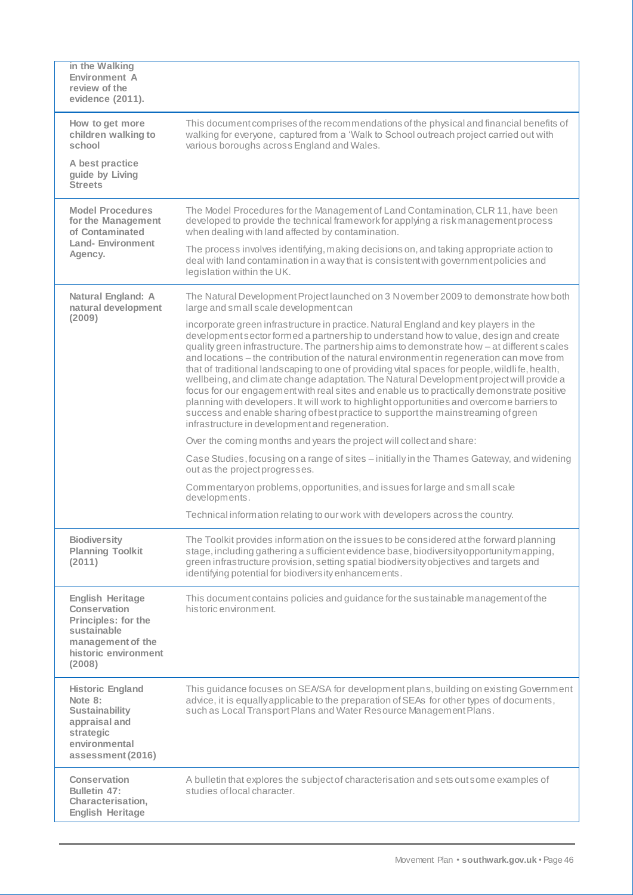| | |
|---|---|
| **in the Walking Environment A review of the evidence (2011).** | |
| **How to get more children walking to school**<br><br>**A best practice guide by Living Streets** | This document comprises of the recommendations of the physical and financial benefits of walking for everyone, captured from a 'Walk to School outreach project carried out with various boroughs across England and Wales. |
| **Model Procedures for the Management of Contaminated Land- Environment Agency.** | The Model Procedures for the Management of Land Contamination, CLR 11, have been developed to provide the technical framework for applying a risk management process when dealing with land affected by contamination.<br><br>The process involves identifying, making decisions on, and taking appropriate action to deal with land contamination in a way that is consistent with government policies and legislation within the UK. |
| **Natural England: A natural development (2009)** | The Natural Development Project launched on 3 November 2009 to demonstrate how both large and small scale development can<br><br>incorporate green infrastructure in practice. Natural England and key players in the development sector formed a partnership to understand how to value, design and create quality green infrastructure. The partnership aims to demonstrate how – at different scales and locations – the contribution of the natural environment in regeneration can move from that of traditional landscaping to one of providing vital spaces for people, wildlife, health, wellbeing, and climate change adaptation. The Natural Development project will provide a focus for our engagement with real sites and enable us to practically demonstrate positive planning with developers. It will work to highlight opportunities and overcome barriers to success and enable sharing of best practice to support the mainstreaming of green infrastructure in development and regeneration.<br><br>Over the coming months and years the project will collect and share:<br><br>Case Studies, focusing on a range of sites – initially in the Thames Gateway, and widening out as the project progresses.<br><br>Commentary on problems, opportunities, and issues for large and small scale developments.<br><br>Technical information relating to our work with developers across the country. |
| **Biodiversity Planning Toolkit (2011)** | The Toolkit provides information on the issues to be considered at the forward planning stage, including gathering a sufficient evidence base, biodiversity opportunity mapping, green infrastructure provision, setting spatial biodiversity objectives and targets and identifying potential for biodiversity enhancements. |
| **English Heritage Conservation Principles: for the sustainable management of the historic environment (2008)** | This document contains policies and guidance for the sustainable management of the historic environment. |
| **Historic England Note 8: Sustainability appraisal and strategic environmental assessment (2016)** | This guidance focuses on SEA/SA for development plans, building on existing Government advice, it is equally applicable to the preparation of SEAs for other types of documents, such as Local Transport Plans and Water Resource Management Plans. |
| **Conservation Bulletin 47: Characterisation, English Heritage** | A bulletin that explores the subject of characterisation and sets out some examples of studies of local character. |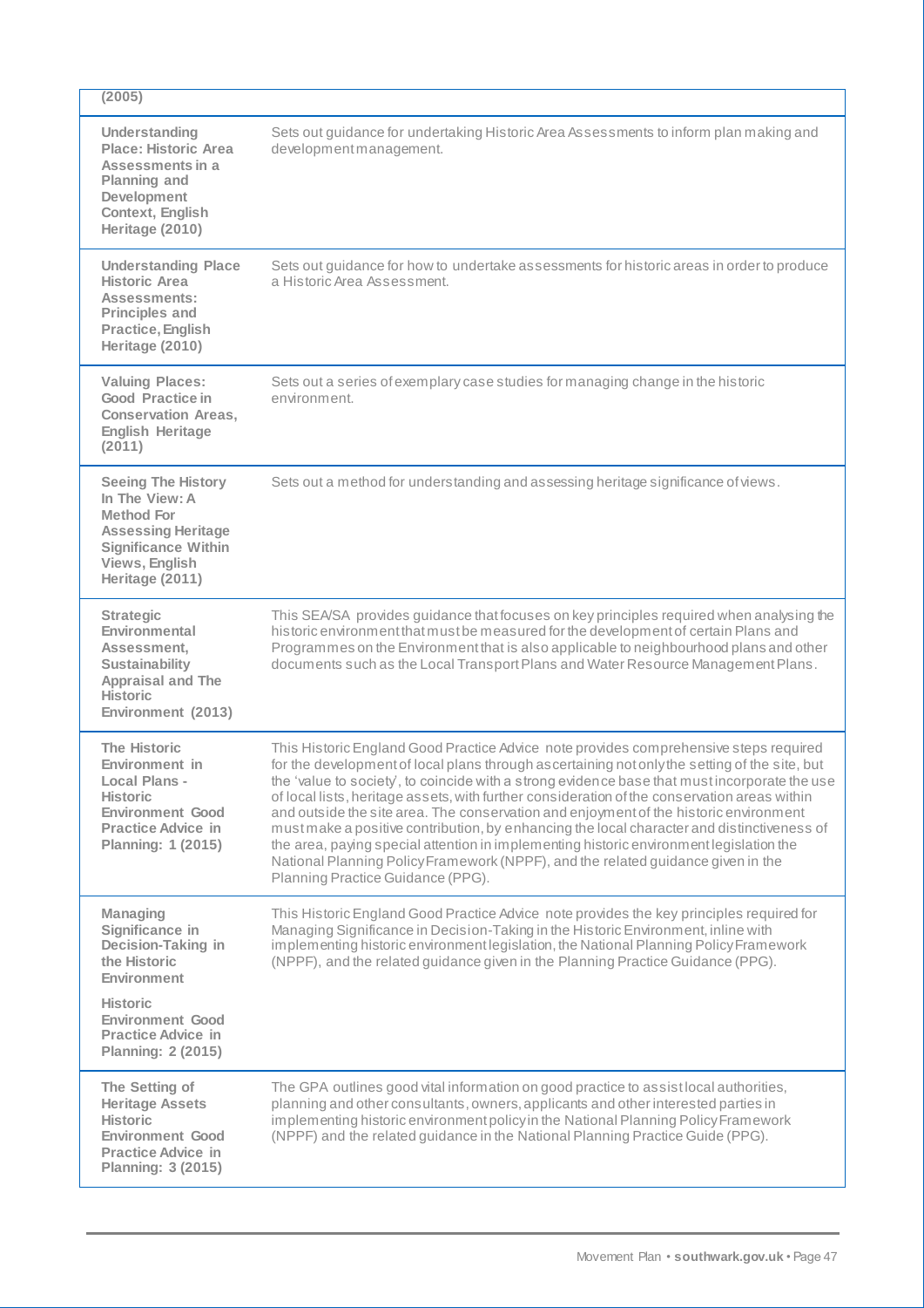| | |
|---|---|
| **(2005)** | |
| **Understanding Place: Historic Area Assessments in a Planning and Development Context, English Heritage (2010)** | Sets out guidance for undertaking Historic Area Assessments to inform plan making and development management. |
| **Understanding Place Historic Area Assessments: Principles and Practice, English Heritage (2010)** | Sets out guidance for how to undertake assessments for historic areas in order to produce a Historic Area Assessment. |
| **Valuing Places: Good Practice in Conservation Areas, English Heritage (2011)** | Sets out a series of exemplary case studies for managing change in the historic environment. |
| **Seeing The History In The View: A Method For Assessing Heritage Significance Within Views, English Heritage (2011)** | Sets out a method for understanding and assessing heritage significance of views. |
| **Strategic Environmental Assessment, Sustainability Appraisal and The Historic Environment (2013)** | This SEA/SA provides guidance that focuses on key principles required when analysing the historic environment that must be measured for the development of certain Plans and Programmes on the Environment that is also applicable to neighbourhood plans and other documents such as the Local Transport Plans and Water Resource Management Plans. |
| **The Historic Environment in Local Plans - Historic Environment Good Practice Advice in Planning: 1 (2015)** | This Historic England Good Practice Advice note provides comprehensive steps required for the development of local plans through ascertaining not only the setting of the site, but the 'value to society', to coincide with a strong evidence base that must incorporate the use of local lists, heritage assets, with further consideration of the conservation areas within and outside the site area. The conservation and enjoyment of the historic environment must make a positive contribution, by enhancing the local character and distinctiveness of the area, paying special attention in implementing historic environment legislation the National Planning Policy Framework (NPPF), and the related guidance given in the Planning Practice Guidance (PPG). |
| **Managing Significance in Decision-Taking in the Historic Environment**<br><br>**Historic Environment Good Practice Advice in Planning: 2 (2015)** | This Historic England Good Practice Advice note provides the key principles required for Managing Significance in Decision-Taking in the Historic Environment, inline with implementing historic environment legislation, the National Planning Policy Framework (NPPF), and the related guidance given in the Planning Practice Guidance (PPG). |
| **The Setting of Heritage Assets Historic Environment Good Practice Advice in Planning: 3 (2015)** | The GPA outlines good vital information on good practice to assist local authorities, planning and other consultants, owners, applicants and other interested parties in implementing historic environment policy in the National Planning Policy Framework (NPPF) and the related guidance in the National Planning Practice Guide (PPG). |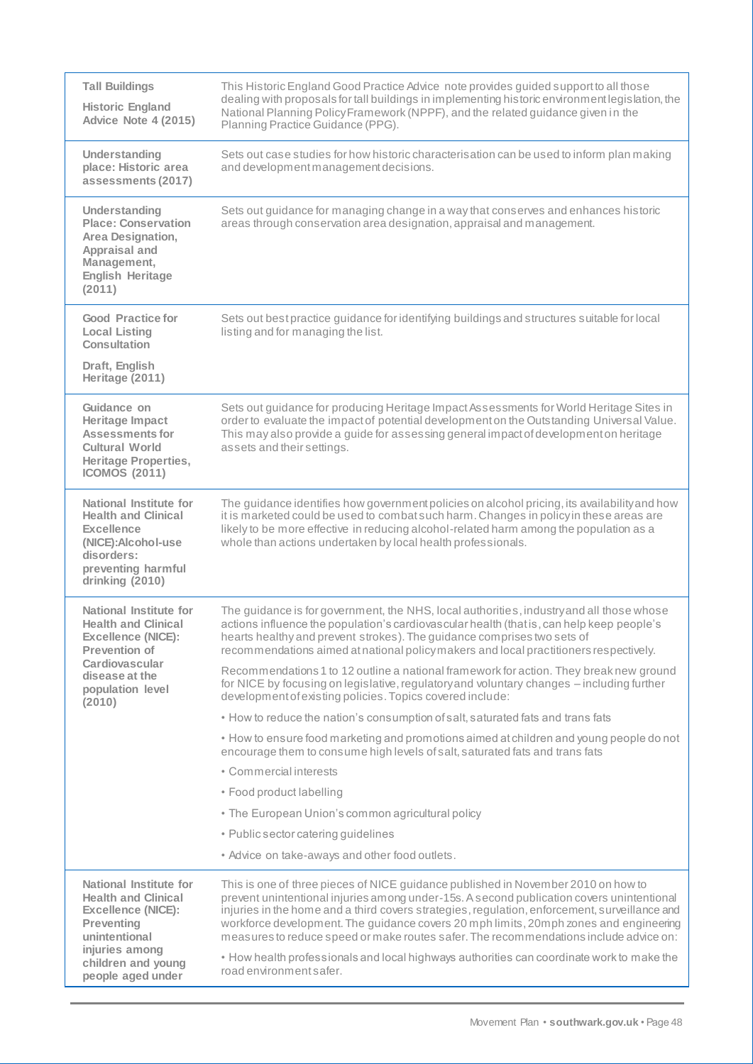| | |
|---|---|
| **Tall Buildings**<br><br>**Historic England Advice Note 4 (2015)** | This Historic England Good Practice Advice note provides guided support to all those dealing with proposals for tall buildings in implementing historic environment legislation, the National Planning Policy Framework (NPPF), and the related guidance given in the Planning Practice Guidance (PPG). |
| **Understanding place: Historic area assessments (2017)** | Sets out case studies for how historic characterisation can be used to inform plan making and development management decisions. |
| **Understanding Place: Conservation Area Designation, Appraisal and Management, English Heritage (2011)** | Sets out guidance for managing change in a way that conserves and enhances historic areas through conservation area designation, appraisal and management. |
| **Good Practice for Local Listing Consultation**<br><br>**Draft, English Heritage (2011)** | Sets out best practice guidance for identifying buildings and structures suitable for local listing and for managing the list. |
| **Guidance on Heritage Impact Assessments for Cultural World Heritage Properties, ICOMOS (2011)** | Sets out guidance for producing Heritage Impact Assessments for World Heritage Sites in order to evaluate the impact of potential development on the Outstanding Universal Value. This may also provide a guide for assessing general impact of development on heritage assets and their settings. |
| **National Institute for Health and Clinical Excellence (NICE):Alcohol-use disorders: preventing harmful drinking (2010)** | The guidance identifies how government policies on alcohol pricing, its availability and how it is marketed could be used to combat such harm. Changes in policy in these areas are likely to be more effective in reducing alcohol-related harm among the population as a whole than actions undertaken by local health professionals. |
| **National Institute for Health and Clinical Excellence (NICE): Prevention of Cardiovascular disease at the population level (2010)** | The guidance is for government, the NHS, local authorities, industry and all those whose actions influence the population's cardiovascular health (that is, can help keep people's hearts healthy and prevent strokes). The guidance comprises two sets of recommendations aimed at national policy makers and local practitioners respectively.<br><br>Recommendations 1 to 12 outline a national framework for action. They break new ground for NICE by focusing on legislative, regulatory and voluntary changes – including further development of existing policies. Topics covered include:<br><br>• How to reduce the nation's consumption of salt, saturated fats and trans fats<br><br>• How to ensure food marketing and promotions aimed at children and young people do not encourage them to consume high levels of salt, saturated fats and trans fats<br><br>• Commercial interests<br><br>• Food product labelling<br><br>• The European Union's common agricultural policy<br><br>• Public sector catering guidelines<br><br>• Advice on take-aways and other food outlets. |
| **National Institute for Health and Clinical Excellence (NICE): Preventing unintentional injuries among children and young people aged under** | This is one of three pieces of NICE guidance published in November 2010 on how to prevent unintentional injuries among under-15s. A second publication covers unintentional injuries in the home and a third covers strategies, regulation, enforcement, surveillance and workforce development. The guidance covers 20 mph limits, 20mph zones and engineering measures to reduce speed or make routes safer. The recommendations include advice on:<br><br>• How health professionals and local highways authorities can coordinate work to make the road environment safer. |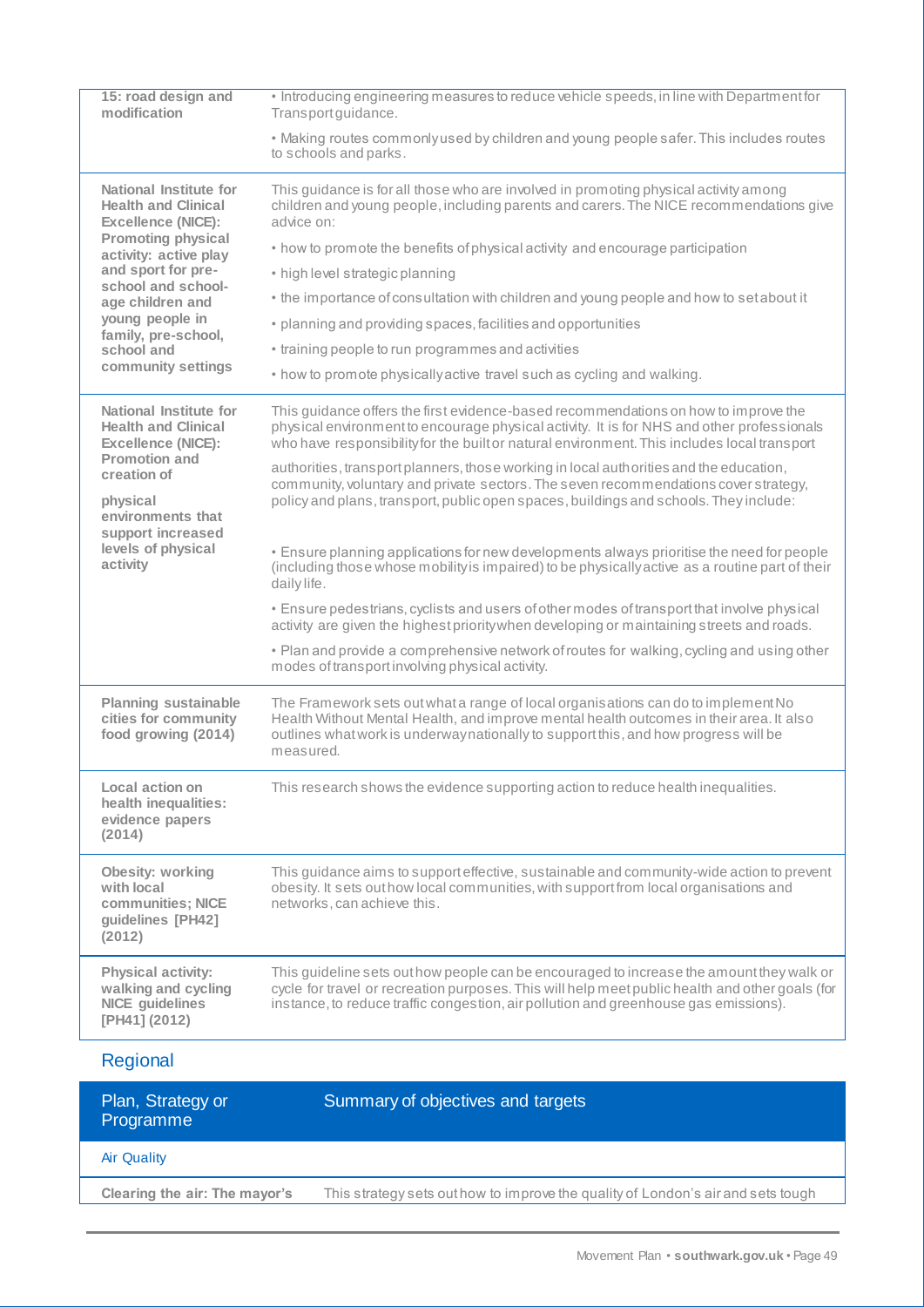| | |
|---|---|
| **15: road design and modification** | • Introducing engineering measures to reduce vehicle speeds, in line with Department for Transport guidance.<br>• Making routes commonly used by children and young people safer. This includes routes to schools and parks. |
| **National Institute for Health and Clinical Excellence (NICE): Promoting physical activity: active play and sport for pre-school and school-age children and young people in family, pre-school, school and community settings** | This guidance is for all those who are involved in promoting physical activity among children and young people, including parents and carers. The NICE recommendations give advice on:<br>• how to promote the benefits of physical activity and encourage participation<br>• high level strategic planning<br>• the importance of consultation with children and young people and how to set about it<br>• planning and providing spaces, facilities and opportunities<br>• training people to run programmes and activities<br>• how to promote physically active travel such as cycling and walking. |
| **National Institute for Health and Clinical Excellence (NICE): Promotion and creation of physical environments that support increased levels of physical activity** | This guidance offers the first evidence-based recommendations on how to improve the physical environment to encourage physical activity. It is for NHS and other professionals who have responsibility for the built or natural environment. This includes local transport authorities, transport planners, those working in local authorities and the education, community, voluntary and private sectors. The seven recommendations cover strategy, policy and plans, transport, public open spaces, buildings and schools. They include:<br>• Ensure planning applications for new developments always prioritise the need for people (including those whose mobility is impaired) to be physically active as a routine part of their daily life.<br>• Ensure pedestrians, cyclists and users of other modes of transport that involve physical activity are given the highest priority when developing or maintaining streets and roads.<br>• Plan and provide a comprehensive network of routes for walking, cycling and using other modes of transport involving physical activity. |
| **Planning sustainable cities for community food growing (2014)** | The Framework sets out what a range of local organisations can do to implement No Health Without Mental Health, and improve mental health outcomes in their area. It also outlines what work is underway nationally to support this, and how progress will be measured. |
| **Local action on health inequalities: evidence papers (2014)** | This research shows the evidence supporting action to reduce health inequalities. |
| **Obesity: working with local communities; NICE guidelines [PH42] (2012)** | This guidance aims to support effective, sustainable and community-wide action to prevent obesity. It sets out how local communities, with support from local organisations and networks, can achieve this. |
| **Physical activity: walking and cycling NICE guidelines [PH41] (2012)** | This guideline sets out how people can be encouraged to increase the amount they walk or cycle for travel or recreation purposes. This will help meet public health and other goals (for instance, to reduce traffic congestion, air pollution and greenhouse gas emissions). |

## Regional

| Plan, Strategy or Programme | Summary of objectives and targets |
|---|---|
| Air Quality | |
| **Clearing the air: The mayor's** | This strategy sets out how to improve the quality of London's air and sets tough |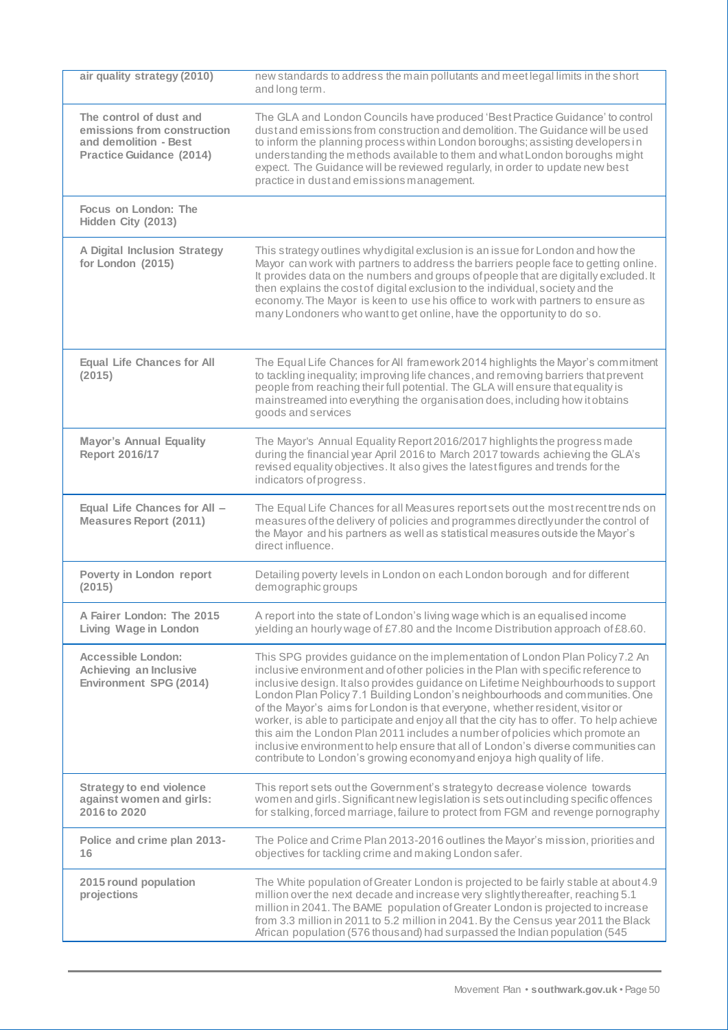| | |
|---|---|
| **air quality strategy (2010)** | new standards to address the main pollutants and meet legal limits in the short and long term. |
| **The control of dust and emissions from construction and demolition - Best Practice Guidance (2014)** | The GLA and London Councils have produced 'Best Practice Guidance' to control dust and emissions from construction and demolition. The Guidance will be used to inform the planning process within London boroughs; assisting developers in understanding the methods available to them and what London boroughs might expect. The Guidance will be reviewed regularly, in order to update new best practice in dust and emissions management. |
| **Focus on London: The Hidden City (2013)** | |
| **A Digital Inclusion Strategy for London (2015)** | This strategy outlines why digital exclusion is an issue for London and how the Mayor can work with partners to address the barriers people face to getting online. It provides data on the numbers and groups of people that are digitally excluded. It then explains the cost of digital exclusion to the individual, society and the economy. The Mayor is keen to use his office to work with partners to ensure as many Londoners who want to get online, have the opportunity to do so. |
| **Equal Life Chances for All (2015)** | The Equal Life Chances for All framework 2014 highlights the Mayor's commitment to tackling inequality; improving life chances, and removing barriers that prevent people from reaching their full potential. The GLA will ensure that equality is mainstreamed into everything the organisation does, including how it obtains goods and services |
| **Mayor's Annual Equality Report 2016/17** | The Mayor's Annual Equality Report 2016/2017 highlights the progress made during the financial year April 2016 to March 2017 towards achieving the GLA's revised equality objectives. It also gives the latest figures and trends for the indicators of progress. |
| **Equal Life Chances for All – Measures Report (2011)** | The Equal Life Chances for all Measures report sets out the most recent trends on measures of the delivery of policies and programmes directly under the control of the Mayor and his partners as well as statistical measures outside the Mayor's direct influence. |
| **Poverty in London report (2015)** | Detailing poverty levels in London on each London borough and for different demographic groups |
| **A Fairer London: The 2015 Living Wage in London** | A report into the state of London's living wage which is an equalised income yielding an hourly wage of £7.80 and the Income Distribution approach of £8.60. |
| **Accessible London: Achieving an Inclusive Environment SPG (2014)** | This SPG provides guidance on the implementation of London Plan Policy 7.2 An inclusive environment and of other policies in the Plan with specific reference to inclusive design. It also provides guidance on Lifetime Neighbourhoods to support London Plan Policy 7.1 Building London's neighbourhoods and communities. One of the Mayor's aims for London is that everyone, whether resident, visitor or worker, is able to participate and enjoy all that the city has to offer. To help achieve this aim the London Plan 2011 includes a number of policies which promote an inclusive environment to help ensure that all of London's diverse communities can contribute to London's growing economy and enjoy a high quality of life. |
| **Strategy to end violence against women and girls: 2016 to 2020** | This report sets out the Government's strategy to decrease violence towards women and girls. Significant new legislation is sets out including specific offences for stalking, forced marriage, failure to protect from FGM and revenge pornography |
| **Police and crime plan 2013-16** | The Police and Crime Plan 2013-2016 outlines the Mayor's mission, priorities and objectives for tackling crime and making London safer. |
| **2015 round population projections** | The White population of Greater London is projected to be fairly stable at about 4.9 million over the next decade and increase very slightly thereafter, reaching 5.1 million in 2041. The BAME population of Greater London is projected to increase from 3.3 million in 2011 to 5.2 million in 2041. By the Census year 2011 the Black African population (576 thousand) had surpassed the Indian population (545 |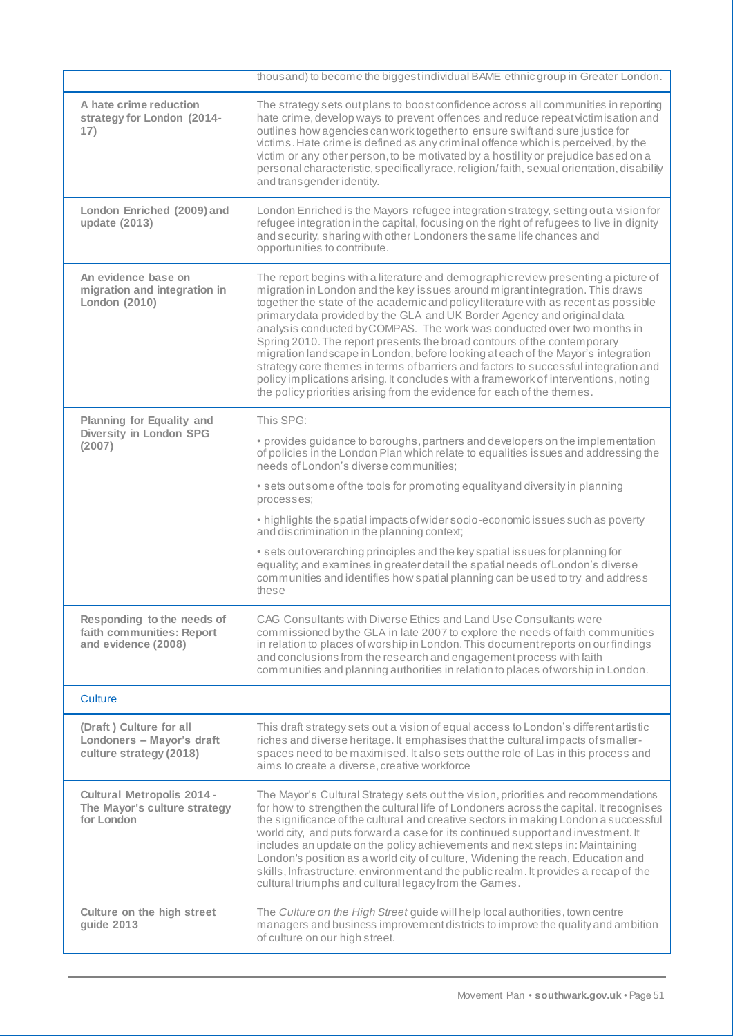| | |
|---|---|
| | thousand) to become the biggest individual BAME ethnic group in Greater London. |
| **A hate crime reduction strategy for London (2014-17)** | The strategy sets out plans to boost confidence across all communities in reporting hate crime, develop ways to prevent offences and reduce repeat victimisation and outlines how agencies can work together to ensure swift and sure justice for victims. Hate crime is defined as any criminal offence which is perceived, by the victim or any other person, to be motivated by a hostility or prejudice based on a personal characteristic, specifically race, religion/faith, sexual orientation, disability and transgender identity. |
| **London Enriched (2009) and update (2013)** | London Enriched is the Mayors refugee integration strategy, setting out a vision for refugee integration in the capital, focusing on the right of refugees to live in dignity and security, sharing with other Londoners the same life chances and opportunities to contribute. |
| **An evidence base on migration and integration in London (2010)** | The report begins with a literature and demographic review presenting a picture of migration in London and the key issues around migrant integration. This draws together the state of the academic and policy literature with as recent as possible primary data provided by the GLA and UK Border Agency and original data analysis conducted by COMPAS. The work was conducted over two months in Spring 2010. The report presents the broad contours of the contemporary migration landscape in London, before looking at each of the Mayor's integration strategy core themes in terms of barriers and factors to successful integration and policy implications arising. It concludes with a framework of interventions, noting the policy priorities arising from the evidence for each of the themes. |
| **Planning for Equality and Diversity in London SPG (2007)** | This SPG:<br><br>• provides guidance to boroughs, partners and developers on the implementation of policies in the London Plan which relate to equalities issues and addressing the needs of London's diverse communities;<br><br>• sets out some of the tools for promoting equality and diversity in planning processes;<br><br>• highlights the spatial impacts of wider socio-economic issues such as poverty and discrimination in the planning context;<br><br>• sets out overarching principles and the key spatial issues for planning for equality; and examines in greater detail the spatial needs of London's diverse communities and identifies how spatial planning can be used to try and address these |
| **Responding to the needs of faith communities: Report and evidence (2008)** | CAG Consultants with Diverse Ethics and Land Use Consultants were commissioned by the GLA in late 2007 to explore the needs of faith communities in relation to places of worship in London. This document reports on our findings and conclusions from the research and engagement process with faith communities and planning authorities in relation to places of worship in London. |
| Culture | |
| **(Draft ) Culture for all Londoners – Mayor's draft culture strategy (2018)** | This draft strategy sets out a vision of equal access to London's different artistic riches and diverse heritage. It emphasises that the cultural impacts of smaller-spaces need to be maximised. It also sets out the role of Las in this process and aims to create a diverse, creative workforce |
| **Cultural Metropolis 2014 - The Mayor's culture strategy for London** | The Mayor's Cultural Strategy sets out the vision, priorities and recommendations for how to strengthen the cultural life of Londoners across the capital. It recognises the significance of the cultural and creative sectors in making London a successful world city, and puts forward a case for its continued support and investment. It includes an update on the policy achievements and next steps in: Maintaining London's position as a world city of culture, Widening the reach, Education and skills, Infrastructure, environment and the public realm. It provides a recap of the cultural triumphs and cultural legacy from the Games. |
| **Culture on the high street guide 2013** | The *Culture on the High Street* guide will help local authorities, town centre managers and business improvement districts to improve the quality and ambition of culture on our high street. |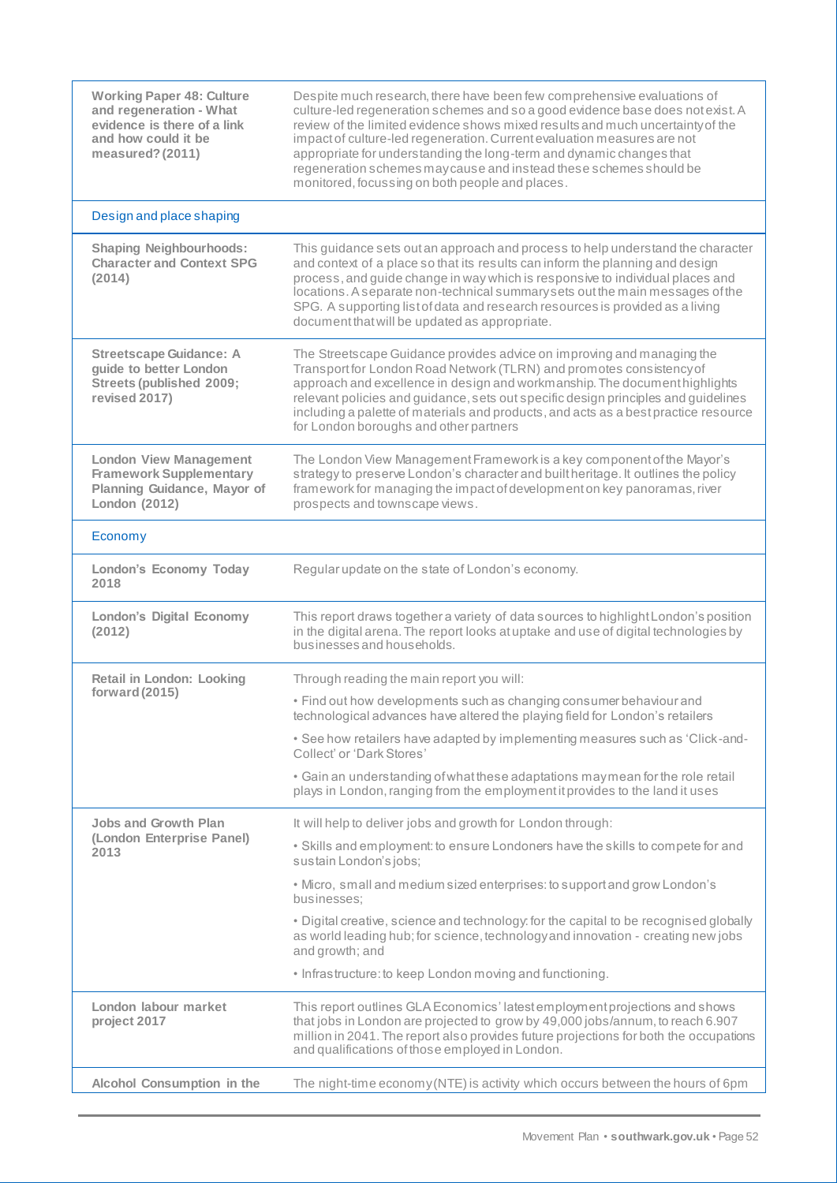| | |
|---|---|
| **Working Paper 48: Culture and regeneration - What evidence is there of a link and how could it be measured? (2011)** | Despite much research, there have been few comprehensive evaluations of culture-led regeneration schemes and so a good evidence base does not exist. A review of the limited evidence shows mixed results and much uncertainty of the impact of culture-led regeneration. Current evaluation measures are not appropriate for understanding the long-term and dynamic changes that regeneration schemes may cause and instead these schemes should be monitored, focussing on both people and places. |
| Design and place shaping | |
| **Shaping Neighbourhoods: Character and Context SPG (2014)** | This guidance sets out an approach and process to help understand the character and context of a place so that its results can inform the planning and design process, and guide change in way which is responsive to individual places and locations. A separate non-technical summary sets out the main messages of the SPG. A supporting list of data and research resources is provided as a living document that will be updated as appropriate. |
| **Streetscape Guidance: A guide to better London Streets (published 2009; revised 2017)** | The Streetscape Guidance provides advice on improving and managing the Transport for London Road Network (TLRN) and promotes consistency of approach and excellence in design and workmanship. The document highlights relevant policies and guidance, sets out specific design principles and guidelines including a palette of materials and products, and acts as a best practice resource for London boroughs and other partners |
| **London View Management Framework Supplementary Planning Guidance, Mayor of London (2012)** | The London View Management Framework is a key component of the Mayor's strategy to preserve London's character and built heritage. It outlines the policy framework for managing the impact of development on key panoramas, river prospects and townscape views. |
| Economy | |
| **London's Economy Today 2018** | Regular update on the state of London's economy. |
| **London's Digital Economy (2012)** | This report draws together a variety of data sources to highlight London's position in the digital arena. The report looks at uptake and use of digital technologies by businesses and households. |
| **Retail in London: Looking forward (2015)** | Through reading the main report you will:<br>• Find out how developments such as changing consumer behaviour and technological advances have altered the playing field for London's retailers<br>• See how retailers have adapted by implementing measures such as 'Click-and-Collect' or 'Dark Stores'<br>• Gain an understanding of what these adaptations may mean for the role retail plays in London, ranging from the employment it provides to the land it uses |
| **Jobs and Growth Plan (London Enterprise Panel) 2013** | It will help to deliver jobs and growth for London through:<br>• Skills and employment: to ensure Londoners have the skills to compete for and sustain London's jobs;<br>• Micro, small and medium sized enterprises: to support and grow London's businesses;<br>• Digital creative, science and technology: for the capital to be recognised globally as world leading hub; for science, technology and innovation - creating new jobs and growth; and<br>• Infrastructure: to keep London moving and functioning. |
| **London labour market project 2017** | This report outlines GLA Economics' latest employment projections and shows that jobs in London are projected to grow by 49,000 jobs/annum, to reach 6.907 million in 2041. The report also provides future projections for both the occupations and qualifications of those employed in London. |
| **Alcohol Consumption in the** | The night-time economy (NTE) is activity which occurs between the hours of 6pm |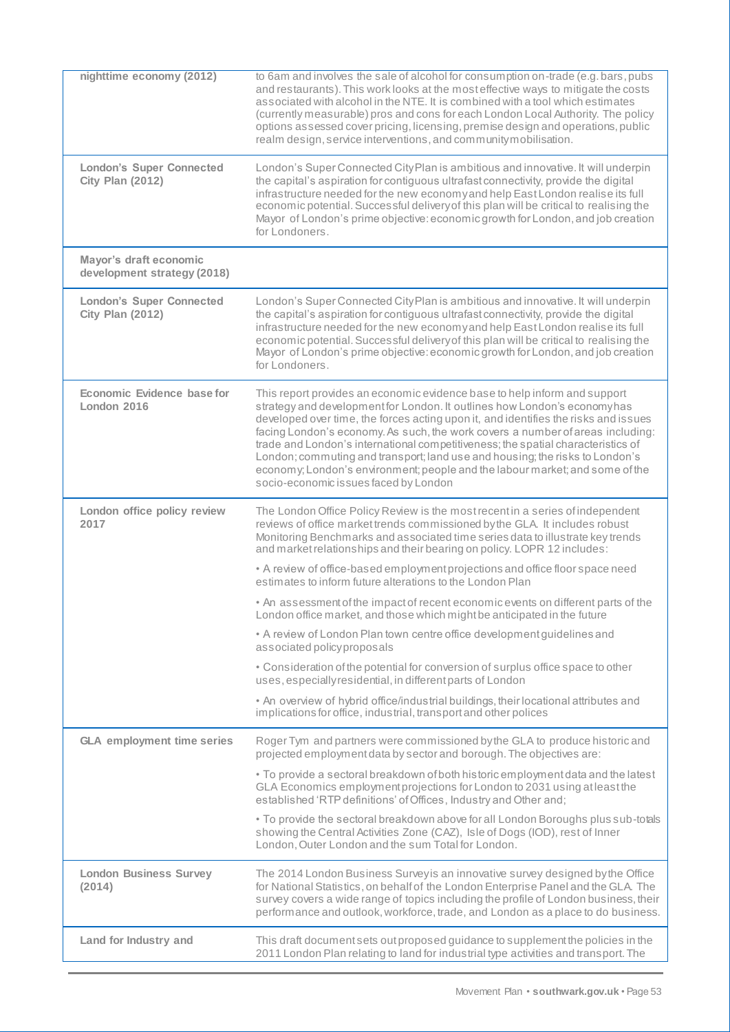| | |
|---|---|
| **nighttime economy (2012)** | to 6am and involves the sale of alcohol for consumption on-trade (e.g. bars, pubs and restaurants). This work looks at the most effective ways to mitigate the costs associated with alcohol in the NTE. It is combined with a tool which estimates (currently measurable) pros and cons for each London Local Authority. The policy options assessed cover pricing, licensing, premise design and operations, public realm design, service interventions, and community mobilisation. |
| **London's Super Connected City Plan (2012)** | London's Super Connected City Plan is ambitious and innovative. It will underpin the capital's aspiration for contiguous ultrafast connectivity, provide the digital infrastructure needed for the new economy and help East London realise its full economic potential. Successful delivery of this plan will be critical to realising the Mayor of London's prime objective: economic growth for London, and job creation for Londoners. |
| **Mayor's draft economic development strategy (2018)** | |
| **London's Super Connected City Plan (2012)** | London's Super Connected City Plan is ambitious and innovative. It will underpin the capital's aspiration for contiguous ultrafast connectivity, provide the digital infrastructure needed for the new economy and help East London realise its full economic potential. Successful delivery of this plan will be critical to realising the Mayor of London's prime objective: economic growth for London, and job creation for Londoners. |
| **Economic Evidence base for London 2016** | This report provides an economic evidence base to help inform and support strategy and development for London. It outlines how London's economy has developed over time, the forces acting upon it, and identifies the risks and issues facing London's economy. As such, the work covers a number of areas including: trade and London's international competitiveness; the spatial characteristics of London; commuting and transport; land use and housing; the risks to London's economy; London's environment; people and the labour market; and some of the socio-economic issues faced by London |
| **London office policy review 2017** | The London Office Policy Review is the most recent in a series of independent reviews of office market trends commissioned by the GLA. It includes robust Monitoring Benchmarks and associated time series data to illustrate key trends and market relationships and their bearing on policy. LOPR 12 includes:<br><br>• A review of office-based employment projections and office floor space need estimates to inform future alterations to the London Plan<br><br>• An assessment of the impact of recent economic events on different parts of the London office market, and those which might be anticipated in the future<br><br>• A review of London Plan town centre office development guidelines and associated policy proposals<br><br>• Consideration of the potential for conversion of surplus office space to other uses, especially residential, in different parts of London<br><br>• An overview of hybrid office/industrial buildings, their locational attributes and implications for office, industrial, transport and other polices |
| **GLA employment time series** | Roger Tym and partners were commissioned by the GLA to produce historic and projected employment data by sector and borough. The objectives are:<br><br>• To provide a sectoral breakdown of both historic employment data and the latest GLA Economics employment projections for London to 2031 using at least the established 'RTP definitions' of Offices, Industry and Other and;<br><br>• To provide the sectoral breakdown above for all London Boroughs plus sub-totals showing the Central Activities Zone (CAZ), Isle of Dogs (IOD), rest of Inner London, Outer London and the sum Total for London. |
| **London Business Survey (2014)** | The 2014 London Business Survey is an innovative survey designed by the Office for National Statistics, on behalf of the London Enterprise Panel and the GLA. The survey covers a wide range of topics including the profile of London business, their performance and outlook, workforce, trade, and London as a place to do business. |
| **Land for Industry and** | This draft document sets out proposed guidance to supplement the policies in the 2011 London Plan relating to land for industrial type activities and transport. The |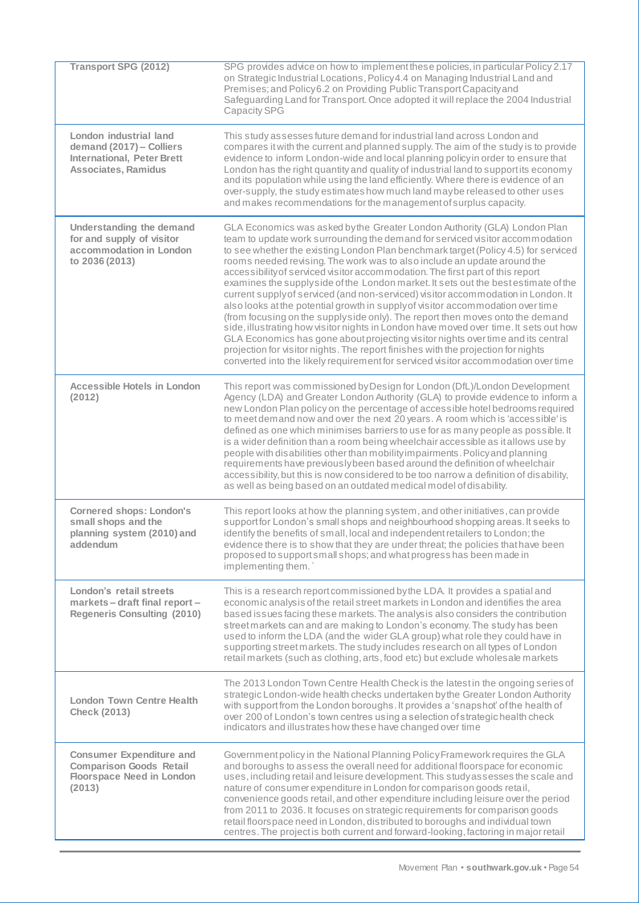| | |
|---|---|
| **Transport SPG (2012)** | SPG provides advice on how to implement these policies, in particular Policy 2.17 on Strategic Industrial Locations, Policy 4.4 on Managing Industrial Land and Premises; and Policy 6.2 on Providing Public Transport Capacity and Safeguarding Land for Transport. Once adopted it will replace the 2004 Industrial Capacity SPG |
| **London industrial land demand (2017) – Colliers International, Peter Brett Associates, Ramidus** | This study assesses future demand for industrial land across London and compares it with the current and planned supply. The aim of the study is to provide evidence to inform London-wide and local planning policy in order to ensure that London has the right quantity and quality of industrial land to support its economy and its population while using the land efficiently. Where there is evidence of an over-supply, the study estimates how much land may be released to other uses and makes recommendations for the management of surplus capacity. |
| **Understanding the demand for and supply of visitor accommodation in London to 2036 (2013)** | GLA Economics was asked by the Greater London Authority (GLA) London Plan team to update work surrounding the demand for serviced visitor accommodation to see whether the existing London Plan benchmark target (Policy 4.5) for serviced rooms needed revising. The work was to also include an update around the accessibility of serviced visitor accommodation. The first part of this report examines the supply side of the London market. It sets out the best estimate of the current supply of serviced (and non-serviced) visitor accommodation in London. It also looks at the potential growth in supply of visitor accommodation over time (from focusing on the supply side only). The report then moves onto the demand side, illustrating how visitor nights in London have moved over time. It sets out how GLA Economics has gone about projecting visitor nights over time and its central projection for visitor nights. The report finishes with the projection for nights converted into the likely requirement for serviced visitor accommodation over time |
| **Accessible Hotels in London (2012)** | This report was commissioned by Design for London (DfL)/London Development Agency (LDA) and Greater London Authority (GLA) to provide evidence to inform a new London Plan policy on the percentage of accessible hotel bedrooms required to meet demand now and over the next 20 years. A room which is 'accessible' is defined as one which minimises barriers to use for as many people as possible. It is a wider definition than a room being wheelchair accessible as it allows use by people with disabilities other than mobility impairments. Policy and planning requirements have previously been based around the definition of wheelchair accessibility, but this is now considered to be too narrow a definition of disability, as well as being based on an outdated medical model of disability. |
| **Cornered shops: London's small shops and the planning system (2010) and addendum** | This report looks at how the planning system, and other initiatives, can provide support for London's small shops and neighbourhood shopping areas. It seeks to identify the benefits of small, local and independent retailers to London; the evidence there is to show that they are under threat; the policies that have been proposed to support small shops; and what progress has been made in implementing them.` |
| **London's retail streets markets – draft final report – Regeneris Consulting (2010)** | This is a research report commissioned by the LDA. It provides a spatial and economic analysis of the retail street markets in London and identifies the area based issues facing these markets. The analysis also considers the contribution street markets can and are making to London's economy. The study has been used to inform the LDA (and the wider GLA group) what role they could have in supporting street markets. The study includes research on all types of London retail markets (such as clothing, arts, food etc) but exclude wholesale markets |
| **London Town Centre Health Check (2013)** | The 2013 London Town Centre Health Check is the latest in the ongoing series of strategic London-wide health checks undertaken by the Greater London Authority with support from the London boroughs. It provides a 'snapshot' of the health of over 200 of London's town centres using a selection of strategic health check indicators and illustrates how these have changed over time |
| **Consumer Expenditure and Comparison Goods Retail Floorspace Need in London (2013)** | Government policy in the National Planning Policy Framework requires the GLA and boroughs to assess the overall need for additional floorspace for economic uses, including retail and leisure development. This study assesses the scale and nature of consumer expenditure in London for comparison goods retail, convenience goods retail, and other expenditure including leisure over the period from 2011 to 2036. It focuses on strategic requirements for comparison goods retail floorspace need in London, distributed to boroughs and individual town centres. The project is both current and forward-looking, factoring in major retail |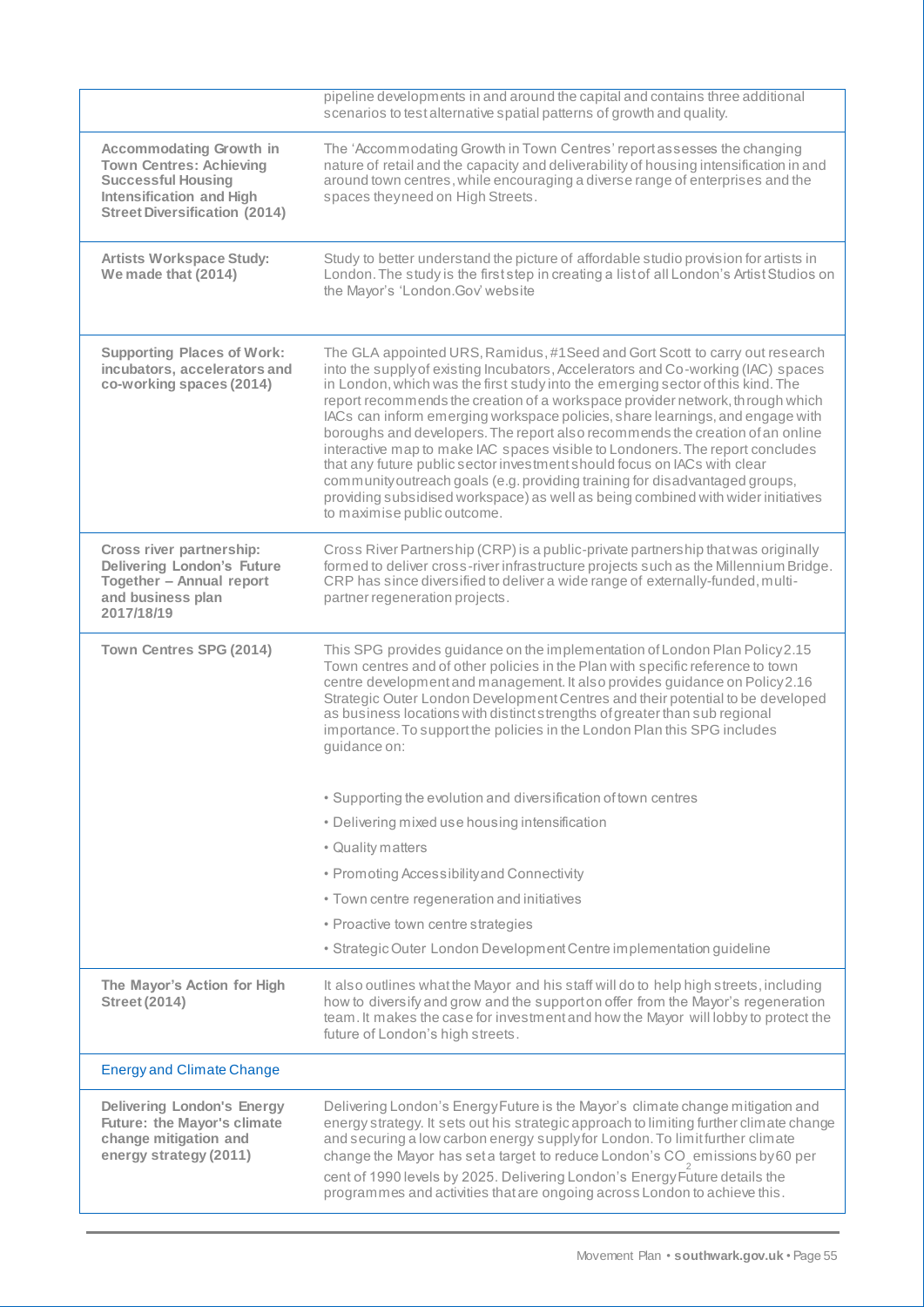| | |
|---|---|
| | pipeline developments in and around the capital and contains three additional scenarios to test alternative spatial patterns of growth and quality. |
| **Accommodating Growth in Town Centres: Achieving Successful Housing Intensification and High Street Diversification (2014)** | The 'Accommodating Growth in Town Centres' report assesses the changing nature of retail and the capacity and deliverability of housing intensification in and around town centres, while encouraging a diverse range of enterprises and the spaces they need on High Streets. |
| **Artists Workspace Study: We made that (2014)** | Study to better understand the picture of affordable studio provision for artists in London. The study is the first step in creating a list of all London's Artist Studios on the Mayor's 'London.Gov' website |
| **Supporting Places of Work: incubators, accelerators and co-working spaces (2014)** | The GLA appointed URS, Ramidus, #1Seed and Gort Scott to carry out research into the supply of existing Incubators, Accelerators and Co-working (IAC) spaces in London, which was the first study into the emerging sector of this kind. The report recommends the creation of a workspace provider network, through which IACs can inform emerging workspace policies, share learnings, and engage with boroughs and developers. The report also recommends the creation of an online interactive map to make IAC spaces visible to Londoners. The report concludes that any future public sector investment should focus on IACs with clear community outreach goals (e.g. providing training for disadvantaged groups, providing subsidised workspace) as well as being combined with wider initiatives to maximise public outcome. |
| **Cross river partnership: Delivering London's Future Together – Annual report and business plan 2017/18/19** | Cross River Partnership (CRP) is a public-private partnership that was originally formed to deliver cross-river infrastructure projects such as the Millennium Bridge. CRP has since diversified to deliver a wide range of externally-funded, multi-partner regeneration projects. |
| **Town Centres SPG (2014)** | This SPG provides guidance on the implementation of London Plan Policy 2.15 Town centres and of other policies in the Plan with specific reference to town centre development and management. It also provides guidance on Policy 2.16 Strategic Outer London Development Centres and their potential to be developed as business locations with distinct strengths of greater than sub regional importance. To support the policies in the London Plan this SPG includes guidance on:<br><br>• Supporting the evolution and diversification of town centres<br>• Delivering mixed use housing intensification<br>• Quality matters<br>• Promoting Accessibility and Connectivity<br>• Town centre regeneration and initiatives<br>• Proactive town centre strategies<br>• Strategic Outer London Development Centre implementation guideline |
| **The Mayor's Action for High Street (2014)** | It also outlines what the Mayor and his staff will do to help high streets, including how to diversify and grow and the support on offer from the Mayor's regeneration team. It makes the case for investment and how the Mayor will lobby to protect the future of London's high streets. |
| Energy and Climate Change | |
| **Delivering London's Energy Future: the Mayor's climate change mitigation and energy strategy (2011)** | Delivering London's Energy Future is the Mayor's climate change mitigation and energy strategy. It sets out his strategic approach to limiting further climate change and securing a low carbon energy supply for London. To limit further climate change the Mayor has set a target to reduce London's $CO_2$ emissions by 60 per cent of 1990 levels by 2025. Delivering London's Energy Future details the programmes and activities that are ongoing across London to achieve this. |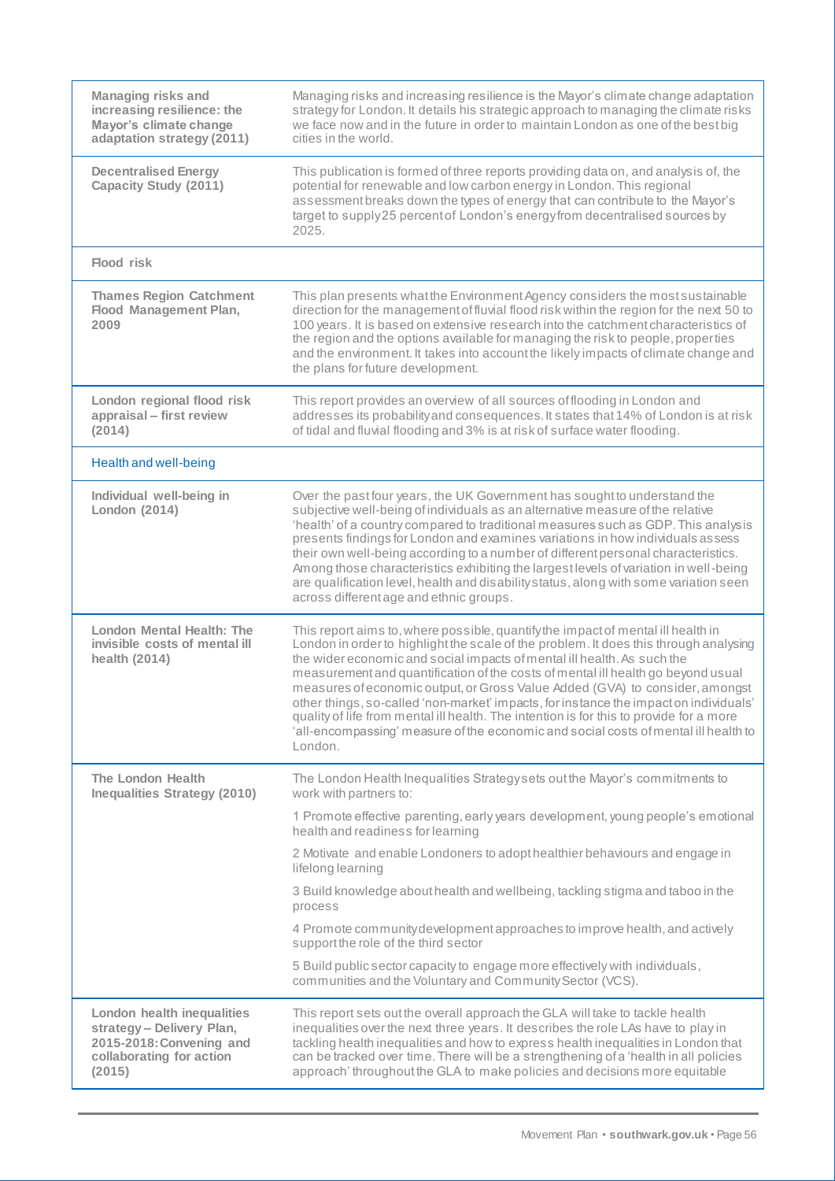| | |
|---|---|
| **Managing risks and increasing resilience: the Mayor's climate change adaptation strategy (2011)** | Managing risks and increasing resilience is the Mayor's climate change adaptation strategy for London. It details his strategic approach to managing the climate risks we face now and in the future in order to maintain London as one of the best big cities in the world. |
| **Decentralised Energy Capacity Study (2011)** | This publication is formed of three reports providing data on, and analysis of, the potential for renewable and low carbon energy in London. This regional assessment breaks down the types of energy that can contribute to the Mayor's target to supply 25 percent of London's energy from decentralised sources by 2025. |
| Flood risk | |
| **Thames Region Catchment Flood Management Plan, 2009** | This plan presents what the Environment Agency considers the most sustainable direction for the management of fluvial flood risk within the region for the next 50 to 100 years. It is based on extensive research into the catchment characteristics of the region and the options available for managing the risk to people, properties and the environment. It takes into account the likely impacts of climate change and the plans for future development. |
| **London regional flood risk appraisal – first review (2014)** | This report provides an overview of all sources of flooding in London and addresses its probability and consequences. It states that 14% of London is at risk of tidal and fluvial flooding and 3% is at risk of surface water flooding. |
| Health and well-being | |
| **Individual well-being in London (2014)** | Over the past four years, the UK Government has sought to understand the subjective well-being of individuals as an alternative measure of the relative 'health' of a country compared to traditional measures such as GDP. This analysis presents findings for London and examines variations in how individuals assess their own well-being according to a number of different personal characteristics. Among those characteristics exhibiting the largest levels of variation in well-being are qualification level, health and disability status, along with some variation seen across different age and ethnic groups. |
| **London Mental Health: The invisible costs of mental ill health (2014)** | This report aims to, where possible, quantify the impact of mental ill health in London in order to highlight the scale of the problem. It does this through analysing the wider economic and social impacts of mental ill health. As such the measurement and quantification of the costs of mental ill health go beyond usual measures of economic output, or Gross Value Added (GVA) to consider, amongst other things, so-called 'non-market' impacts, for instance the impact on individuals' quality of life from mental ill health. The intention is for this to provide for a more 'all-encompassing' measure of the economic and social costs of mental ill health to London. |
| **The London Health Inequalities Strategy (2010)** | The London Health Inequalities Strategy sets out the Mayor's commitments to work with partners to:<br>1 Promote effective parenting, early years development, young people's emotional health and readiness for learning<br>2 Motivate and enable Londoners to adopt healthier behaviours and engage in lifelong learning<br>3 Build knowledge about health and wellbeing, tackling stigma and taboo in the process<br>4 Promote community development approaches to improve health, and actively support the role of the third sector<br>5 Build public sector capacity to engage more effectively with individuals, communities and the Voluntary and Community Sector (VCS). |
| **London health inequalities strategy – Delivery Plan, 2015-2018: Convening and collaborating for action (2015)** | This report sets out the overall approach the GLA will take to tackle health inequalities over the next three years. It describes the role LAs have to play in tackling health inequalities and how to express health inequalities in London that can be tracked over time. There will be a strengthening of a 'health in all policies approach' throughout the GLA to make policies and decisions more equitable |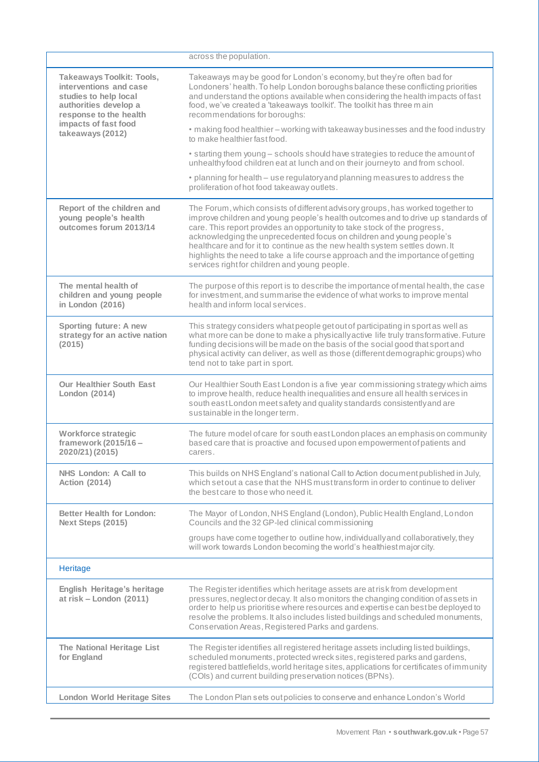| | |
|---|---|
| | across the population. |
| **Takeaways Toolkit: Tools, interventions and case studies to help local authorities develop a response to the health impacts of fast food takeaways (2012)** | Takeaways may be good for London's economy, but they're often bad for Londoners' health. To help London boroughs balance these conflicting priorities and understand the options available when considering the health impacts of fast food, we've created a 'takeaways toolkit'. The toolkit has three main recommendations for boroughs:<br>• making food healthier – working with takeaway businesses and the food industry to make healthier fast food.<br>• starting them young – schools should have strategies to reduce the amount of unhealthy food children eat at lunch and on their journey to and from school.<br>• planning for health – use regulatory and planning measures to address the proliferation of hot food takeaway outlets. |
| **Report of the children and young people's health outcomes forum 2013/14** | The Forum, which consists of different advisory groups, has worked together to improve children and young people's health outcomes and to drive up standards of care. This report provides an opportunity to take stock of the progress, acknowledging the unprecedented focus on children and young people's healthcare and for it to continue as the new health system settles down. It highlights the need to take a life course approach and the importance of getting services right for children and young people. |
| **The mental health of children and young people in London (2016)** | The purpose of this report is to describe the importance of mental health, the case for investment, and summarise the evidence of what works to improve mental health and inform local services. |
| **Sporting future: A new strategy for an active nation (2015)** | This strategy considers what people get out of participating in sport as well as what more can be done to make a physically active life truly transformative. Future funding decisions will be made on the basis of the social good that sport and physical activity can deliver, as well as those (different demographic groups) who tend not to take part in sport. |
| **Our Healthier South East London (2014)** | Our Healthier South East London is a five year commissioning strategy which aims to improve health, reduce health inequalities and ensure all health services in south east London meet safety and quality standards consistently and are sustainable in the longer term. |
| **Workforce strategic framework (2015/16 – 2020/21) (2015)** | The future model of care for south east London places an emphasis on community based care that is proactive and focused upon empowerment of patients and carers. |
| **NHS London: A Call to Action (2014)** | This builds on NHS England's national Call to Action document published in July, which set out a case that the NHS must transform in order to continue to deliver the best care to those who need it. |
| **Better Health for London: Next Steps (2015)** | The Mayor of London, NHS England (London), Public Health England, London Councils and the 32 GP-led clinical commissioning<br>groups have come together to outline how, individually and collaboratively, they will work towards London becoming the world's healthiest major city. |
| Heritage | |
| **English Heritage's heritage at risk – London (2011)** | The Register identifies which heritage assets are at risk from development pressures, neglect or decay. It also monitors the changing condition of assets in order to help us prioritise where resources and expertise can best be deployed to resolve the problems. It also includes listed buildings and scheduled monuments, Conservation Areas, Registered Parks and gardens. |
| **The National Heritage List for England** | The Register identifies all registered heritage assets including listed buildings, scheduled monuments, protected wreck sites, registered parks and gardens, registered battlefields, world heritage sites, applications for certificates of immunity (COIs) and current building preservation notices (BPNs). |
| **London World Heritage Sites** | The London Plan sets out policies to conserve and enhance London's World |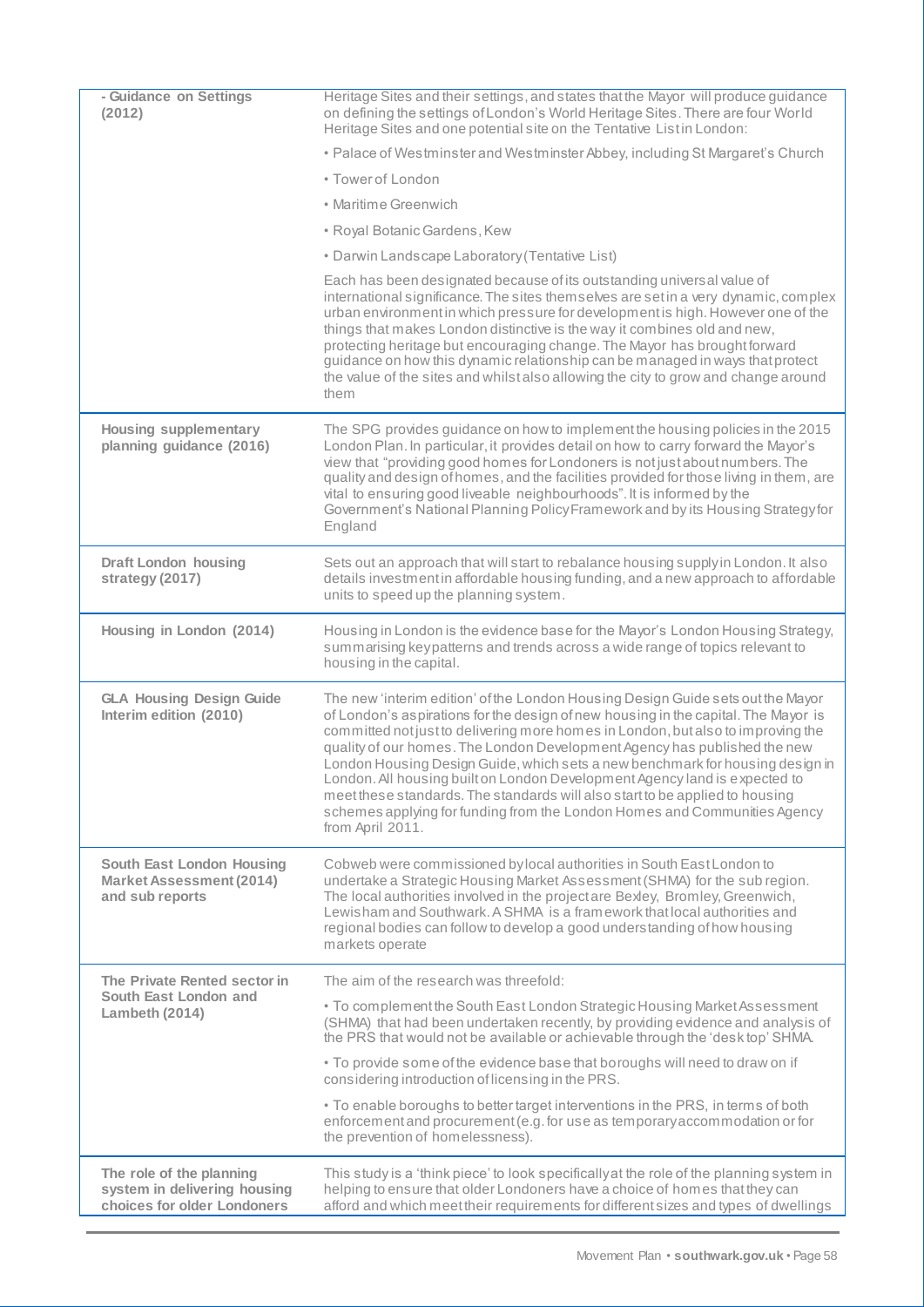| | |
|---|---|
| **- Guidance on Settings (2012)** | Heritage Sites and their settings, and states that the Mayor will produce guidance on defining the settings of London's World Heritage Sites. There are four World Heritage Sites and one potential site on the Tentative List in London:<br>• Palace of Westminster and Westminster Abbey, including St Margaret's Church<br>• Tower of London<br>• Maritime Greenwich<br>• Royal Botanic Gardens, Kew<br>• Darwin Landscape Laboratory (Tentative List)<br>Each has been designated because of its outstanding universal value of international significance. The sites themselves are set in a very dynamic, complex urban environment in which pressure for development is high. However one of the things that makes London distinctive is the way it combines old and new, protecting heritage but encouraging change. The Mayor has brought forward guidance on how this dynamic relationship can be managed in ways that protect the value of the sites and whilst also allowing the city to grow and change around them |
| **Housing supplementary planning guidance (2016)** | The SPG provides guidance on how to implement the housing policies in the 2015 London Plan. In particular, it provides detail on how to carry forward the Mayor's view that "providing good homes for Londoners is not just about numbers. The quality and design of homes, and the facilities provided for those living in them, are vital to ensuring good liveable neighbourhoods". It is informed by the Government's National Planning Policy Framework and by its Housing Strategy for England |
| **Draft London housing strategy (2017)** | Sets out an approach that will start to rebalance housing supply in London. It also details investment in affordable housing funding, and a new approach to affordable units to speed up the planning system. |
| **Housing in London (2014)** | Housing in London is the evidence base for the Mayor's London Housing Strategy, summarising key patterns and trends across a wide range of topics relevant to housing in the capital. |
| **GLA Housing Design Guide Interim edition (2010)** | The new 'interim edition' of the London Housing Design Guide sets out the Mayor of London's aspirations for the design of new housing in the capital. The Mayor is committed not just to delivering more homes in London, but also to improving the quality of our homes. The London Development Agency has published the new London Housing Design Guide, which sets a new benchmark for housing design in London. All housing built on London Development Agency land is expected to meet these standards. The standards will also start to be applied to housing schemes applying for funding from the London Homes and Communities Agency from April 2011. |
| **South East London Housing Market Assessment (2014) and sub reports** | Cobweb were commissioned by local authorities in South East London to undertake a Strategic Housing Market Assessment (SHMA) for the sub region. The local authorities involved in the project are Bexley, Bromley, Greenwich, Lewisham and Southwark. A SHMA is a framework that local authorities and regional bodies can follow to develop a good understanding of how housing markets operate |
| **The Private Rented sector in South East London and Lambeth (2014)** | The aim of the research was threefold:<br>• To complement the South East London Strategic Housing Market Assessment (SHMA) that had been undertaken recently, by providing evidence and analysis of the PRS that would not be available or achievable through the 'desk top' SHMA.<br>• To provide some of the evidence base that boroughs will need to draw on if considering introduction of licensing in the PRS.<br>• To enable boroughs to better target interventions in the PRS, in terms of both enforcement and procurement (e.g. for use as temporary accommodation or for the prevention of homelessness). |
| **The role of the planning system in delivering housing choices for older Londoners** | This study is a 'think piece' to look specifically at the role of the planning system in helping to ensure that older Londoners have a choice of homes that they can afford and which meet their requirements for different sizes and types of dwellings |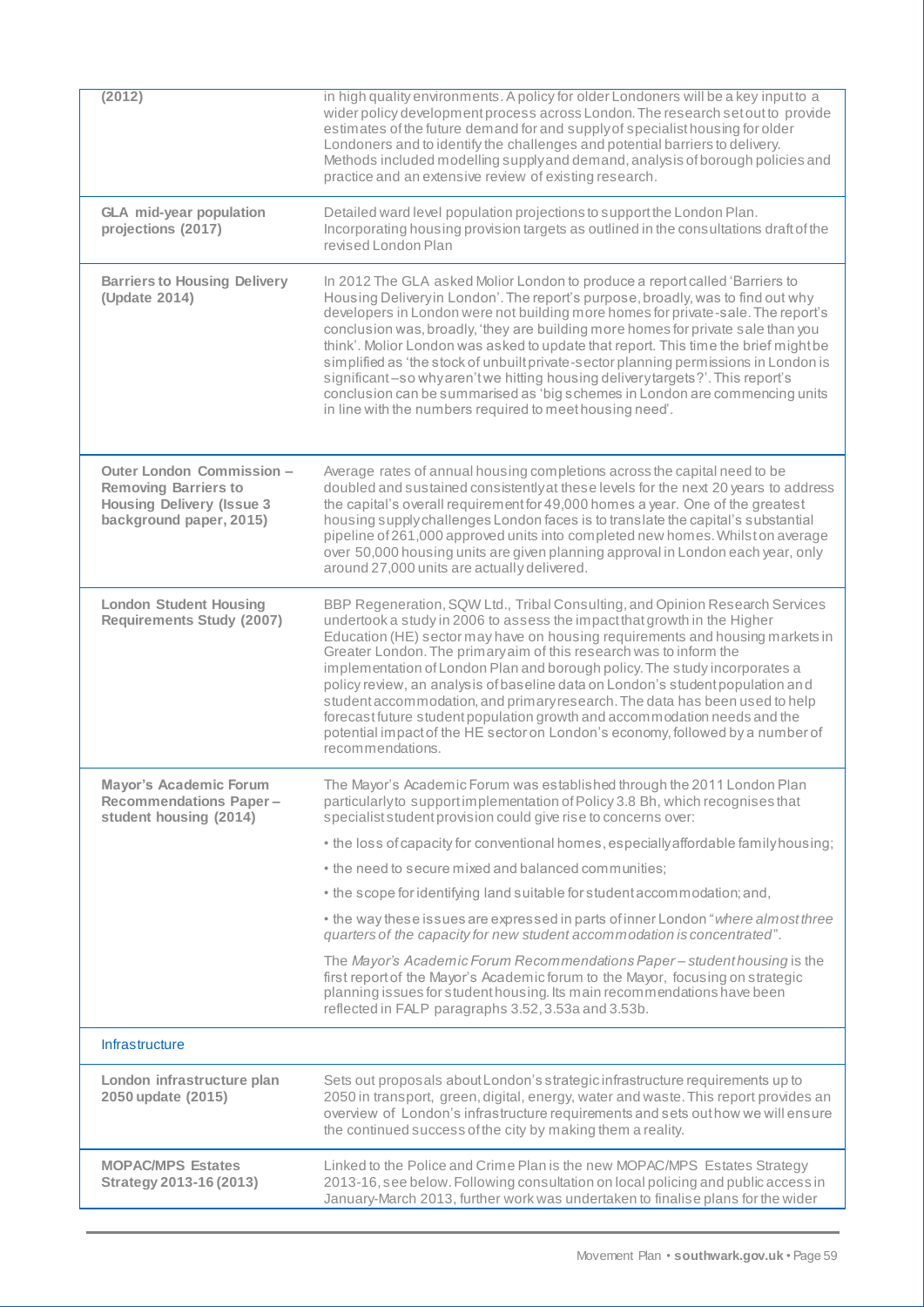| | |
|---|---|
| **(2012)** | in high quality environments. A policy for older Londoners will be a key input to a wider policy development process across London. The research set out to provide estimates of the future demand for and supply of specialist housing for older Londoners and to identify the challenges and potential barriers to delivery. Methods included modelling supply and demand, analysis of borough policies and practice and an extensive review of existing research. |
| **GLA mid-year population projections (2017)** | Detailed ward level population projections to support the London Plan. Incorporating housing provision targets as outlined in the consultations draft of the revised London Plan |
| **Barriers to Housing Delivery (Update 2014)** | In 2012 The GLA asked Molior London to produce a report called 'Barriers to Housing Delivery in London'. The report's purpose, broadly, was to find out why developers in London were not building more homes for private-sale. The report's conclusion was, broadly, 'they are building more homes for private sale than you think'. Molior London was asked to update that report. This time the brief might be simplified as 'the stock of unbuilt private-sector planning permissions in London is significant – so why aren't we hitting housing delivery targets?'. This report's conclusion can be summarised as 'big schemes in London are commencing units in line with the numbers required to meet housing need'. |
| **Outer London Commission – Removing Barriers to Housing Delivery (Issue 3 background paper, 2015)** | Average rates of annual housing completions across the capital need to be doubled and sustained consistently at these levels for the next 20 years to address the capital's overall requirement for 49,000 homes a year. One of the greatest housing supply challenges London faces is to translate the capital's substantial pipeline of 261,000 approved units into completed new homes. Whilst on average over 50,000 housing units are given planning approval in London each year, only around 27,000 units are actually delivered. |
| **London Student Housing Requirements Study (2007)** | BBP Regeneration, SQW Ltd., Tribal Consulting, and Opinion Research Services undertook a study in 2006 to assess the impact that growth in the Higher Education (HE) sector may have on housing requirements and housing markets in Greater London. The primary aim of this research was to inform the implementation of London Plan and borough policy. The study incorporates a policy review, an analysis of baseline data on London's student population and student accommodation, and primary research. The data has been used to help forecast future student population growth and accommodation needs and the potential impact of the HE sector on London's economy, followed by a number of recommendations. |
| **Mayor's Academic Forum Recommendations Paper – student housing (2014)** | The Mayor's Academic Forum was established through the 2011 London Plan particularly to support implementation of Policy 3.8 Bh, which recognises that specialist student provision could give rise to concerns over:<br>• the loss of capacity for conventional homes, especially affordable family housing;<br>• the need to secure mixed and balanced communities;<br>• the scope for identifying land suitable for student accommodation; and,<br>• the way these issues are expressed in parts of inner London "*where almost three quarters of the capacity for new student accommodation is concentrated*".<br>The *Mayor's Academic Forum Recommendations Paper – student housing* is the first report of the Mayor's Academic forum to the Mayor, focusing on strategic planning issues for student housing. Its main recommendations have been reflected in FALP paragraphs 3.52, 3.53a and 3.53b. |
| Infrastructure | |
| **London infrastructure plan 2050 update (2015)** | Sets out proposals about London's strategic infrastructure requirements up to 2050 in transport, green, digital, energy, water and waste. This report provides an overview of London's infrastructure requirements and sets out how we will ensure the continued success of the city by making them a reality. |
| **MOPAC/MPS Estates Strategy 2013-16 (2013)** | Linked to the Police and Crime Plan is the new MOPAC/MPS Estates Strategy 2013-16, see below. Following consultation on local policing and public access in January-March 2013, further work was undertaken to finalise plans for the wider |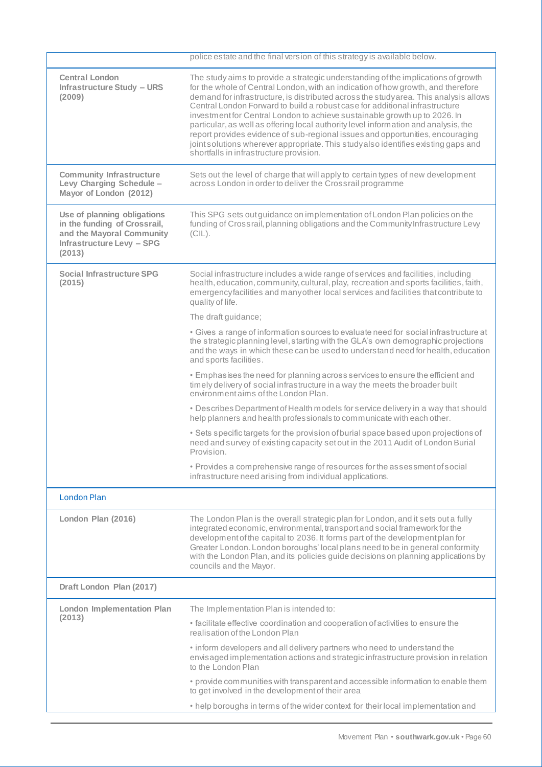| | |
|---|---|
| | police estate and the final version of this strategy is available below. |
| **Central London Infrastructure Study – URS (2009)** | The study aims to provide a strategic understanding of the implications of growth for the whole of Central London, with an indication of how growth, and therefore demand for infrastructure, is distributed across the study area. This analysis allows Central London Forward to build a robust case for additional infrastructure investment for Central London to achieve sustainable growth up to 2026. In particular, as well as offering local authority level information and analysis, the report provides evidence of sub-regional issues and opportunities, encouraging joint solutions wherever appropriate. This study also identifies existing gaps and shortfalls in infrastructure provision. |
| **Community Infrastructure Levy Charging Schedule – Mayor of London (2012)** | Sets out the level of charge that will apply to certain types of new development across London in order to deliver the Crossrail programme |
| **Use of planning obligations in the funding of Crossrail, and the Mayoral Community Infrastructure Levy – SPG (2013)** | This SPG sets out guidance on implementation of London Plan policies on the funding of Crossrail, planning obligations and the Community Infrastructure Levy (CIL). |
| **Social Infrastructure SPG (2015)** | Social infrastructure includes a wide range of services and facilities, including health, education, community, cultural, play, recreation and sports facilities, faith, emergency facilities and many other local services and facilities that contribute to quality of life.<br><br>The draft guidance;<br><br>• Gives a range of information sources to evaluate need for social infrastructure at the strategic planning level, starting with the GLA's own demographic projections and the ways in which these can be used to understand need for health, education and sports facilities.<br><br>• Emphasises the need for planning across services to ensure the efficient and timely delivery of social infrastructure in a way the meets the broader built environment aims of the London Plan.<br><br>• Describes Department of Health models for service delivery in a way that should help planners and health professionals to communicate with each other.<br><br>• Sets specific targets for the provision of burial space based upon projections of need and survey of existing capacity set out in the 2011 Audit of London Burial Provision.<br><br>• Provides a comprehensive range of resources for the assessment of social infrastructure need arising from individual applications. |
| London Plan | |
| **London Plan (2016)** | The London Plan is the overall strategic plan for London, and it sets out a fully integrated economic, environmental, transport and social framework for the development of the capital to 2036. It forms part of the development plan for Greater London. London boroughs' local plans need to be in general conformity with the London Plan, and its policies guide decisions on planning applications by councils and the Mayor. |
| **Draft London Plan (2017)** | |
| **London Implementation Plan (2013)** | The Implementation Plan is intended to:<br><br>• facilitate effective coordination and cooperation of activities to ensure the realisation of the London Plan<br><br>• inform developers and all delivery partners who need to understand the envisaged implementation actions and strategic infrastructure provision in relation to the London Plan<br><br>• provide communities with transparent and accessible information to enable them to get involved in the development of their area<br><br>• help boroughs in terms of the wider context for their local implementation and |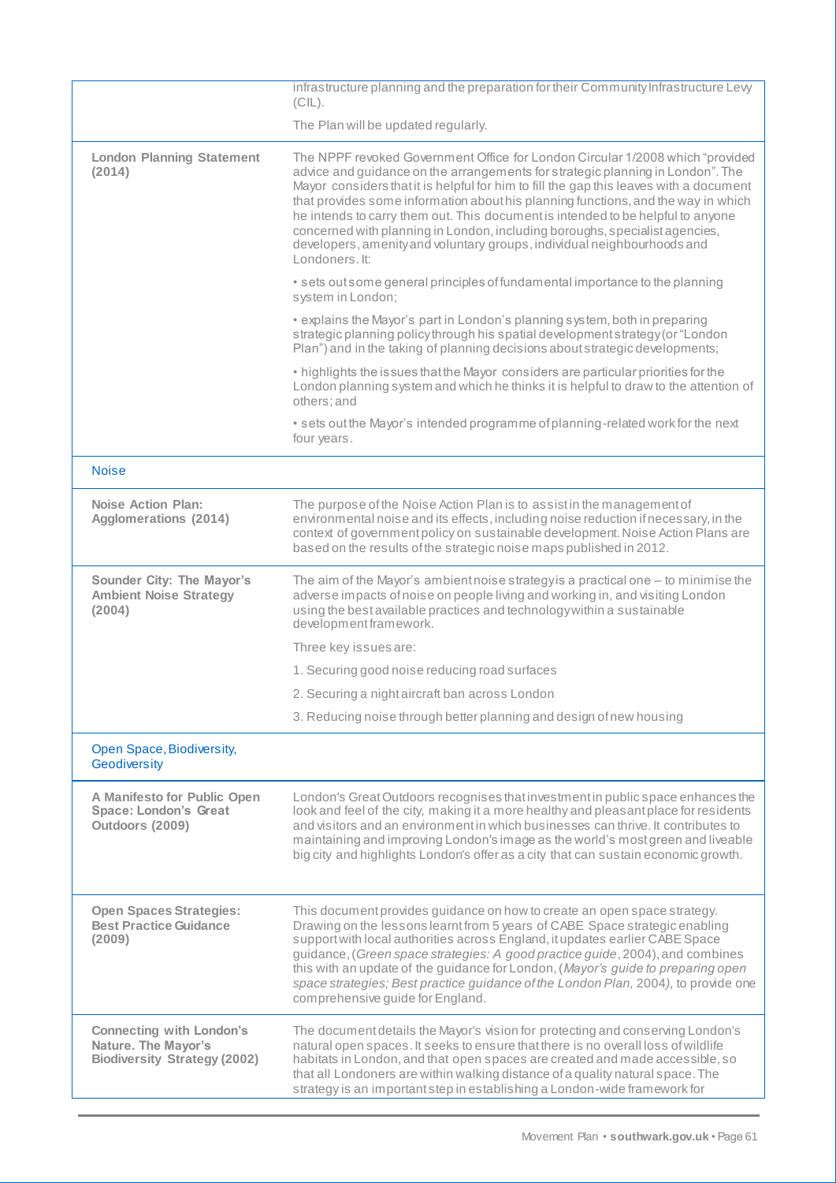| | |
|---|---|
| | infrastructure planning and the preparation for their Community Infrastructure Levy (CIL).<br><br>The Plan will be updated regularly. |
| **London Planning Statement (2014)** | The NPPF revoked Government Office for London Circular 1/2008 which "provided advice and guidance on the arrangements for strategic planning in London". The Mayor considers that it is helpful for him to fill the gap this leaves with a document that provides some information about his planning functions, and the way in which he intends to carry them out. This document is intended to be helpful to anyone concerned with planning in London, including boroughs, specialist agencies, developers, amenity and voluntary groups, individual neighbourhoods and Londoners. It:<br><br>• sets out some general principles of fundamental importance to the planning system in London;<br><br>• explains the Mayor's part in London's planning system, both in preparing strategic planning policy through his spatial development strategy (or "London Plan") and in the taking of planning decisions about strategic developments;<br><br>• highlights the issues that the Mayor considers are particular priorities for the London planning system and which he thinks it is helpful to draw to the attention of others; and<br><br>• sets out the Mayor's intended programme of planning-related work for the next four years. |
| Noise | |
| **Noise Action Plan: Agglomerations (2014)** | The purpose of the Noise Action Plan is to assist in the management of environmental noise and its effects, including noise reduction if necessary, in the context of government policy on sustainable development. Noise Action Plans are based on the results of the strategic noise maps published in 2012. |
| **Sounder City: The Mayor's Ambient Noise Strategy (2004)** | The aim of the Mayor's ambient noise strategy is a practical one – to minimise the adverse impacts of noise on people living and working in, and visiting London using the best available practices and technology within a sustainable development framework.<br><br>Three key issues are:<br><br>1. Securing good noise reducing road surfaces<br><br>2. Securing a night aircraft ban across London<br><br>3. Reducing noise through better planning and design of new housing |
| Open Space, Biodiversity, Geodiversity | |
| **A Manifesto for Public Open Space: London's Great Outdoors (2009)** | London's Great Outdoors recognises that investment in public space enhances the look and feel of the city, making it a more healthy and pleasant place for residents and visitors and an environment in which businesses can thrive. It contributes to maintaining and improving London's image as the world's most green and liveable big city and highlights London's offer as a city that can sustain economic growth. |
| **Open Spaces Strategies: Best Practice Guidance (2009)** | This document provides guidance on how to create an open space strategy. Drawing on the lessons learnt from 5 years of CABE Space strategic enabling support with local authorities across England, it updates earlier CABE Space guidance, (*Green space strategies: A good practice guide*, 2004), and combines this with an update of the guidance for London, (*Mayor's guide to preparing open space strategies; Best practice guidance of the London Plan,* 2004*)*, to provide one comprehensive guide for England. |
| **Connecting with London's Nature. The Mayor's Biodiversity Strategy (2002)** | The document details the Mayor's vision for protecting and conserving London's natural open spaces. It seeks to ensure that there is no overall loss of wildlife habitats in London, and that open spaces are created and made accessible, so that all Londoners are within walking distance of a quality natural space. The strategy is an important step in establishing a London-wide framework for |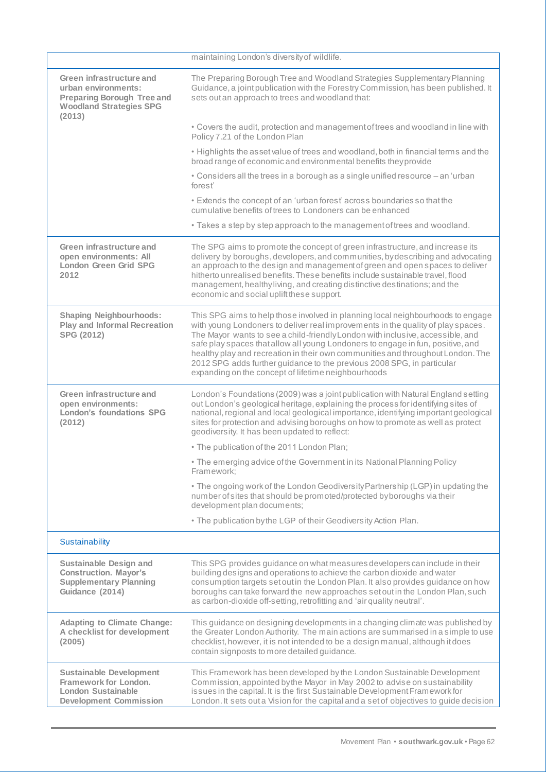| | |
|---|---|
| | maintaining London's diversity of wildlife. |
| **Green infrastructure and urban environments: Preparing Borough Tree and Woodland Strategies SPG (2013)** | The Preparing Borough Tree and Woodland Strategies Supplementary Planning Guidance, a joint publication with the Forestry Commission, has been published. It sets out an approach to trees and woodland that:<br>• Covers the audit, protection and management of trees and woodland in line with Policy 7.21 of the London Plan<br>• Highlights the asset value of trees and woodland, both in financial terms and the broad range of economic and environmental benefits they provide<br>• Considers all the trees in a borough as a single unified resource – an 'urban forest'<br>• Extends the concept of an 'urban forest' across boundaries so that the cumulative benefits of trees to Londoners can be enhanced<br>• Takes a step by step approach to the management of trees and woodland. |
| **Green infrastructure and open environments: All London Green Grid SPG 2012** | The SPG aims to promote the concept of green infrastructure, and increase its delivery by boroughs, developers, and communities, by describing and advocating an approach to the design and management of green and open spaces to deliver hitherto unrealised benefits. These benefits include sustainable travel, flood management, healthy living, and creating distinctive destinations; and the economic and social uplift these support. |
| **Shaping Neighbourhoods: Play and Informal Recreation SPG (2012)** | This SPG aims to help those involved in planning local neighbourhoods to engage with young Londoners to deliver real improvements in the quality of play spaces. The Mayor wants to see a child-friendly London with inclusive, accessible, and safe play spaces that allow all young Londoners to engage in fun, positive, and healthy play and recreation in their own communities and throughout London. The 2012 SPG adds further guidance to the previous 2008 SPG, in particular expanding on the concept of lifetime neighbourhoods |
| **Green infrastructure and open environments: London's foundations SPG (2012)** | London's Foundations (2009) was a joint publication with Natural England setting out London's geological heritage, explaining the process for identifying sites of national, regional and local geological importance, identifying important geological sites for protection and advising boroughs on how to promote as well as protect geodiversity. It has been updated to reflect:<br>• The publication of the 2011 London Plan;<br>• The emerging advice of the Government in its National Planning Policy Framework;<br>• The ongoing work of the London Geodiversity Partnership (LGP) in updating the number of sites that should be promoted/protected by boroughs via their development plan documents;<br>• The publication by the LGP of their Geodiversity Action Plan. |
| Sustainability | |
| **Sustainable Design and Construction. Mayor's Supplementary Planning Guidance (2014)** | This SPG provides guidance on what measures developers can include in their building designs and operations to achieve the carbon dioxide and water consumption targets set out in the London Plan. It also provides guidance on how boroughs can take forward the new approaches set out in the London Plan, such as carbon-dioxide off-setting, retrofitting and 'air quality neutral'. |
| **Adapting to Climate Change: A checklist for development (2005)** | This guidance on designing developments in a changing climate was published by the Greater London Authority. The main actions are summarised in a simple to use checklist, however, it is not intended to be a design manual, although it does contain signposts to more detailed guidance. |
| **Sustainable Development Framework for London. London Sustainable Development Commission** | This Framework has been developed by the London Sustainable Development Commission, appointed by the Mayor in May 2002 to advise on sustainability issues in the capital. It is the first Sustainable Development Framework for London. It sets out a Vision for the capital and a set of objectives to guide decision |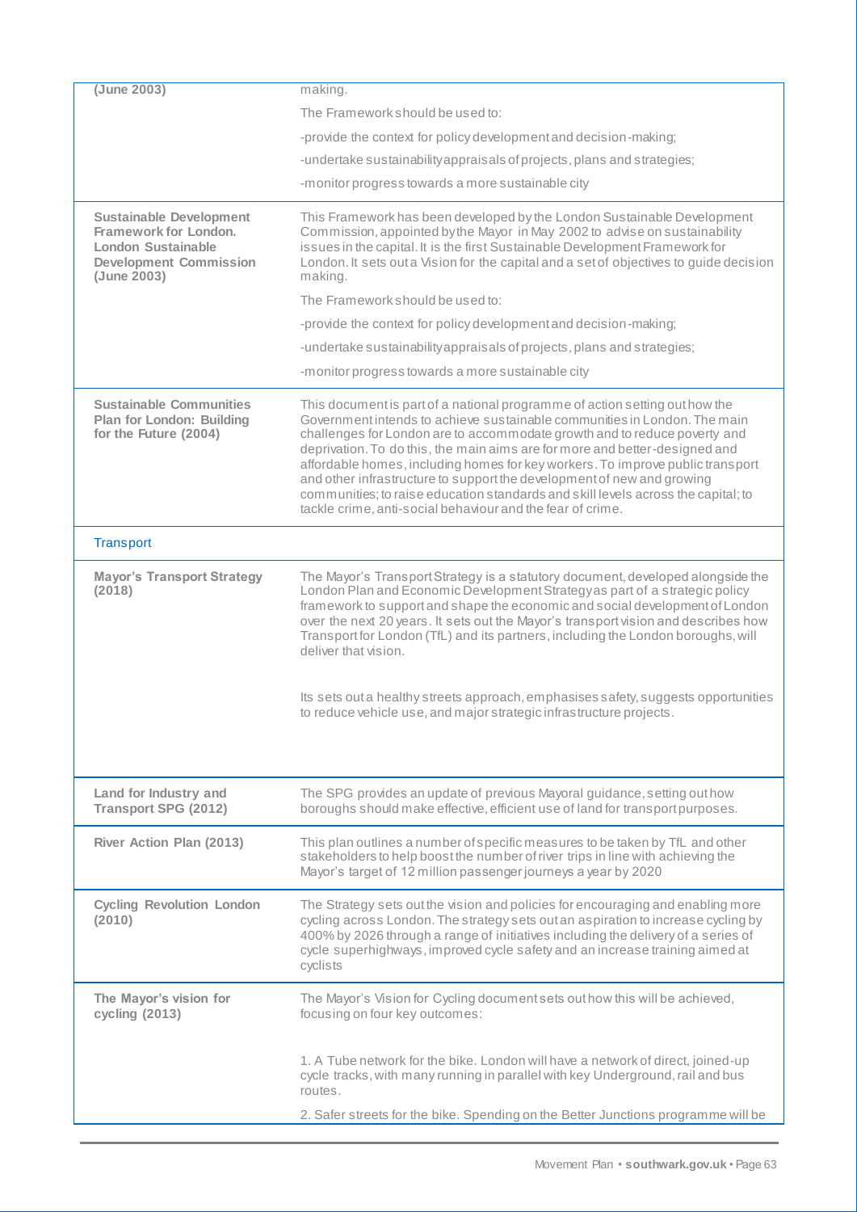| | |
|---|---|
| **(June 2003)** | making.<br>The Framework should be used to:<br>-provide the context for policy development and decision-making;<br>-undertake sustainability appraisals of projects, plans and strategies;<br>-monitor progress towards a more sustainable city |
| **Sustainable Development Framework for London. London Sustainable Development Commission (June 2003)** | This Framework has been developed by the London Sustainable Development Commission, appointed by the Mayor in May 2002 to advise on sustainability issues in the capital. It is the first Sustainable Development Framework for London. It sets out a Vision for the capital and a set of objectives to guide decision making.<br>The Framework should be used to:<br>-provide the context for policy development and decision-making;<br>-undertake sustainability appraisals of projects, plans and strategies;<br>-monitor progress towards a more sustainable city |
| **Sustainable Communities Plan for London: Building for the Future (2004)** | This document is part of a national programme of action setting out how the Government intends to achieve sustainable communities in London. The main challenges for London are to accommodate growth and to reduce poverty and deprivation. To do this, the main aims are for more and better-designed and affordable homes, including homes for key workers. To improve public transport and other infrastructure to support the development of new and growing communities; to raise education standards and skill levels across the capital; to tackle crime, anti-social behaviour and the fear of crime. |
| Transport | |
| **Mayor's Transport Strategy (2018)** | The Mayor's Transport Strategy is a statutory document, developed alongside the London Plan and Economic Development Strategy as part of a strategic policy framework to support and shape the economic and social development of London over the next 20 years. It sets out the Mayor's transport vision and describes how Transport for London (TfL) and its partners, including the London boroughs, will deliver that vision.<br><br>Its sets out a healthy streets approach, emphasises safety, suggests opportunities to reduce vehicle use, and major strategic infrastructure projects. |
| **Land for Industry and Transport SPG (2012)** | The SPG provides an update of previous Mayoral guidance, setting out how boroughs should make effective, efficient use of land for transport purposes. |
| **River Action Plan (2013)** | This plan outlines a number of specific measures to be taken by TfL and other stakeholders to help boost the number of river trips in line with achieving the Mayor's target of 12 million passenger journeys a year by 2020 |
| **Cycling Revolution London (2010)** | The Strategy sets out the vision and policies for encouraging and enabling more cycling across London. The strategy sets out an aspiration to increase cycling by 400% by 2026 through a range of initiatives including the delivery of a series of cycle superhighways, improved cycle safety and an increase training aimed at cyclists |
| **The Mayor's vision for cycling (2013)** | The Mayor's Vision for Cycling document sets out how this will be achieved, focusing on four key outcomes:<br><br>1. A Tube network for the bike. London will have a network of direct, joined-up cycle tracks, with many running in parallel with key Underground, rail and bus routes.<br>2. Safer streets for the bike. Spending on the Better Junctions programme will be |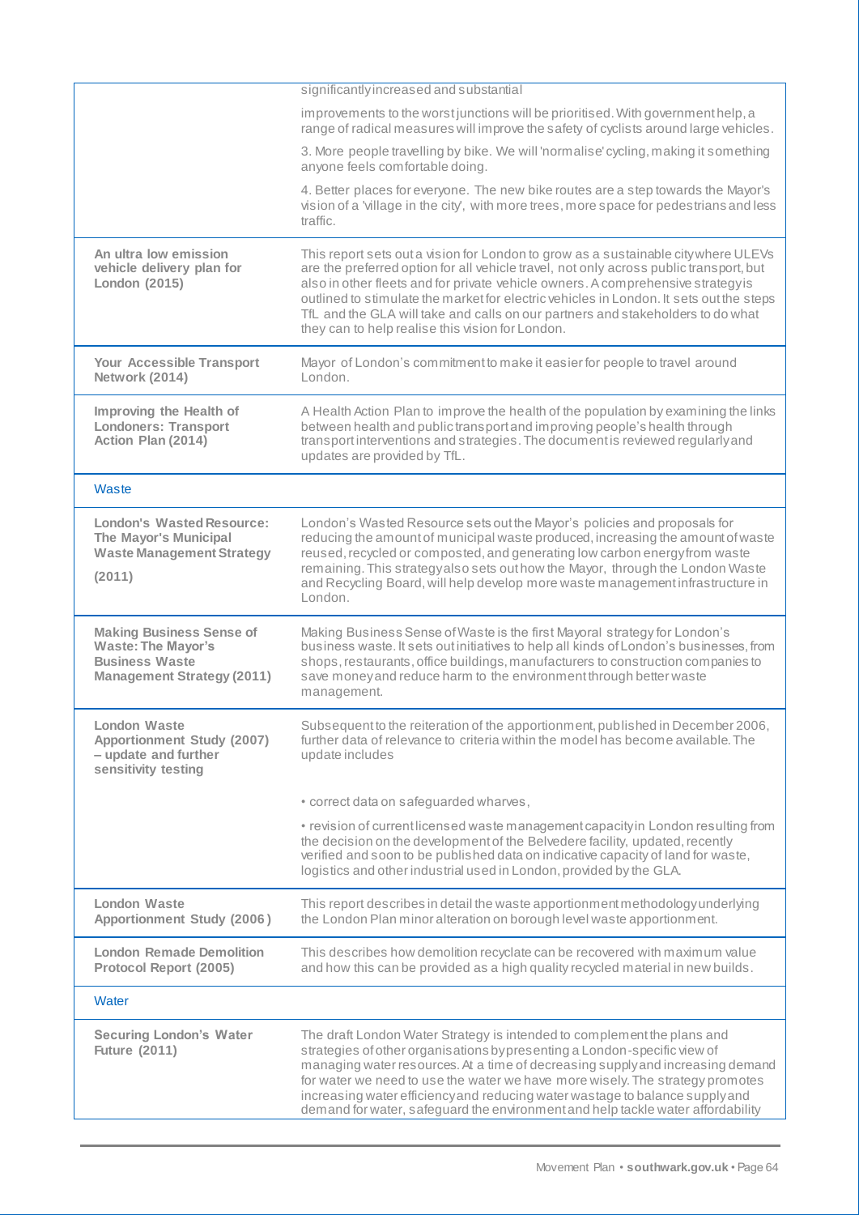| | |
|---|---|
| | significantly increased and substantial<br><br>improvements to the worst junctions will be prioritised. With government help, a range of radical measures will improve the safety of cyclists around large vehicles.<br><br>3. More people travelling by bike. We will 'normalise' cycling, making it something anyone feels comfortable doing.<br><br>4. Better places for everyone. The new bike routes are a step towards the Mayor's vision of a 'village in the city', with more trees, more space for pedestrians and less traffic. |
| **An ultra low emission vehicle delivery plan for London (2015)** | This report sets out a vision for London to grow as a sustainable city where ULEVs are the preferred option for all vehicle travel, not only across public transport, but also in other fleets and for private vehicle owners. A comprehensive strategy is outlined to stimulate the market for electric vehicles in London. It sets out the steps TfL and the GLA will take and calls on our partners and stakeholders to do what they can to help realise this vision for London. |
| **Your Accessible Transport Network (2014)** | Mayor of London's commitment to make it easier for people to travel around London. |
| **Improving the Health of Londoners: Transport Action Plan (2014)** | A Health Action Plan to improve the health of the population by examining the links between health and public transport and improving people's health through transport interventions and strategies. The document is reviewed regularly and updates are provided by TfL. |
| Waste | |
| **London's Wasted Resource: The Mayor's Municipal Waste Management Strategy (2011)** | London's Wasted Resource sets out the Mayor's policies and proposals for reducing the amount of municipal waste produced, increasing the amount of waste reused, recycled or composted, and generating low carbon energy from waste remaining. This strategy also sets out how the Mayor, through the London Waste and Recycling Board, will help develop more waste management infrastructure in London. |
| **Making Business Sense of Waste: The Mayor's Business Waste Management Strategy (2011)** | Making Business Sense of Waste is the first Mayoral strategy for London's business waste. It sets out initiatives to help all kinds of London's businesses, from shops, restaurants, office buildings, manufacturers to construction companies to save money and reduce harm to the environment through better waste management. |
| **London Waste Apportionment Study (2007) – update and further sensitivity testing** | Subsequent to the reiteration of the apportionment, published in December 2006, further data of relevance to criteria within the model has become available. The update includes<br><br>• correct data on safeguarded wharves,<br><br>• revision of current licensed waste management capacity in London resulting from the decision on the development of the Belvedere facility, updated, recently verified and soon to be published data on indicative capacity of land for waste, logistics and other industrial used in London, provided by the GLA. |
| **London Waste Apportionment Study (2006)** | This report describes in detail the waste apportionment methodology underlying the London Plan minor alteration on borough level waste apportionment. |
| **London Remade Demolition Protocol Report (2005)** | This describes how demolition recyclate can be recovered with maximum value and how this can be provided as a high quality recycled material in new builds. |
| Water | |
| **Securing London's Water Future (2011)** | The draft London Water Strategy is intended to complement the plans and strategies of other organisations by presenting a London-specific view of managing water resources. At a time of decreasing supply and increasing demand for water we need to use the water we have more wisely. The strategy promotes increasing water efficiency and reducing water wastage to balance supply and demand for water, safeguard the environment and help tackle water affordability |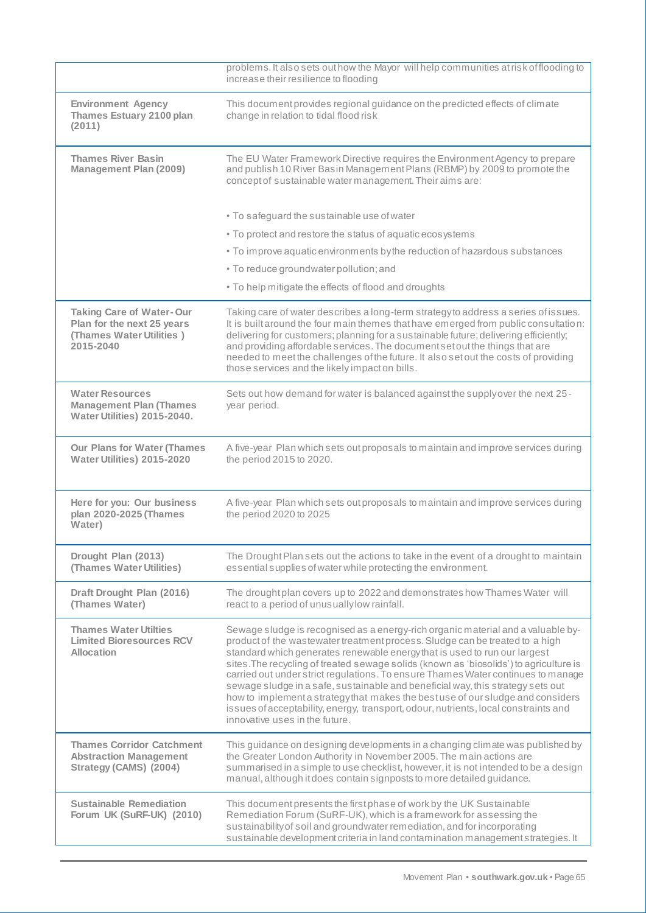| | |
|---|---|
| | problems. It also sets out how the Mayor will help communities at risk of flooding to increase their resilience to flooding |
| **Environment Agency Thames Estuary 2100 plan (2011)** | This document provides regional guidance on the predicted effects of climate change in relation to tidal flood risk |
| **Thames River Basin Management Plan (2009)** | The EU Water Framework Directive requires the Environment Agency to prepare and publish 10 River Basin Management Plans (RBMP) by 2009 to promote the concept of sustainable water management. Their aims are:<br><br>• To safeguard the sustainable use of water<br>• To protect and restore the status of aquatic ecosystems<br>• To improve aquatic environments by the reduction of hazardous substances<br>• To reduce groundwater pollution; and<br>• To help mitigate the effects of flood and droughts |
| **Taking Care of Water- Our Plan for the next 25 years (Thames Water Utilities ) 2015-2040** | Taking care of water describes a long-term strategy to address a series of issues. It is built around the four main themes that have emerged from public consultation: delivering for customers; planning for a sustainable future; delivering efficiently; and providing affordable services. The document set out the things that are needed to meet the challenges of the future. It also set out the costs of providing those services and the likely impact on bills. |
| **Water Resources Management Plan (Thames Water Utilities) 2015-2040.** | Sets out how demand for water is balanced against the supply over the next 25-year period. |
| **Our Plans for Water (Thames Water Utilities) 2015-2020** | A five-year Plan which sets out proposals to maintain and improve services during the period 2015 to 2020. |
| **Here for you: Our business plan 2020-2025 (Thames Water)** | A five-year Plan which sets out proposals to maintain and improve services during the period 2020 to 2025 |
| **Drought Plan (2013) (Thames Water Utilities)** | The Drought Plan sets out the actions to take in the event of a drought to maintain essential supplies of water while protecting the environment. |
| **Draft Drought Plan (2016) (Thames Water)** | The drought plan covers up to 2022 and demonstrates how Thames Water will react to a period of unusually low rainfall. |
| **Thames Water Utilties Limited Bioresources RCV Allocation** | Sewage sludge is recognised as a energy-rich organic material and a valuable by-product of the wastewater treatment process. Sludge can be treated to a high standard which generates renewable energy that is used to run our largest sites.The recycling of treated sewage solids (known as 'biosolids') to agriculture is carried out under strict regulations. To ensure Thames Water continues to manage sewage sludge in a safe, sustainable and beneficial way, this strategy sets out how to implement a strategy that makes the best use of our sludge and considers issues of acceptability, energy, transport, odour, nutrients, local constraints and innovative uses in the future. |
| **Thames Corridor Catchment Abstraction Management Strategy (CAMS) (2004)** | This guidance on designing developments in a changing climate was published by the Greater London Authority in November 2005. The main actions are summarised in a simple to use checklist, however, it is not intended to be a design manual, although it does contain signposts to more detailed guidance. |
| **Sustainable Remediation Forum UK (SuRF-UK) (2010)** | This document presents the first phase of work by the UK Sustainable Remediation Forum (SuRF-UK), which is a framework for assessing the sustainability of soil and groundwater remediation, and for incorporating sustainable development criteria in land contamination management strategies. It |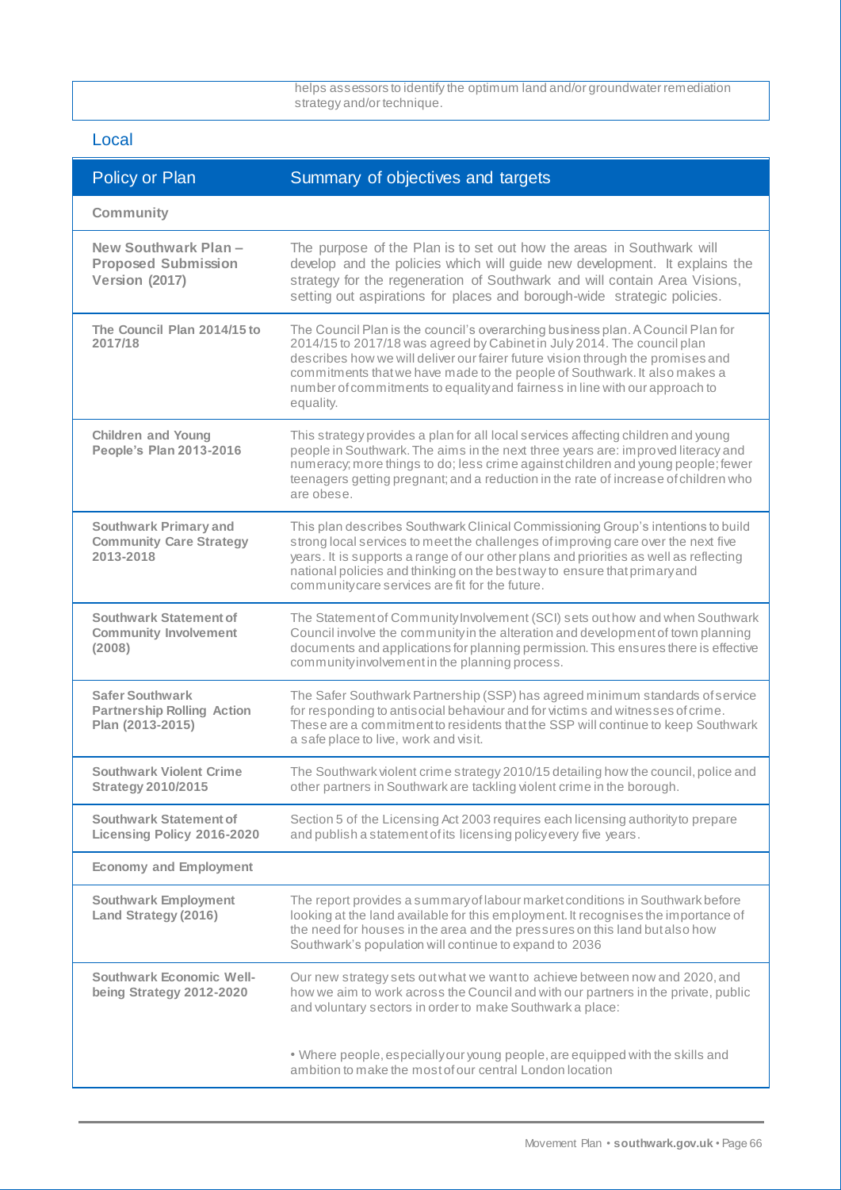| | helps assessors to identify the optimum land and/or groundwater remediation strategy and/or technique. |
|---|---|

## Local

| Policy or Plan | Summary of objectives and targets |
|---|---|
| **Community** | |
| **New Southwark Plan – Proposed Submission Version (2017)** | The purpose of the Plan is to set out how the areas in Southwark will develop and the policies which will guide new development. It explains the strategy for the regeneration of Southwark and will contain Area Visions, setting out aspirations for places and borough-wide strategic policies. |
| **The Council Plan 2014/15 to 2017/18** | The Council Plan is the council's overarching business plan. A Council Plan for 2014/15 to 2017/18 was agreed by Cabinet in July 2014. The council plan describes how we will deliver our fairer future vision through the promises and commitments that we have made to the people of Southwark. It also makes a number of commitments to equality and fairness in line with our approach to equality. |
| **Children and Young People's Plan 2013-2016** | This strategy provides a plan for all local services affecting children and young people in Southwark. The aims in the next three years are: improved literacy and numeracy; more things to do; less crime against children and young people; fewer teenagers getting pregnant; and a reduction in the rate of increase of children who are obese. |
| **Southwark Primary and Community Care Strategy 2013-2018** | This plan describes Southwark Clinical Commissioning Group's intentions to build strong local services to meet the challenges of improving care over the next five years. It is supports a range of our other plans and priorities as well as reflecting national policies and thinking on the best way to ensure that primary and community care services are fit for the future. |
| **Southwark Statement of Community Involvement (2008)** | The Statement of Community Involvement (SCI) sets out how and when Southwark Council involve the community in the alteration and development of town planning documents and applications for planning permission. This ensures there is effective community involvement in the planning process. |
| **Safer Southwark Partnership Rolling Action Plan (2013-2015)** | The Safer Southwark Partnership (SSP) has agreed minimum standards of service for responding to antisocial behaviour and for victims and witnesses of crime. These are a commitment to residents that the SSP will continue to keep Southwark a safe place to live, work and visit. |
| **Southwark Violent Crime Strategy 2010/2015** | The Southwark violent crime strategy 2010/15 detailing how the council, police and other partners in Southwark are tackling violent crime in the borough. |
| **Southwark Statement of Licensing Policy 2016-2020** | Section 5 of the Licensing Act 2003 requires each licensing authority to prepare and publish a statement of its licensing policy every five years. |
| **Economy and Employment** | |
| **Southwark Employment Land Strategy (2016)** | The report provides a summary of labour market conditions in Southwark before looking at the land available for this employment. It recognises the importance of the need for houses in the area and the pressures on this land but also how Southwark's population will continue to expand to 2036 |
| **Southwark Economic Well-being Strategy 2012-2020** | Our new strategy sets out what we want to achieve between now and 2020, and how we aim to work across the Council and with our partners in the private, public and voluntary sectors in order to make Southwark a place:<br><br>• Where people, especially our young people, are equipped with the skills and ambition to make the most of our central London location |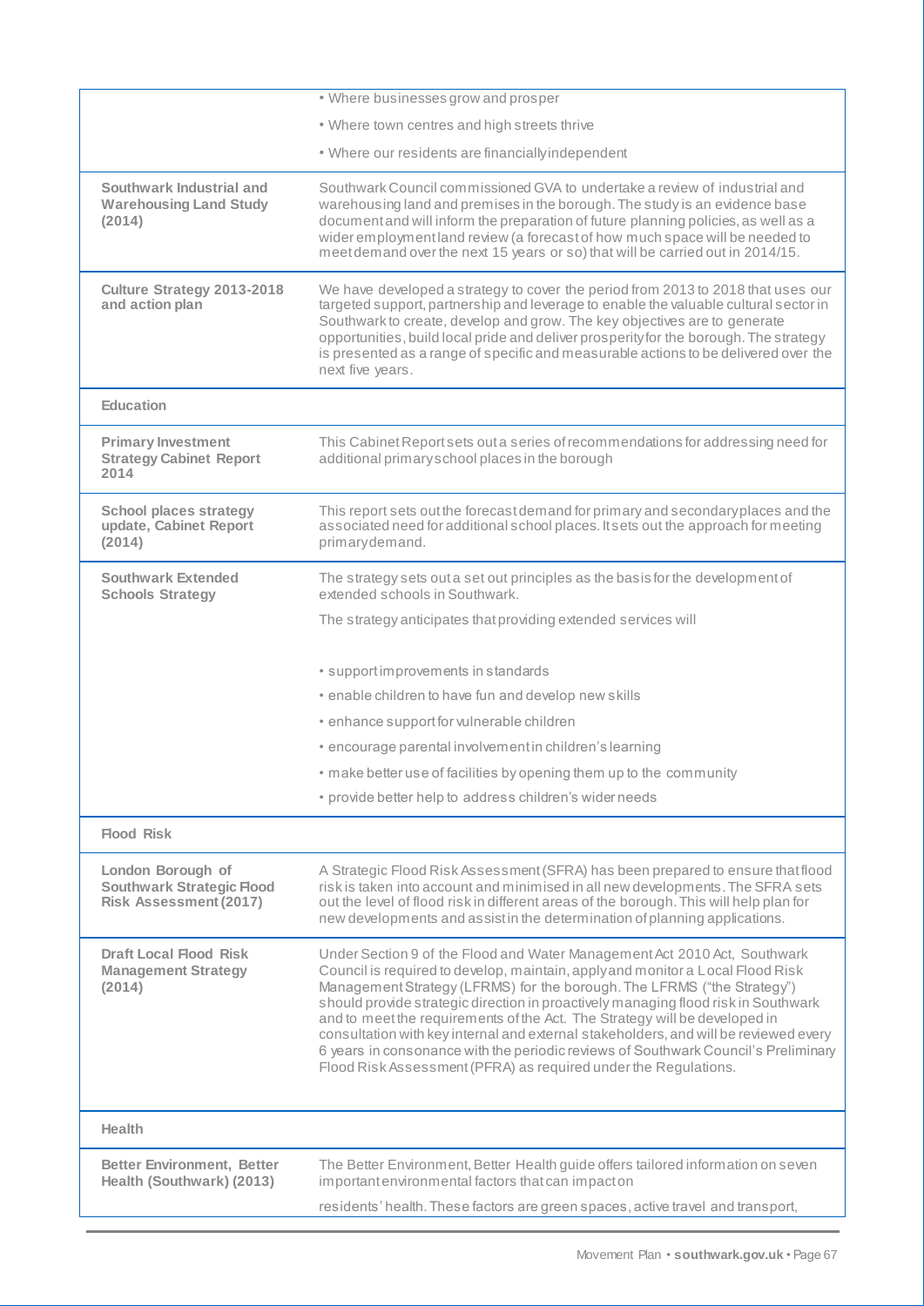| | |
|---|---|
| | • Where businesses grow and prosper<br>• Where town centres and high streets thrive<br>• Where our residents are financially independent |
| **Southwark Industrial and Warehousing Land Study (2014)** | Southwark Council commissioned GVA to undertake a review of industrial and warehousing land and premises in the borough. The study is an evidence base document and will inform the preparation of future planning policies, as well as a wider employment land review (a forecast of how much space will be needed to meet demand over the next 15 years or so) that will be carried out in 2014/15. |
| **Culture Strategy 2013-2018 and action plan** | We have developed a strategy to cover the period from 2013 to 2018 that uses our targeted support, partnership and leverage to enable the valuable cultural sector in Southwark to create, develop and grow. The key objectives are to generate opportunities, build local pride and deliver prosperity for the borough. The strategy is presented as a range of specific and measurable actions to be delivered over the next five years. |
| **Education** | |
| **Primary Investment Strategy Cabinet Report 2014** | This Cabinet Report sets out a series of recommendations for addressing need for additional primary school places in the borough |
| **School places strategy update, Cabinet Report (2014)** | This report sets out the forecast demand for primary and secondary places and the associated need for additional school places. It sets out the approach for meeting primary demand. |
| **Southwark Extended Schools Strategy** | The strategy sets out a set out principles as the basis for the development of extended schools in Southwark.<br>The strategy anticipates that providing extended services will<br>• support improvements in standards<br>• enable children to have fun and develop new skills<br>• enhance support for vulnerable children<br>• encourage parental involvement in children's learning<br>• make better use of facilities by opening them up to the community<br>• provide better help to address children's wider needs |
| **Flood Risk** | |
| **London Borough of Southwark Strategic Flood Risk Assessment (2017)** | A Strategic Flood Risk Assessment (SFRA) has been prepared to ensure that flood risk is taken into account and minimised in all new developments. The SFRA sets out the level of flood risk in different areas of the borough. This will help plan for new developments and assist in the determination of planning applications. |
| **Draft Local Flood Risk Management Strategy (2014)** | Under Section 9 of the Flood and Water Management Act 2010 Act, Southwark Council is required to develop, maintain, apply and monitor a Local Flood Risk Management Strategy (LFRMS) for the borough. The LFRMS ("the Strategy") should provide strategic direction in proactively managing flood risk in Southwark and to meet the requirements of the Act. The Strategy will be developed in consultation with key internal and external stakeholders, and will be reviewed every 6 years in consonance with the periodic reviews of Southwark Council's Preliminary Flood Risk Assessment (PFRA) as required under the Regulations. |
| **Health** | |
| **Better Environment, Better Health (Southwark) (2013)** | The Better Environment, Better Health guide offers tailored information on seven important environmental factors that can impact on<br>residents' health. These factors are green spaces, active travel and transport, |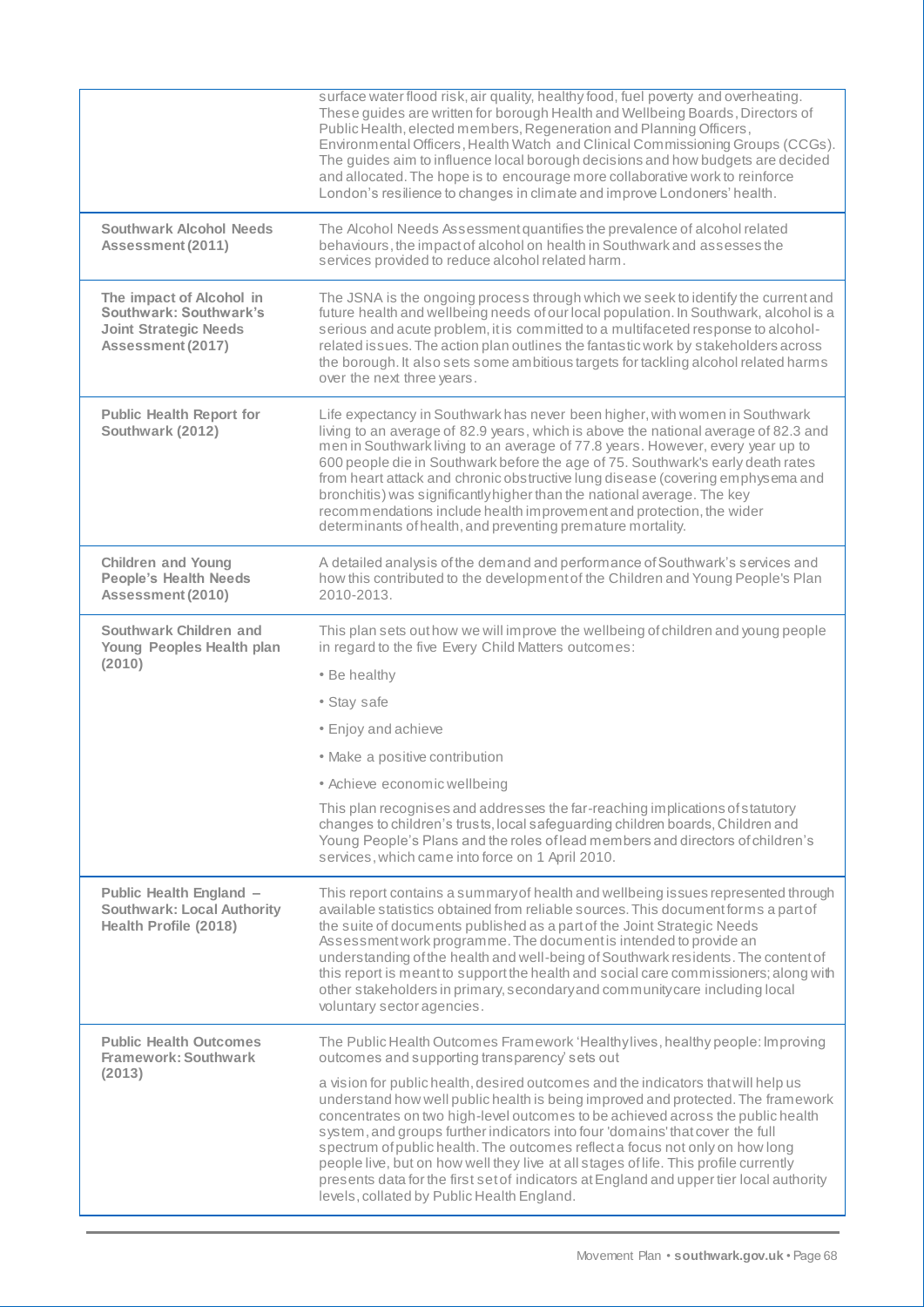| | |
|---|---|
| | surface water flood risk, air quality, healthy food, fuel poverty and overheating. These guides are written for borough Health and Wellbeing Boards, Directors of Public Health, elected members, Regeneration and Planning Officers, Environmental Officers, Health Watch and Clinical Commissioning Groups (CCGs). The guides aim to influence local borough decisions and how budgets are decided and allocated. The hope is to encourage more collaborative work to reinforce London's resilience to changes in climate and improve Londoners' health. |
| **Southwark Alcohol Needs Assessment (2011)** | The Alcohol Needs Assessment quantifies the prevalence of alcohol related behaviours, the impact of alcohol on health in Southwark and assesses the services provided to reduce alcohol related harm. |
| **The impact of Alcohol in Southwark: Southwark's Joint Strategic Needs Assessment (2017)** | The JSNA is the ongoing process through which we seek to identify the current and future health and wellbeing needs of our local population. In Southwark, alcohol is a serious and acute problem, it is committed to a multifaceted response to alcohol-related issues. The action plan outlines the fantastic work by stakeholders across the borough. It also sets some ambitious targets for tackling alcohol related harms over the next three years. |
| **Public Health Report for Southwark (2012)** | Life expectancy in Southwark has never been higher, with women in Southwark living to an average of 82.9 years, which is above the national average of 82.3 and men in Southwark living to an average of 77.8 years. However, every year up to 600 people die in Southwark before the age of 75. Southwark's early death rates from heart attack and chronic obstructive lung disease (covering emphysema and bronchitis) was significantly higher than the national average. The key recommendations include health improvement and protection, the wider determinants of health, and preventing premature mortality. |
| **Children and Young People's Health Needs Assessment (2010)** | A detailed analysis of the demand and performance of Southwark's services and how this contributed to the development of the Children and Young People's Plan 2010-2013. |
| **Southwark Children and Young Peoples Health plan (2010)** | This plan sets out how we will improve the wellbeing of children and young people in regard to the five Every Child Matters outcomes:<br>• Be healthy<br>• Stay safe<br>• Enjoy and achieve<br>• Make a positive contribution<br>• Achieve economic wellbeing<br>This plan recognises and addresses the far-reaching implications of statutory changes to children's trusts, local safeguarding children boards, Children and Young People's Plans and the roles of lead members and directors of children's services, which came into force on 1 April 2010. |
| **Public Health England – Southwark: Local Authority Health Profile (2018)** | This report contains a summary of health and wellbeing issues represented through available statistics obtained from reliable sources. This document forms a part of the suite of documents published as a part of the Joint Strategic Needs Assessment work programme. The document is intended to provide an understanding of the health and well-being of Southwark residents. The content of this report is meant to support the health and social care commissioners; along with other stakeholders in primary, secondary and community care including local voluntary sector agencies. |
| **Public Health Outcomes Framework: Southwark (2013)** | The Public Health Outcomes Framework 'Healthy lives, healthy people: Improving outcomes and supporting transparency' sets out<br>a vision for public health, desired outcomes and the indicators that will help us understand how well public health is being improved and protected. The framework concentrates on two high-level outcomes to be achieved across the public health system, and groups further indicators into four 'domains' that cover the full spectrum of public health. The outcomes reflect a focus not only on how long people live, but on how well they live at all stages of life. This profile currently presents data for the first set of indicators at England and upper tier local authority levels, collated by Public Health England. |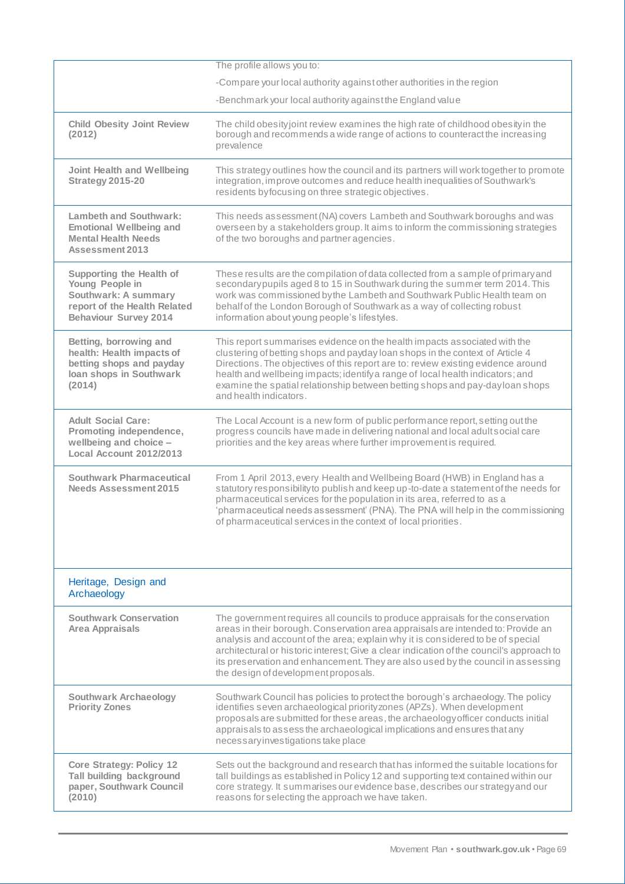| | |
|---|---|
| | The profile allows you to:<br>-Compare your local authority against other authorities in the region<br>-Benchmark your local authority against the England value |
| **Child Obesity Joint Review (2012)** | The child obesity joint review examines the high rate of childhood obesity in the borough and recommends a wide range of actions to counteract the increasing prevalence |
| **Joint Health and Wellbeing Strategy 2015-20** | This strategy outlines how the council and its partners will work together to promote integration, improve outcomes and reduce health inequalities of Southwark's residents by focusing on three strategic objectives. |
| **Lambeth and Southwark: Emotional Wellbeing and Mental Health Needs Assessment 2013** | This needs assessment (NA) covers Lambeth and Southwark boroughs and was overseen by a stakeholders group. It aims to inform the commissioning strategies of the two boroughs and partner agencies. |
| **Supporting the Health of Young People in Southwark: A summary report of the Health Related Behaviour Survey 2014** | These results are the compilation of data collected from a sample of primary and secondary pupils aged 8 to 15 in Southwark during the summer term 2014. This work was commissioned by the Lambeth and Southwark Public Health team on behalf of the London Borough of Southwark as a way of collecting robust information about young people's lifestyles. |
| **Betting, borrowing and health: Health impacts of betting shops and payday loan shops in Southwark (2014)** | This report summarises evidence on the health impacts associated with the clustering of betting shops and payday loan shops in the context of Article 4 Directions. The objectives of this report are to: review existing evidence around health and wellbeing impacts; identify a range of local health indicators; and examine the spatial relationship between betting shops and pay-day loan shops and health indicators. |
| **Adult Social Care: Promoting independence, wellbeing and choice – Local Account 2012/2013** | The Local Account is a new form of public performance report, setting out the progress councils have made in delivering national and local adult social care priorities and the key areas where further improvement is required. |
| **Southwark Pharmaceutical Needs Assessment 2015** | From 1 April 2013, every Health and Wellbeing Board (HWB) in England has a statutory responsibility to publish and keep up-to-date a statement of the needs for pharmaceutical services for the population in its area, referred to as a 'pharmaceutical needs assessment' (PNA). The PNA will help in the commissioning of pharmaceutical services in the context of local priorities. |
| Heritage, Design and Archaeology | |
| **Southwark Conservation Area Appraisals** | The government requires all councils to produce appraisals for the conservation areas in their borough. Conservation area appraisals are intended to: Provide an analysis and account of the area; explain why it is considered to be of special architectural or historic interest; Give a clear indication of the council's approach to its preservation and enhancement. They are also used by the council in assessing the design of development proposals. |
| **Southwark Archaeology Priority Zones** | Southwark Council has policies to protect the borough's archaeology. The policy identifies seven archaeological priority zones (APZs). When development proposals are submitted for these areas, the archaeology officer conducts initial appraisals to assess the archaeological implications and ensures that any necessary investigations take place |
| **Core Strategy: Policy 12 Tall building background paper, Southwark Council (2010)** | Sets out the background and research that has informed the suitable locations for tall buildings as established in Policy 12 and supporting text contained within our core strategy. It summarises our evidence base, describes our strategy and our reasons for selecting the approach we have taken. |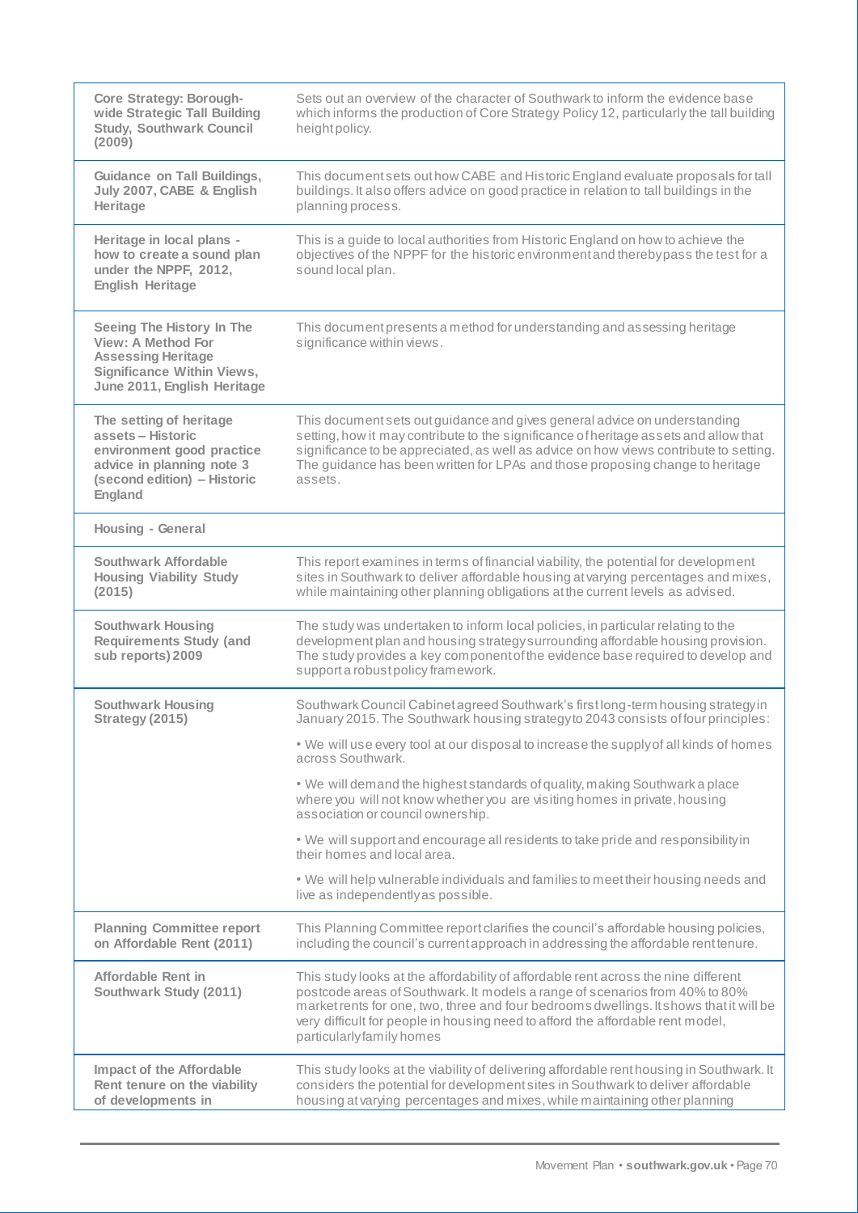| | |
|---|---|
| **Core Strategy: Borough-wide Strategic Tall Building Study, Southwark Council (2009)** | Sets out an overview of the character of Southwark to inform the evidence base which informs the production of Core Strategy Policy 12, particularly the tall building height policy. |
| **Guidance on Tall Buildings, July 2007, CABE & English Heritage** | This document sets out how CABE and Historic England evaluate proposals for tall buildings. It also offers advice on good practice in relation to tall buildings in the planning process. |
| **Heritage in local plans - how to create a sound plan under the NPPF, 2012, English Heritage** | This is a guide to local authorities from Historic England on how to achieve the objectives of the NPPF for the historic environment and thereby pass the test for a sound local plan. |
| **Seeing The History In The View: A Method For Assessing Heritage Significance Within Views, June 2011, English Heritage** | This document presents a method for understanding and assessing heritage significance within views. |
| **The setting of heritage assets – Historic environment good practice advice in planning note 3 (second edition) – Historic England** | This document sets out guidance and gives general advice on understanding setting, how it may contribute to the significance of heritage assets and allow that significance to be appreciated, as well as advice on how views contribute to setting. The guidance has been written for LPAs and those proposing change to heritage assets. |
| **Housing - General** | |
| **Southwark Affordable Housing Viability Study (2015)** | This report examines in terms of financial viability, the potential for development sites in Southwark to deliver affordable housing at varying percentages and mixes, while maintaining other planning obligations at the current levels as advised. |
| **Southwark Housing Requirements Study (and sub reports) 2009** | The study was undertaken to inform local policies, in particular relating to the development plan and housing strategy surrounding affordable housing provision. The study provides a key component of the evidence base required to develop and support a robust policy framework. |
| **Southwark Housing Strategy (2015)** | Southwark Council Cabinet agreed Southwark's first long-term housing strategy in January 2015. The Southwark housing strategy to 2043 consists of four principles:<br><br>• We will use every tool at our disposal to increase the supply of all kinds of homes across Southwark.<br><br>• We will demand the highest standards of quality, making Southwark a place where you will not know whether you are visiting homes in private, housing association or council ownership.<br><br>• We will support and encourage all residents to take pride and responsibility in their homes and local area.<br><br>• We will help vulnerable individuals and families to meet their housing needs and live as independently as possible. |
| **Planning Committee report on Affordable Rent (2011)** | This Planning Committee report clarifies the council's affordable housing policies, including the council's current approach in addressing the affordable rent tenure. |
| **Affordable Rent in Southwark Study (2011)** | This study looks at the affordability of affordable rent across the nine different postcode areas of Southwark. It models a range of scenarios from 40% to 80% market rents for one, two, three and four bedrooms dwellings. It shows that it will be very difficult for people in housing need to afford the affordable rent model, particularly family homes |
| **Impact of the Affordable Rent tenure on the viability of developments in** | This study looks at the viability of delivering affordable rent housing in Southwark. It considers the potential for development sites in Southwark to deliver affordable housing at varying percentages and mixes, while maintaining other planning |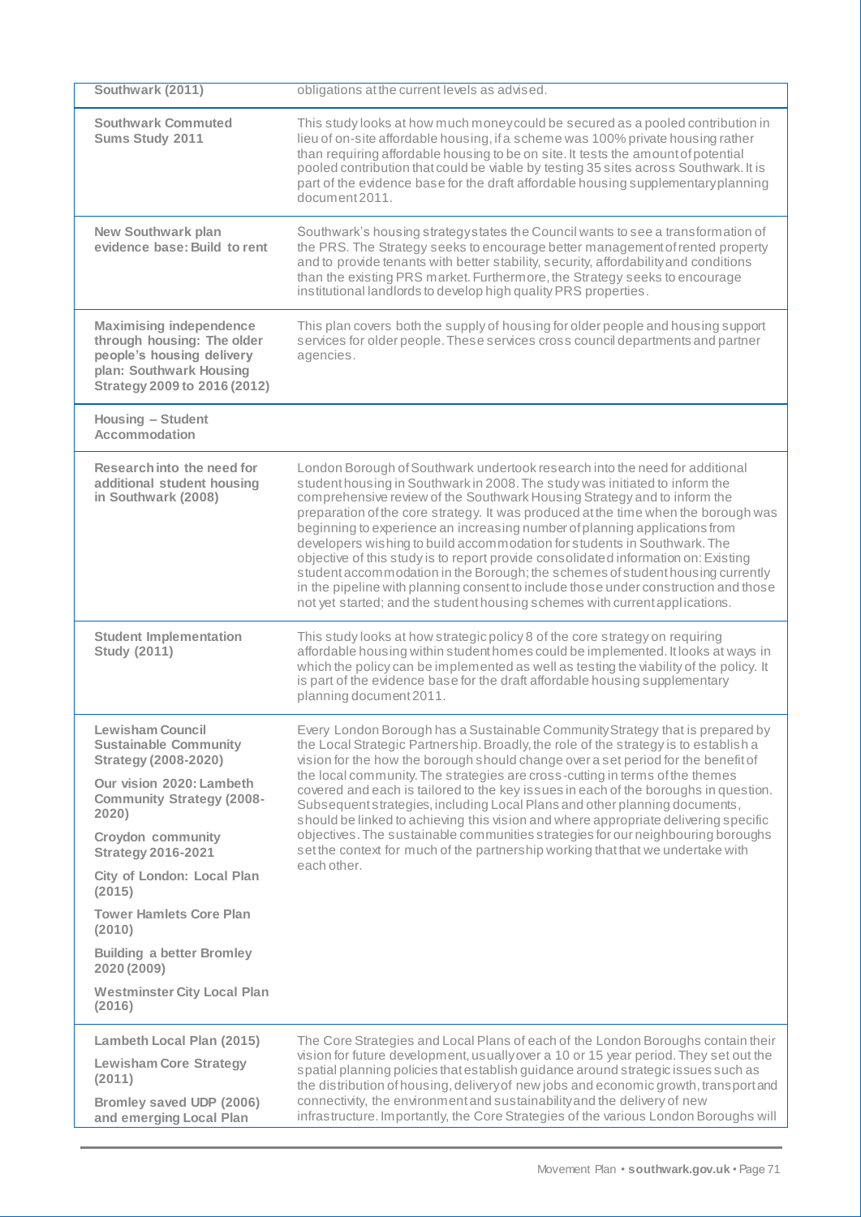| | |
|---|---|
| **Southwark (2011)** | obligations at the current levels as advised. |
| **Southwark Commuted Sums Study 2011** | This study looks at how much money could be secured as a pooled contribution in lieu of on-site affordable housing, if a scheme was 100% private housing rather than requiring affordable housing to be on site. It tests the amount of potential pooled contribution that could be viable by testing 35 sites across Southwark. It is part of the evidence base for the draft affordable housing supplementary planning document 2011. |
| **New Southwark plan evidence base: Build to rent** | Southwark's housing strategy states the Council wants to see a transformation of the PRS. The Strategy seeks to encourage better management of rented property and to provide tenants with better stability, security, affordability and conditions than the existing PRS market. Furthermore, the Strategy seeks to encourage institutional landlords to develop high quality PRS properties. |
| **Maximising independence through housing: The older people's housing delivery plan: Southwark Housing Strategy 2009 to 2016 (2012)** | This plan covers both the supply of housing for older people and housing support services for older people. These services cross council departments and partner agencies. |
| **Housing – Student Accommodation** | |
| **Research into the need for additional student housing in Southwark (2008)** | London Borough of Southwark undertook research into the need for additional student housing in Southwark in 2008. The study was initiated to inform the comprehensive review of the Southwark Housing Strategy and to inform the preparation of the core strategy. It was produced at the time when the borough was beginning to experience an increasing number of planning applications from developers wishing to build accommodation for students in Southwark. The objective of this study is to report provide consolidated information on: Existing student accommodation in the Borough; the schemes of student housing currently in the pipeline with planning consent to include those under construction and those not yet started; and the student housing schemes with current applications. |
| **Student Implementation Study (2011)** | This study looks at how strategic policy 8 of the core strategy on requiring affordable housing within student homes could be implemented. It looks at ways in which the policy can be implemented as well as testing the viability of the policy. It is part of the evidence base for the draft affordable housing supplementary planning document 2011. |
| **Lewisham Council Sustainable Community Strategy (2008-2020)**<br>**Our vision 2020: Lambeth Community Strategy (2008-2020)**<br>**Croydon community Strategy 2016-2021**<br>**City of London: Local Plan (2015)**<br>**Tower Hamlets Core Plan (2010)**<br>**Building a better Bromley 2020 (2009)**<br>**Westminster City Local Plan (2016)** | Every London Borough has a Sustainable Community Strategy that is prepared by the Local Strategic Partnership. Broadly, the role of the strategy is to establish a vision for the how the borough should change over a set period for the benefit of the local community. The strategies are cross-cutting in terms of the themes covered and each is tailored to the key issues in each of the boroughs in question. Subsequent strategies, including Local Plans and other planning documents, should be linked to achieving this vision and where appropriate delivering specific objectives. The sustainable communities strategies for our neighbouring boroughs set the context for much of the partnership working that that we undertake with each other. |
| **Lambeth Local Plan (2015)**<br>**Lewisham Core Strategy (2011)**<br>**Bromley saved UDP (2006) and emerging Local Plan** | The Core Strategies and Local Plans of each of the London Boroughs contain their vision for future development, usually over a 10 or 15 year period. They set out the spatial planning policies that establish guidance around strategic issues such as the distribution of housing, delivery of new jobs and economic growth, transport and connectivity, the environment and sustainability and the delivery of new infrastructure. Importantly, the Core Strategies of the various London Boroughs will |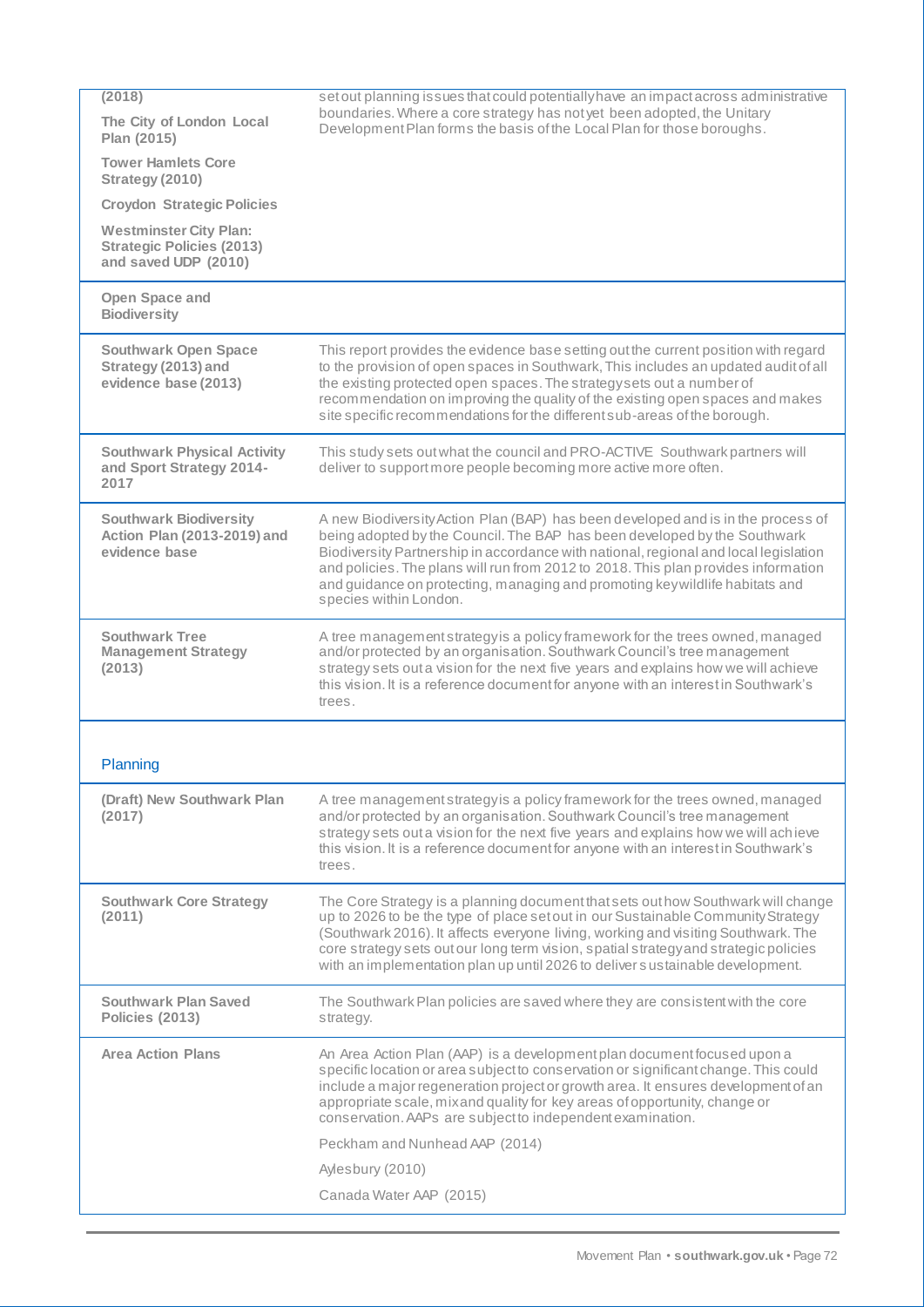| | |
|---|---|
| **(2018)**<br><br>**The City of London Local Plan (2015)**<br><br>**Tower Hamlets Core Strategy (2010)**<br><br>**Croydon Strategic Policies**<br><br>**Westminster City Plan: Strategic Policies (2013) and saved UDP (2010)** | set out planning issues that could potentially have an impact across administrative boundaries. Where a core strategy has not yet been adopted, the Unitary Development Plan forms the basis of the Local Plan for those boroughs. |
| **Open Space and Biodiversity** | |
| **Southwark Open Space Strategy (2013) and evidence base (2013)** | This report provides the evidence base setting out the current position with regard to the provision of open spaces in Southwark, This includes an updated audit of all the existing protected open spaces. The strategy sets out a number of recommendation on improving the quality of the existing open spaces and makes site specific recommendations for the different sub-areas of the borough. |
| **Southwark Physical Activity and Sport Strategy 2014-2017** | This study sets out what the council and PRO-ACTIVE Southwark partners will deliver to support more people becoming more active more often. |
| **Southwark Biodiversity Action Plan (2013-2019) and evidence base** | A new Biodiversity Action Plan (BAP) has been developed and is in the process of being adopted by the Council. The BAP has been developed by the Southwark Biodiversity Partnership in accordance with national, regional and local legislation and policies. The plans will run from 2012 to 2018. This plan provides information and guidance on protecting, managing and promoting key wildlife habitats and species within London. |
| **Southwark Tree Management Strategy (2013)** | A tree management strategy is a policy framework for the trees owned, managed and/or protected by an organisation. Southwark Council's tree management strategy sets out a vision for the next five years and explains how we will achieve this vision. It is a reference document for anyone with an interest in Southwark's trees. |
| Planning | |
| **(Draft) New Southwark Plan (2017)** | A tree management strategy is a policy framework for the trees owned, managed and/or protected by an organisation. Southwark Council's tree management strategy sets out a vision for the next five years and explains how we will achieve this vision. It is a reference document for anyone with an interest in Southwark's trees. |
| **Southwark Core Strategy (2011)** | The Core Strategy is a planning document that sets out how Southwark will change up to 2026 to be the type of place set out in our Sustainable Community Strategy (Southwark 2016). It affects everyone living, working and visiting Southwark. The core strategy sets out our long term vision, spatial strategy and strategic policies with an implementation plan up until 2026 to deliver sustainable development. |
| **Southwark Plan Saved Policies (2013)** | The Southwark Plan policies are saved where they are consistent with the core strategy. |
| **Area Action Plans** | An Area Action Plan (AAP) is a development plan document focused upon a specific location or area subject to conservation or significant change. This could include a major regeneration project or growth area. It ensures development of an appropriate scale, mix and quality for key areas of opportunity, change or conservation. AAPs are subject to independent examination.<br><br>Peckham and Nunhead AAP (2014)<br><br>Aylesbury (2010)<br><br>Canada Water AAP (2015) |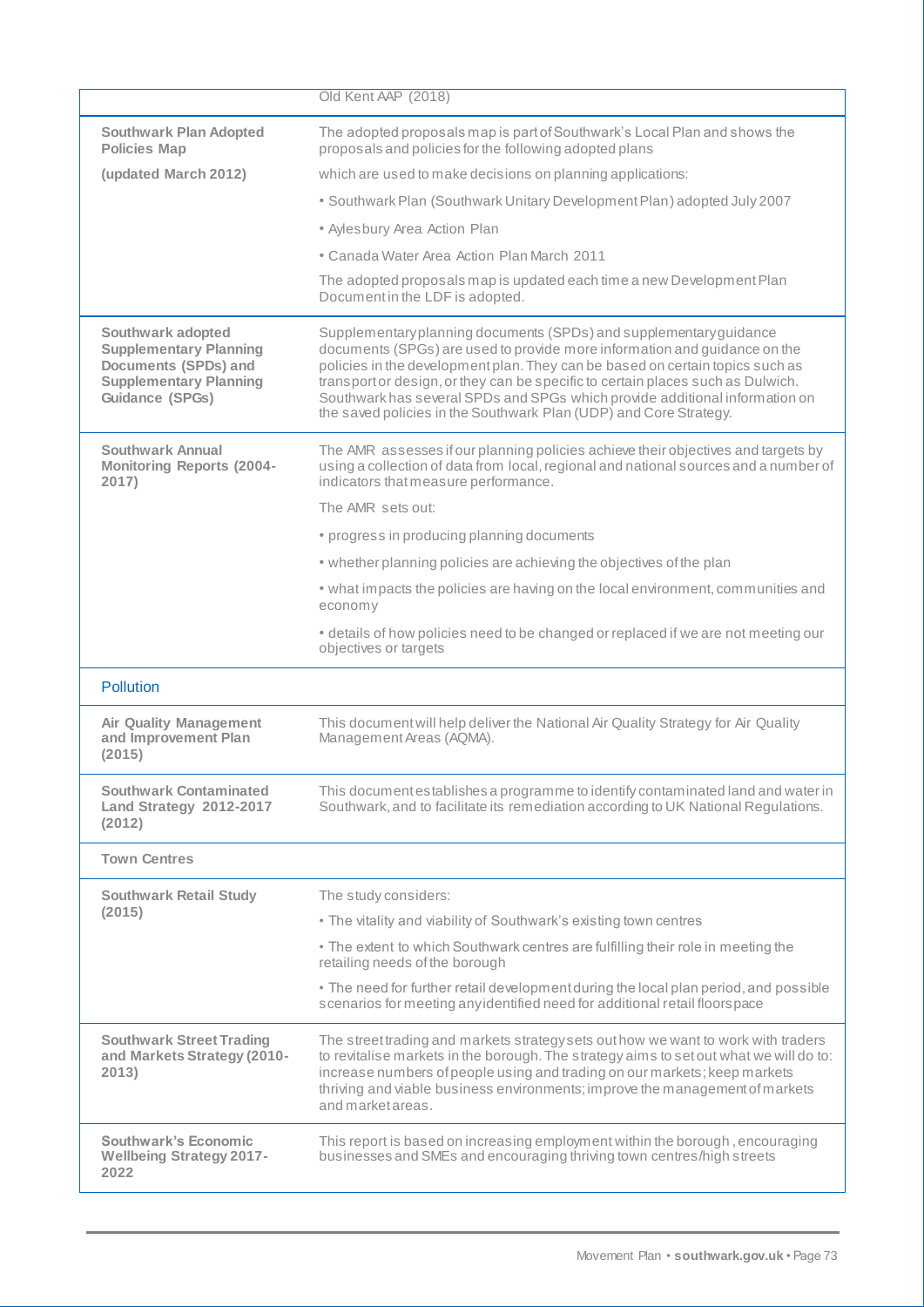| | |
|---|---|
| | Old Kent AAP (2018) |
| **Southwark Plan Adopted Policies Map (updated March 2012)** | The adopted proposals map is part of Southwark's Local Plan and shows the proposals and policies for the following adopted plans which are used to make decisions on planning applications:<br>• Southwark Plan (Southwark Unitary Development Plan) adopted July 2007<br>• Aylesbury Area Action Plan<br>• Canada Water Area Action Plan March 2011<br>The adopted proposals map is updated each time a new Development Plan Document in the LDF is adopted. |
| **Southwark adopted Supplementary Planning Documents (SPDs) and Supplementary Planning Guidance (SPGs)** | Supplementary planning documents (SPDs) and supplementary guidance documents (SPGs) are used to provide more information and guidance on the policies in the development plan. They can be based on certain topics such as transport or design, or they can be specific to certain places such as Dulwich. Southwark has several SPDs and SPGs which provide additional information on the saved policies in the Southwark Plan (UDP) and Core Strategy. |
| **Southwark Annual Monitoring Reports (2004-2017)** | The AMR assesses if our planning policies achieve their objectives and targets by using a collection of data from local, regional and national sources and a number of indicators that measure performance.<br>The AMR sets out:<br>• progress in producing planning documents<br>• whether planning policies are achieving the objectives of the plan<br>• what impacts the policies are having on the local environment, communities and economy<br>• details of how policies need to be changed or replaced if we are not meeting our objectives or targets |
| **Pollution** | |
| **Air Quality Management and Improvement Plan (2015)** | This document will help deliver the National Air Quality Strategy for Air Quality Management Areas (AQMA). |
| **Southwark Contaminated Land Strategy 2012-2017 (2012)** | This document establishes a programme to identify contaminated land and water in Southwark, and to facilitate its remediation according to UK National Regulations. |
| **Town Centres** | |
| **Southwark Retail Study (2015)** | The study considers:<br>• The vitality and viability of Southwark's existing town centres<br>• The extent to which Southwark centres are fulfilling their role in meeting the retailing needs of the borough<br>• The need for further retail development during the local plan period, and possible scenarios for meeting any identified need for additional retail floorspace |
| **Southwark Street Trading and Markets Strategy (2010-2013)** | The street trading and markets strategy sets out how we want to work with traders to revitalise markets in the borough. The strategy aims to set out what we will do to: increase numbers of people using and trading on our markets; keep markets thriving and viable business environments; improve the management of markets and market areas. |
| **Southwark's Economic Wellbeing Strategy 2017-2022** | This report is based on increasing employment within the borough , encouraging businesses and SMEs and encouraging thriving town centres/high streets |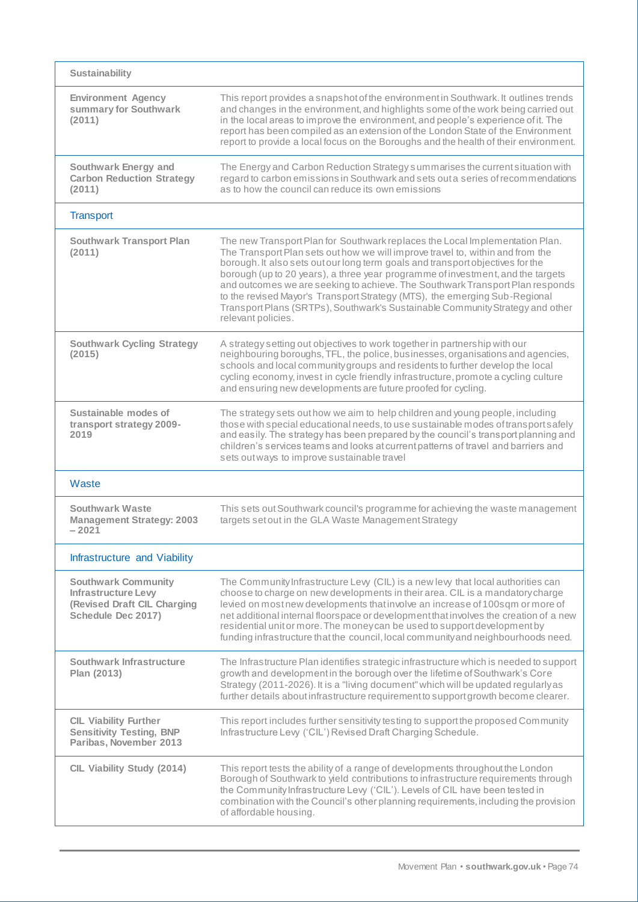| Sustainability | |
|---|---|
| **Environment Agency summary for Southwark (2011)** | This report provides a snapshot of the environment in Southwark. It outlines trends and changes in the environment, and highlights some of the work being carried out in the local areas to improve the environment, and people's experience of it. The report has been compiled as an extension of the London State of the Environment report to provide a local focus on the Boroughs and the health of their environment. |
| **Southwark Energy and Carbon Reduction Strategy (2011)** | The Energy and Carbon Reduction Strategy summarises the current situation with regard to carbon emissions in Southwark and sets out a series of recommendations as to how the council can reduce its own emissions |
| Transport | |
| **Southwark Transport Plan (2011)** | The new Transport Plan for Southwark replaces the Local Implementation Plan. The Transport Plan sets out how we will improve travel to, within and from the borough. It also sets out our long term goals and transport objectives for the borough (up to 20 years), a three year programme of investment, and the targets and outcomes we are seeking to achieve. The Southwark Transport Plan responds to the revised Mayor's Transport Strategy (MTS), the emerging Sub-Regional Transport Plans (SRTPs), Southwark's Sustainable Community Strategy and other relevant policies. |
| **Southwark Cycling Strategy (2015)** | A strategy setting out objectives to work together in partnership with our neighbouring boroughs, TFL, the police, businesses, organisations and agencies, schools and local community groups and residents to further develop the local cycling economy, invest in cycle friendly infrastructure, promote a cycling culture and ensuring new developments are future proofed for cycling. |
| **Sustainable modes of transport strategy 2009-2019** | The strategy sets out how we aim to help children and young people, including those with special educational needs, to use sustainable modes of transport safely and easily. The strategy has been prepared by the council's transport planning and children's services teams and looks at current patterns of travel and barriers and sets out ways to improve sustainable travel |
| Waste | |
| **Southwark Waste Management Strategy: 2003 – 2021** | This sets out Southwark council's programme for achieving the waste management targets set out in the GLA Waste Management Strategy |
| Infrastructure and Viability | |
| **Southwark Community Infrastructure Levy (Revised Draft CIL Charging Schedule Dec 2017)** | The Community Infrastructure Levy (CIL) is a new levy that local authorities can choose to charge on new developments in their area. CIL is a mandatory charge levied on most new developments that involve an increase of 100sqm or more of net additional internal floorspace or development that involves the creation of a new residential unit or more. The money can be used to support development by funding infrastructure that the council, local community and neighbourhoods need. |
| **Southwark Infrastructure Plan (2013)** | The Infrastructure Plan identifies strategic infrastructure which is needed to support growth and development in the borough over the lifetime of Southwark's Core Strategy (2011-2026). It is a "living document" which will be updated regularly as further details about infrastructure requirement to support growth become clearer. |
| **CIL Viability Further Sensitivity Testing, BNP Paribas, November 2013** | This report includes further sensitivity testing to support the proposed Community Infrastructure Levy ('CIL') Revised Draft Charging Schedule. |
| **CIL Viability Study (2014)** | This report tests the ability of a range of developments throughout the London Borough of Southwark to yield contributions to infrastructure requirements through the Community Infrastructure Levy ('CIL'). Levels of CIL have been tested in combination with the Council's other planning requirements, including the provision of affordable housing. |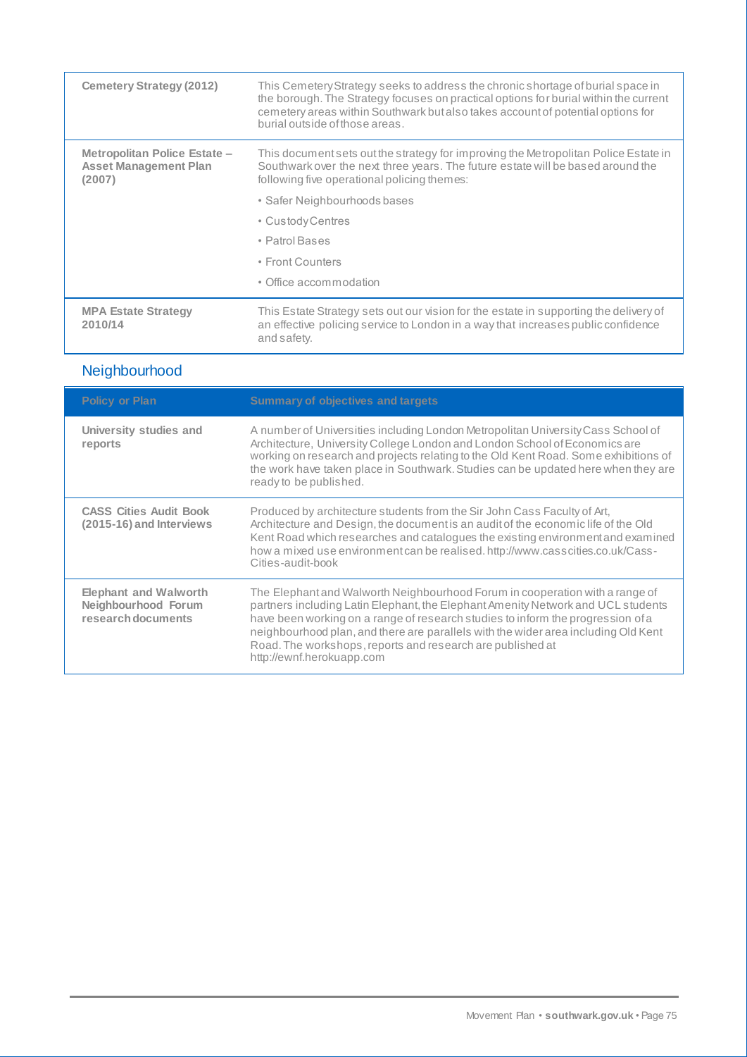| | |
|---|---|
| **Cemetery Strategy (2012)** | This Cemetery Strategy seeks to address the chronic shortage of burial space in the borough. The Strategy focuses on practical options for burial within the current cemetery areas within Southwark but also takes account of potential options for burial outside of those areas. |
| **Metropolitan Police Estate – Asset Management Plan (2007)** | This document sets out the strategy for improving the Metropolitan Police Estate in Southwark over the next three years. The future estate will be based around the following five operational policing themes: <br>• Safer Neighbourhoods bases <br>• Custody Centres <br>• Patrol Bases <br>• Front Counters <br>• Office accommodation |
| **MPA Estate Strategy 2010/14** | This Estate Strategy sets out our vision for the estate in supporting the delivery of an effective policing service to London in a way that increases public confidence and safety. |

## Neighbourhood

| Policy or Plan | Summary of objectives and targets |
|---|---|
| **University studies and reports** | A number of Universities including London Metropolitan University Cass School of Architecture, University College London and London School of Economics are working on research and projects relating to the Old Kent Road. Some exhibitions of the work have taken place in Southwark. Studies can be updated here when they are ready to be published. |
| **CASS Cities Audit Book (2015-16) and Interviews** | Produced by architecture students from the Sir John Cass Faculty of Art, Architecture and Design, the document is an audit of the economic life of the Old Kent Road which researches and catalogues the existing environment and examined how a mixed use environment can be realised. http://www.casscities.co.uk/Cass-Cities-audit-book |
| **Elephant and Walworth Neighbourhood Forum research documents** | The Elephant and Walworth Neighbourhood Forum in cooperation with a range of partners including Latin Elephant, the Elephant Amenity Network and UCL students have been working on a range of research studies to inform the progression of a neighbourhood plan, and there are parallels with the wider area including Old Kent Road. The workshops, reports and research are published at http://ewnf.herokuapp.com |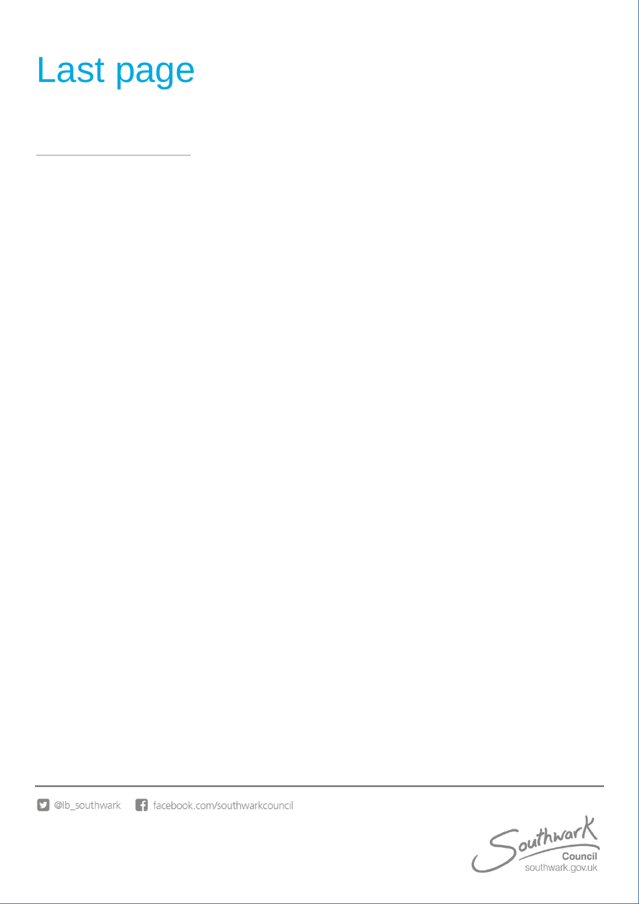# Last page

@lb_southwark facebook.com/southwarkcouncil

Southwark Council
southwark.gov.uk